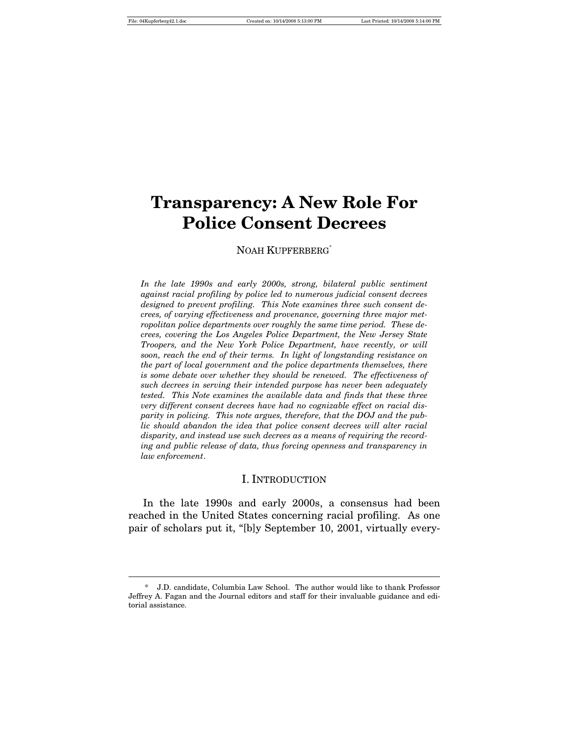# Transparency: A New Role For Police Consent Decrees

NOAH KUPFERBERG[*]

*In the late 1990s and early 2000s, strong, bilateral public sentiment against racial profiling by police led to numerous judicial consent decrees designed to prevent profiling. This Note examines three such consent decrees, of varying effectiveness and provenance, governing three major metropolitan police departments over roughly the same time period. These decrees, covering the Los Angeles Police Department, the New Jersey State Troopers, and the New York Police Department, have recently, or will soon, reach the end of their terms. In light of longstanding resistance on the part of local government and the police departments themselves, there is some debate over whether they should be renewed. The effectiveness of such decrees in serving their intended purpose has never adequately tested. This Note examines the available data and finds that these three very different consent decrees have had no cognizable effect on racial disparity in policing. This note argues, therefore, that the DOJ and the public should abandon the idea that police consent decrees will alter racial disparity, and instead use such decrees as a means of requiring the recording and public release of data, thus forcing openness and transparency in law enforcement.*

## I. INTRODUCTION

In the late 1990s and early 2000s, a consensus had been reached in the United States concerning racial profiling. As one pair of scholars put it, "[b]y September 10, 2001, virtually every-

---

[*] J.D. candidate, Columbia Law School. The author would like to thank Professor Jeffrey A. Fagan and the Journal editors and staff for their invaluable guidance and editorial assistance.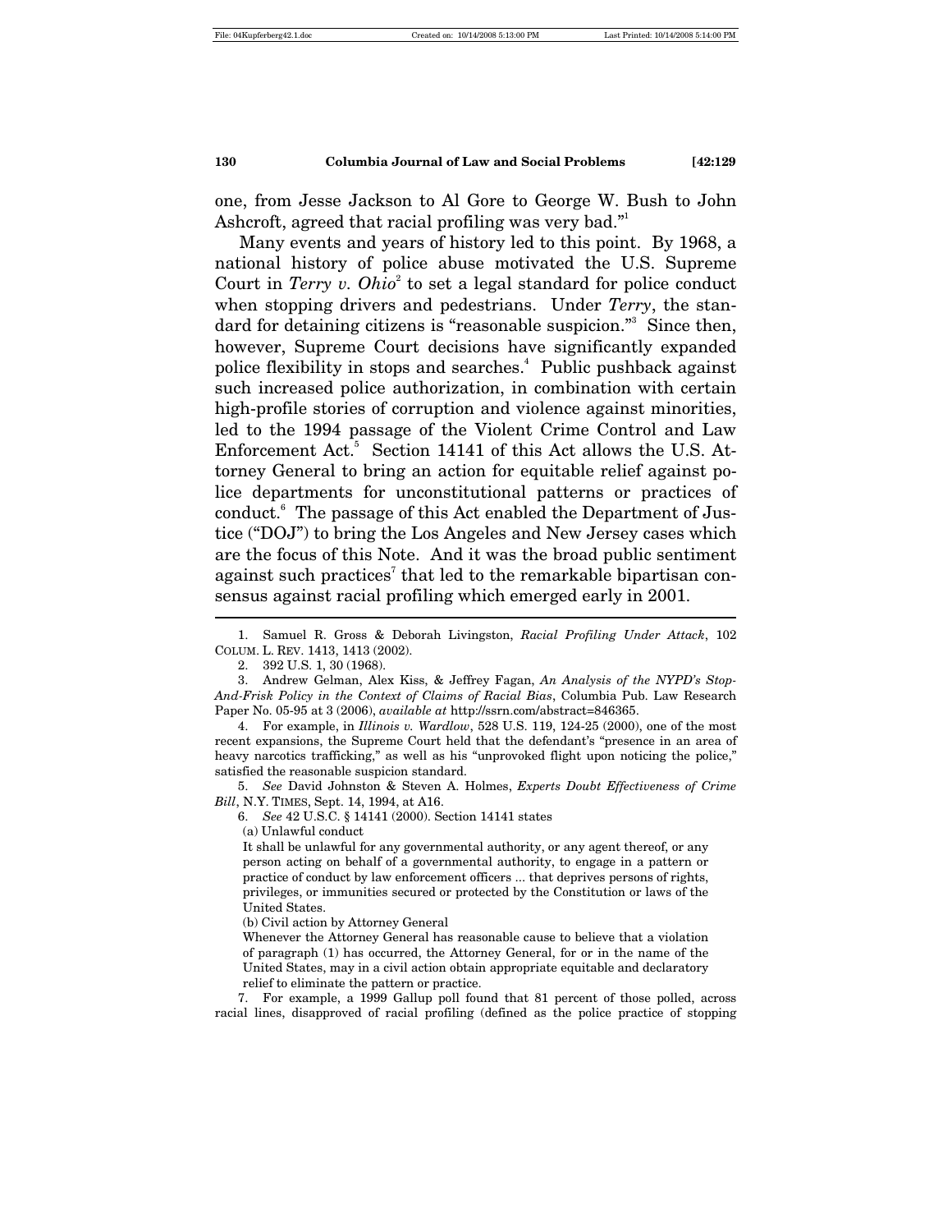one, from Jesse Jackson to Al Gore to George W. Bush to John Ashcroft, agreed that racial profiling was very bad."[1]

Many events and years of history led to this point. By 1968, a national history of police abuse motivated the U.S. Supreme Court in *Terry v. Ohio*[2] to set a legal standard for police conduct when stopping drivers and pedestrians. Under *Terry*, the standard for detaining citizens is "reasonable suspicion."[3] Since then, however, Supreme Court decisions have significantly expanded police flexibility in stops and searches.[4] Public pushback against such increased police authorization, in combination with certain high-profile stories of corruption and violence against minorities, led to the 1994 passage of the Violent Crime Control and Law Enforcement Act.[5] Section 14141 of this Act allows the U.S. Attorney General to bring an action for equitable relief against police departments for unconstitutional patterns or practices of conduct.[6] The passage of this Act enabled the Department of Justice ("DOJ") to bring the Los Angeles and New Jersey cases which are the focus of this Note. And it was the broad public sentiment against such practices[7] that led to the remarkable bipartisan consensus against racial profiling which emerged early in 2001.

---

1. Samuel R. Gross & Deborah Livingston, *Racial Profiling Under Attack*, 102 COLUM. L. REV. 1413, 1413 (2002).

2. 392 U.S. 1, 30 (1968).

3. Andrew Gelman, Alex Kiss, & Jeffrey Fagan, *An Analysis of the NYPD's Stop-And-Frisk Policy in the Context of Claims of Racial Bias*, Columbia Pub. Law Research Paper No. 05-95 at 3 (2006), *available at* http://ssrn.com/abstract=846365.

4. For example, in *Illinois v. Wardlow*, 528 U.S. 119, 124-25 (2000), one of the most recent expansions, the Supreme Court held that the defendant's "presence in an area of heavy narcotics trafficking," as well as his "unprovoked flight upon noticing the police," satisfied the reasonable suspicion standard.

5. *See* David Johnston & Steven A. Holmes, *Experts Doubt Effectiveness of Crime Bill*, N.Y. TIMES, Sept. 14, 1994, at A16.

6. *See* 42 U.S.C. § 14141 (2000). Section 14141 states

> (a) Unlawful conduct
>
> It shall be unlawful for any governmental authority, or any agent thereof, or any person acting on behalf of a governmental authority, to engage in a pattern or practice of conduct by law enforcement officers ... that deprives persons of rights, privileges, or immunities secured or protected by the Constitution or laws of the United States.
>
> (b) Civil action by Attorney General
>
> Whenever the Attorney General has reasonable cause to believe that a violation of paragraph (1) has occurred, the Attorney General, for or in the name of the United States, may in a civil action obtain appropriate equitable and declaratory relief to eliminate the pattern or practice.

7. For example, a 1999 Gallup poll found that 81 percent of those polled, across racial lines, disapproved of racial profiling (defined as the police practice of stopping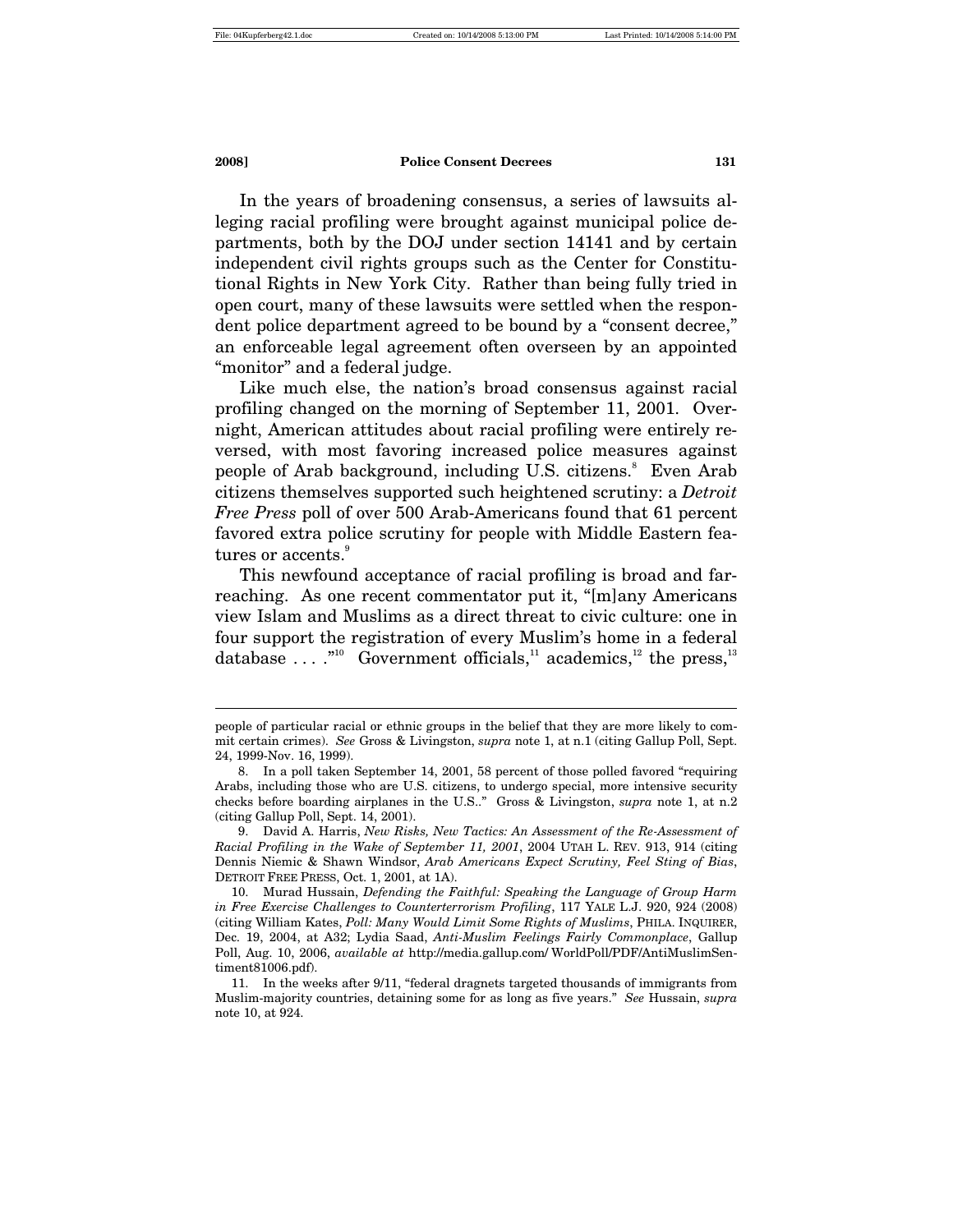In the years of broadening consensus, a series of lawsuits alleging racial profiling were brought against municipal police departments, both by the DOJ under section 14141 and by certain independent civil rights groups such as the Center for Constitutional Rights in New York City. Rather than being fully tried in open court, many of these lawsuits were settled when the respondent police department agreed to be bound by a "consent decree," an enforceable legal agreement often overseen by an appointed "monitor" and a federal judge.

Like much else, the nation's broad consensus against racial profiling changed on the morning of September 11, 2001. Overnight, American attitudes about racial profiling were entirely reversed, with most favoring increased police measures against people of Arab background, including U.S. citizens.[8] Even Arab citizens themselves supported such heightened scrutiny: a *Detroit Free Press* poll of over 500 Arab-Americans found that 61 percent favored extra police scrutiny for people with Middle Eastern features or accents.[9]

This newfound acceptance of racial profiling is broad and far-reaching. As one recent commentator put it, "[m]any Americans view Islam and Muslims as a direct threat to civic culture: one in four support the registration of every Muslim's home in a federal database . . . ."[10] Government officials,[11] academics,[12] the press,[13]

---

people of particular racial or ethnic groups in the belief that they are more likely to commit certain crimes). *See* Gross & Livingston, *supra* note 1, at n.1 (citing Gallup Poll, Sept. 24, 1999-Nov. 16, 1999).

8. In a poll taken September 14, 2001, 58 percent of those polled favored "requiring Arabs, including those who are U.S. citizens, to undergo special, more intensive security checks before boarding airplanes in the U.S.." Gross & Livingston, *supra* note 1, at n.2 (citing Gallup Poll, Sept. 14, 2001).

9. David A. Harris, *New Risks, New Tactics: An Assessment of the Re-Assessment of Racial Profiling in the Wake of September 11, 2001*, 2004 UTAH L. REV. 913, 914 (citing Dennis Niemic & Shawn Windsor, *Arab Americans Expect Scrutiny, Feel Sting of Bias*, DETROIT FREE PRESS, Oct. 1, 2001, at 1A).

10. Murad Hussain, *Defending the Faithful: Speaking the Language of Group Harm in Free Exercise Challenges to Counterterrorism Profiling*, 117 YALE L.J. 920, 924 (2008) (citing William Kates, *Poll: Many Would Limit Some Rights of Muslims*, PHILA. INQUIRER, Dec. 19, 2004, at A32; Lydia Saad, *Anti-Muslim Feelings Fairly Commonplace*, Gallup Poll, Aug. 10, 2006, *available at* http://media.gallup.com/ WorldPoll/PDF/AntiMuslimSentiment81006.pdf).

11. In the weeks after 9/11, "federal dragnets targeted thousands of immigrants from Muslim-majority countries, detaining some for as long as five years." *See* Hussain, *supra* note 10, at 924.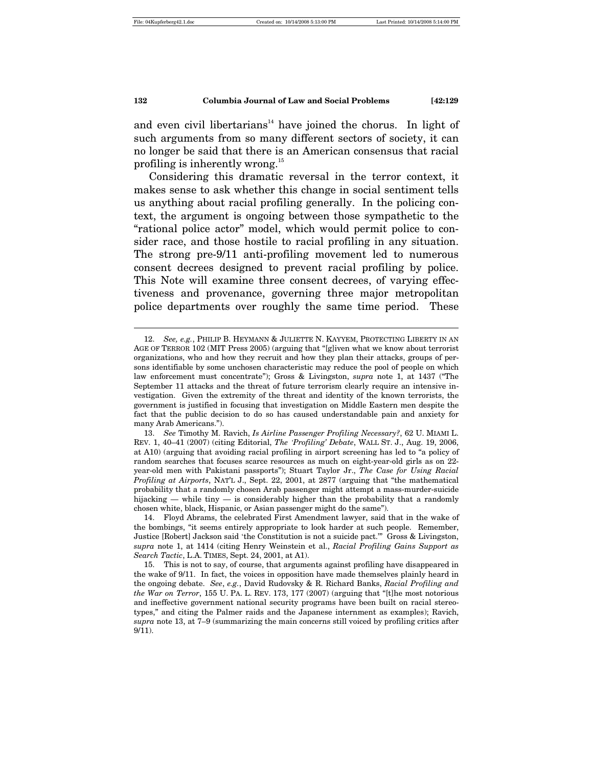and even civil libertarians[14] have joined the chorus. In light of such arguments from so many different sectors of society, it can no longer be said that there is an American consensus that racial profiling is inherently wrong.[15]

Considering this dramatic reversal in the terror context, it makes sense to ask whether this change in social sentiment tells us anything about racial profiling generally. In the policing context, the argument is ongoing between those sympathetic to the "rational police actor" model, which would permit police to consider race, and those hostile to racial profiling in any situation. The strong pre-9/11 anti-profiling movement led to numerous consent decrees designed to prevent racial profiling by police. This Note will examine three consent decrees, of varying effectiveness and provenance, governing three major metropolitan police departments over roughly the same time period. These

---

12. *See, e.g.*, PHILIP B. HEYMANN & JULIETTE N. KAYYEM, PROTECTING LIBERTY IN AN AGE OF TERROR 102 (MIT Press 2005) (arguing that "[g]iven what we know about terrorist organizations, who and how they recruit and how they plan their attacks, groups of persons identifiable by some unchosen characteristic may reduce the pool of people on which law enforcement must concentrate"); Gross & Livingston, *supra* note 1, at 1437 ("The September 11 attacks and the threat of future terrorism clearly require an intensive investigation. Given the extremity of the threat and identity of the known terrorists, the government is justified in focusing that investigation on Middle Eastern men despite the fact that the public decision to do so has caused understandable pain and anxiety for many Arab Americans.").

13. *See* Timothy M. Ravich, *Is Airline Passenger Profiling Necessary?*, 62 U. MIAMI L. REV. 1, 40–41 (2007) (citing Editorial, *The 'Profiling' Debate*, WALL ST. J., Aug. 19, 2006, at A10) (arguing that avoiding racial profiling in airport screening has led to "a policy of random searches that focuses scarce resources as much on eight-year-old girls as on 22-year-old men with Pakistani passports"); Stuart Taylor Jr., *The Case for Using Racial Profiling at Airports*, NAT'L J., Sept. 22, 2001, at 2877 (arguing that "the mathematical probability that a randomly chosen Arab passenger might attempt a mass-murder-suicide hijacking — while tiny — is considerably higher than the probability that a randomly chosen white, black, Hispanic, or Asian passenger might do the same").

14. Floyd Abrams, the celebrated First Amendment lawyer, said that in the wake of the bombings, "it seems entirely appropriate to look harder at such people. Remember, Justice [Robert] Jackson said 'the Constitution is not a suicide pact.'" Gross & Livingston, *supra* note 1, at 1414 (citing Henry Weinstein et al., *Racial Profiling Gains Support as Search Tactic*, L.A. TIMES, Sept. 24, 2001, at A1).

15. This is not to say, of course, that arguments against profiling have disappeared in the wake of 9/11. In fact, the voices in opposition have made themselves plainly heard in the ongoing debate. *See*, *e.g.*, David Rudovsky & R. Richard Banks, *Racial Profiling and the War on Terror*, 155 U. PA. L. REV. 173, 177 (2007) (arguing that "[t]he most notorious and ineffective government national security programs have been built on racial stereotypes," and citing the Palmer raids and the Japanese internment as examples); Ravich, *supra* note 13, at 7–9 (summarizing the main concerns still voiced by profiling critics after 9/11).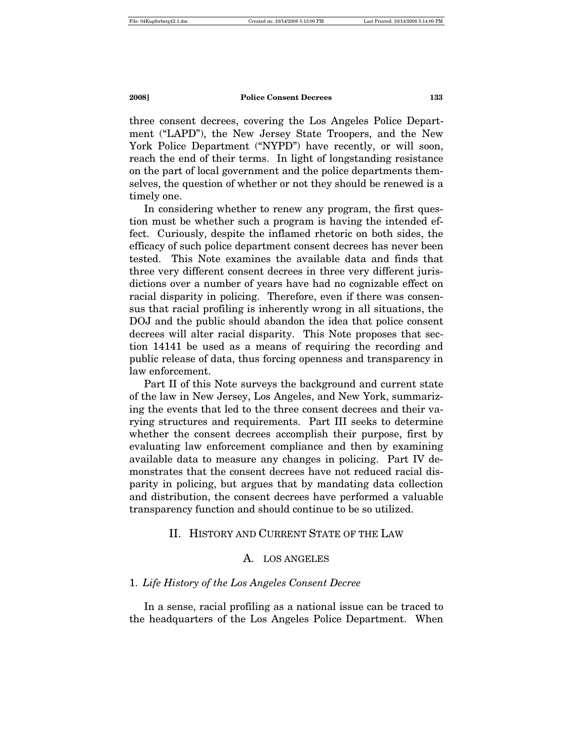three consent decrees, covering the Los Angeles Police Department ("LAPD"), the New Jersey State Troopers, and the New York Police Department ("NYPD") have recently, or will soon, reach the end of their terms. In light of longstanding resistance on the part of local government and the police departments themselves, the question of whether or not they should be renewed is a timely one.

In considering whether to renew any program, the first question must be whether such a program is having the intended effect. Curiously, despite the inflamed rhetoric on both sides, the efficacy of such police department consent decrees has never been tested. This Note examines the available data and finds that three very different consent decrees in three very different jurisdictions over a number of years have had no cognizable effect on racial disparity in policing. Therefore, even if there was consensus that racial profiling is inherently wrong in all situations, the DOJ and the public should abandon the idea that police consent decrees will alter racial disparity. This Note proposes that section 14141 be used as a means of requiring the recording and public release of data, thus forcing openness and transparency in law enforcement.

Part II of this Note surveys the background and current state of the law in New Jersey, Los Angeles, and New York, summarizing the events that led to the three consent decrees and their varying structures and requirements. Part III seeks to determine whether the consent decrees accomplish their purpose, first by evaluating law enforcement compliance and then by examining available data to measure any changes in policing. Part IV demonstrates that the consent decrees have not reduced racial disparity in policing, but argues that by mandating data collection and distribution, the consent decrees have performed a valuable transparency function and should continue to be so utilized.

## II. HISTORY AND CURRENT STATE OF THE LAW

### A. LOS ANGELES

#### 1. *Life History of the Los Angeles Consent Decree*

In a sense, racial profiling as a national issue can be traced to the headquarters of the Los Angeles Police Department. When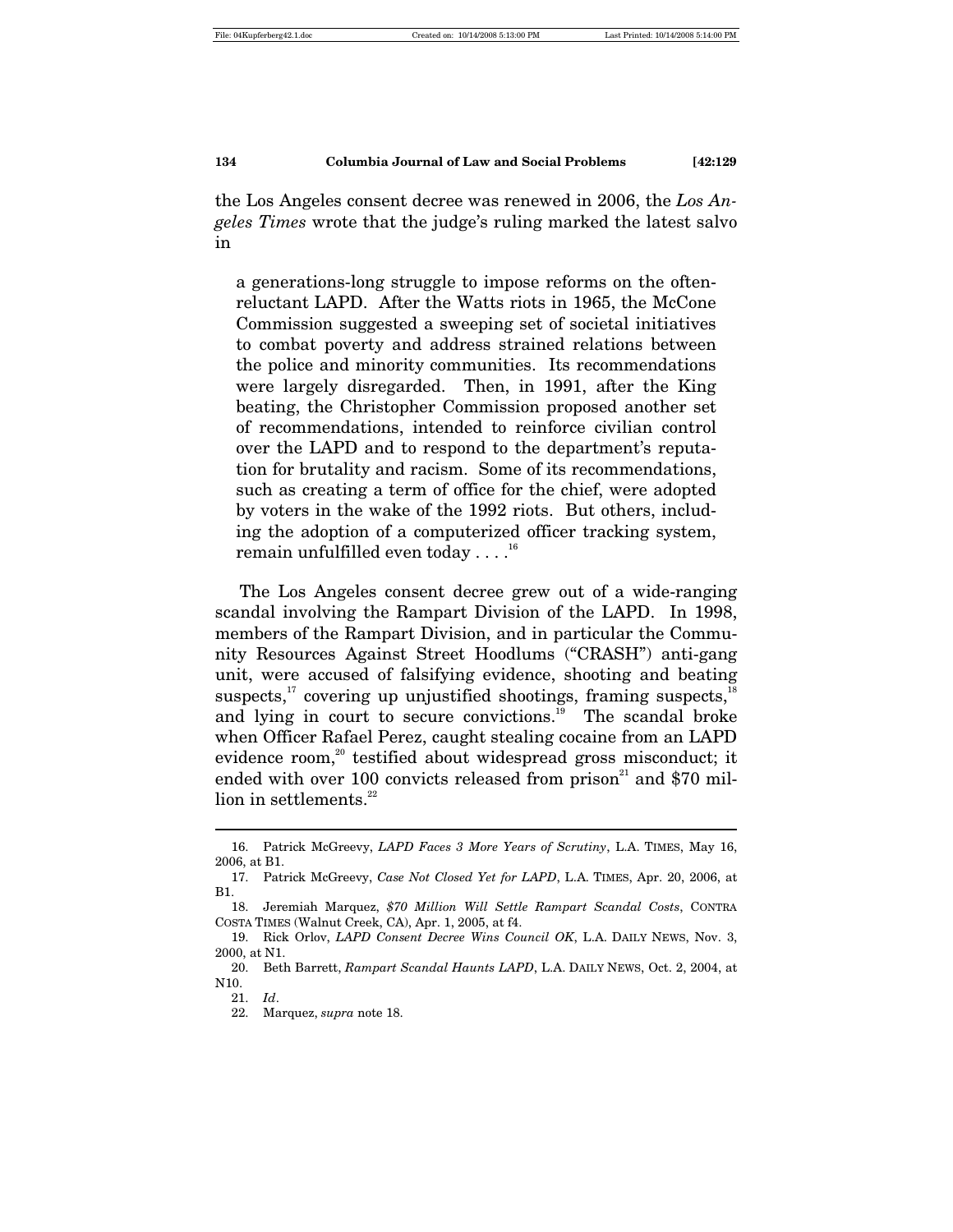the Los Angeles consent decree was renewed in 2006, the *Los Angeles Times* wrote that the judge's ruling marked the latest salvo in

> a generations-long struggle to impose reforms on the often-reluctant LAPD. After the Watts riots in 1965, the McCone Commission suggested a sweeping set of societal initiatives to combat poverty and address strained relations between the police and minority communities. Its recommendations were largely disregarded. Then, in 1991, after the King beating, the Christopher Commission proposed another set of recommendations, intended to reinforce civilian control over the LAPD and to respond to the department's reputation for brutality and racism. Some of its recommendations, such as creating a term of office for the chief, were adopted by voters in the wake of the 1992 riots. But others, including the adoption of a computerized officer tracking system, remain unfulfilled even today . . . .[16]

The Los Angeles consent decree grew out of a wide-ranging scandal involving the Rampart Division of the LAPD. In 1998, members of the Rampart Division, and in particular the Community Resources Against Street Hoodlums ("CRASH") anti-gang unit, were accused of falsifying evidence, shooting and beating suspects,[17] covering up unjustified shootings, framing suspects,[18] and lying in court to secure convictions.[19] The scandal broke when Officer Rafael Perez, caught stealing cocaine from an LAPD evidence room,[20] testified about widespread gross misconduct; it ended with over 100 convicts released from prison[21] and $70 million in settlements.[22]

---

16. Patrick McGreevy, *LAPD Faces 3 More Years of Scrutiny*, L.A. TIMES, May 16, 2006, at B1.

17. Patrick McGreevy, *Case Not Closed Yet for LAPD*, L.A. TIMES, Apr. 20, 2006, at B1.

18. Jeremiah Marquez, *$70 Million Will Settle Rampart Scandal Costs*, CONTRA COSTA TIMES (Walnut Creek, CA), Apr. 1, 2005, at f4.

19. Rick Orlov, *LAPD Consent Decree Wins Council OK*, L.A. DAILY NEWS, Nov. 3, 2000, at N1.

20. Beth Barrett, *Rampart Scandal Haunts LAPD*, L.A. DAILY NEWS, Oct. 2, 2004, at N10.

21. *Id*.

22. Marquez, *supra* note 18.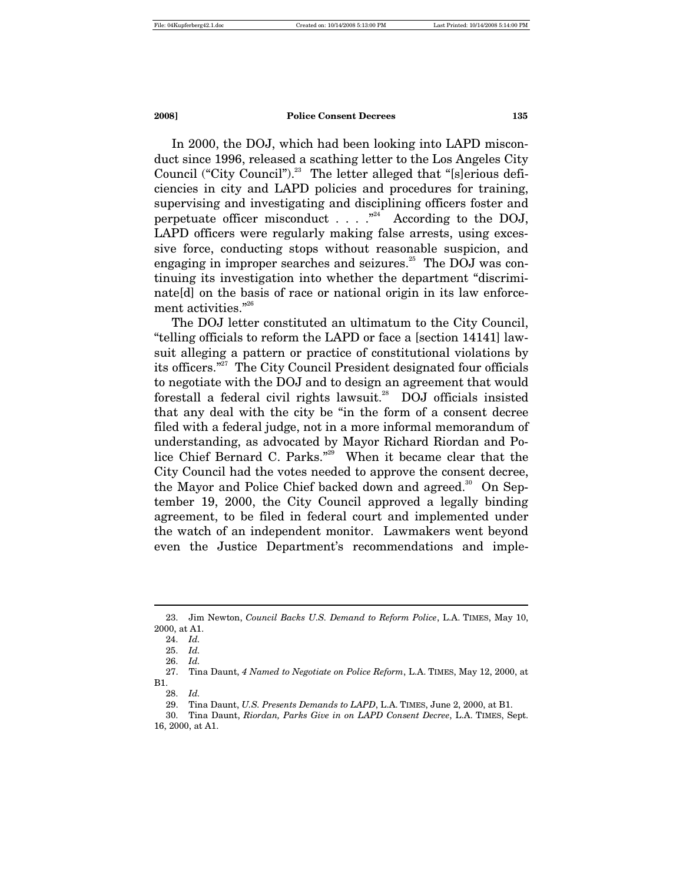In 2000, the DOJ, which had been looking into LAPD misconduct since 1996, released a scathing letter to the Los Angeles City Council ("City Council").[23] The letter alleged that "[s]erious deficiencies in city and LAPD policies and procedures for training, supervising and investigating and disciplining officers foster and perpetuate officer misconduct . . . ."[24] According to the DOJ, LAPD officers were regularly making false arrests, using excessive force, conducting stops without reasonable suspicion, and engaging in improper searches and seizures.[25] The DOJ was continuing its investigation into whether the department "discriminate[d] on the basis of race or national origin in its law enforcement activities."[26]

The DOJ letter constituted an ultimatum to the City Council, "telling officials to reform the LAPD or face a [section 14141] lawsuit alleging a pattern or practice of constitutional violations by its officers."[27] The City Council President designated four officials to negotiate with the DOJ and to design an agreement that would forestall a federal civil rights lawsuit.[28] DOJ officials insisted that any deal with the city be "in the form of a consent decree filed with a federal judge, not in a more informal memorandum of understanding, as advocated by Mayor Richard Riordan and Police Chief Bernard C. Parks."[29] When it became clear that the City Council had the votes needed to approve the consent decree, the Mayor and Police Chief backed down and agreed.[30] On September 19, 2000, the City Council approved a legally binding agreement, to be filed in federal court and implemented under the watch of an independent monitor. Lawmakers went beyond even the Justice Department's recommendations and imple-

---

23. Jim Newton, *Council Backs U.S. Demand to Reform Police*, L.A. TIMES, May 10, 2000, at A1.

24. *Id.*

25. *Id.*

26. *Id.*

27. Tina Daunt, *4 Named to Negotiate on Police Reform*, L.A. TIMES, May 12, 2000, at B1.

28. *Id.*

29. Tina Daunt, *U.S. Presents Demands to LAPD*, L.A. TIMES, June 2, 2000, at B1.

30. Tina Daunt, *Riordan, Parks Give in on LAPD Consent Decree*, L.A. TIMES, Sept. 16, 2000, at A1.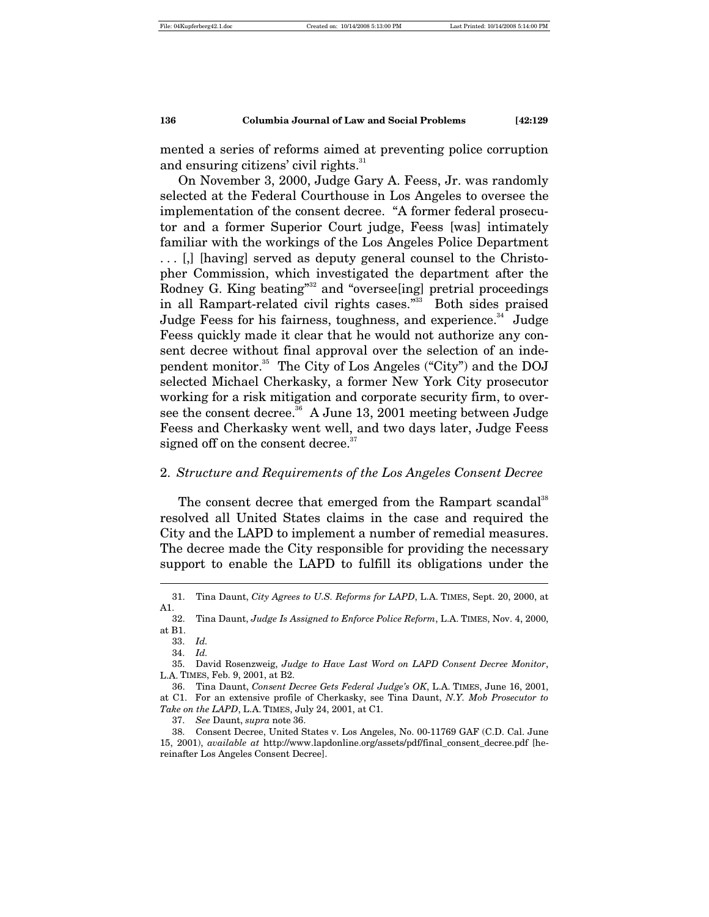mented a series of reforms aimed at preventing police corruption and ensuring citizens' civil rights.[31]

On November 3, 2000, Judge Gary A. Feess, Jr. was randomly selected at the Federal Courthouse in Los Angeles to oversee the implementation of the consent decree. "A former federal prosecutor and a former Superior Court judge, Feess [was] intimately familiar with the workings of the Los Angeles Police Department . . . [,] [having] served as deputy general counsel to the Christopher Commission, which investigated the department after the Rodney G. King beating"[32] and "oversee[ing] pretrial proceedings in all Rampart-related civil rights cases."[33] Both sides praised Judge Feess for his fairness, toughness, and experience.[34] Judge Feess quickly made it clear that he would not authorize any consent decree without final approval over the selection of an independent monitor.[35] The City of Los Angeles ("City") and the DOJ selected Michael Cherkasky, a former New York City prosecutor working for a risk mitigation and corporate security firm, to oversee the consent decree.[36] A June 13, 2001 meeting between Judge Feess and Cherkasky went well, and two days later, Judge Feess signed off on the consent decree.[37]

### 2. *Structure and Requirements of the Los Angeles Consent Decree*

The consent decree that emerged from the Rampart scandal[38] resolved all United States claims in the case and required the City and the LAPD to implement a number of remedial measures. The decree made the City responsible for providing the necessary support to enable the LAPD to fulfill its obligations under the

---

31. Tina Daunt, *City Agrees to U.S. Reforms for LAPD*, L.A. TIMES, Sept. 20, 2000, at A1.

32. Tina Daunt, *Judge Is Assigned to Enforce Police Reform*, L.A. TIMES, Nov. 4, 2000, at B1.

33. *Id.*

34. *Id.*

35. David Rosenzweig, *Judge to Have Last Word on LAPD Consent Decree Monitor*, L.A. TIMES, Feb. 9, 2001, at B2.

36. Tina Daunt, *Consent Decree Gets Federal Judge's OK*, L.A. TIMES, June 16, 2001, at C1. For an extensive profile of Cherkasky, see Tina Daunt, *N.Y. Mob Prosecutor to Take on the LAPD*, L.A. TIMES, July 24, 2001, at C1.

37. *See* Daunt, *supra* note 36.

38. Consent Decree, United States v. Los Angeles, No. 00-11769 GAF (C.D. Cal. June 15, 2001), *available at* http://www.lapdonline.org/assets/pdf/final_consent_decree.pdf [hereinafter Los Angeles Consent Decree].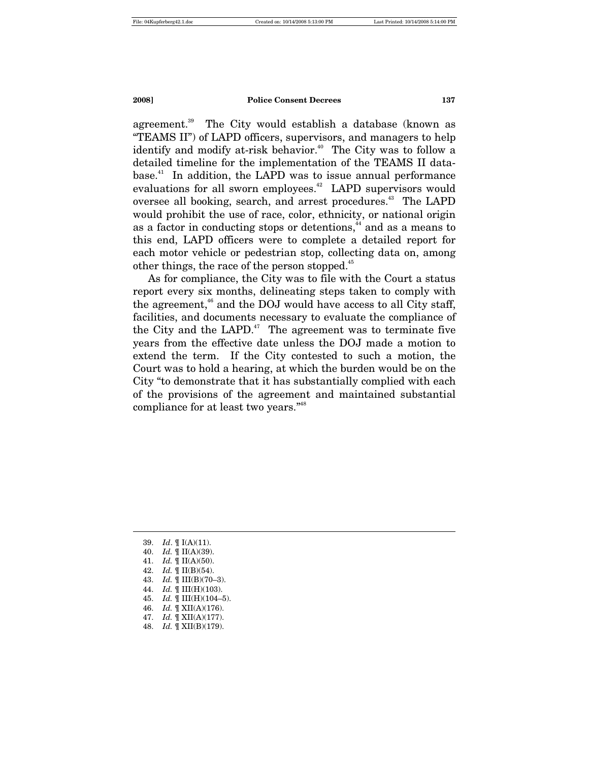agreement.[39] The City would establish a database (known as "TEAMS II") of LAPD officers, supervisors, and managers to help identify and modify at-risk behavior.[40] The City was to follow a detailed timeline for the implementation of the TEAMS II database.[41] In addition, the LAPD was to issue annual performance evaluations for all sworn employees.[42] LAPD supervisors would oversee all booking, search, and arrest procedures.[43] The LAPD would prohibit the use of race, color, ethnicity, or national origin as a factor in conducting stops or detentions,[44] and as a means to this end, LAPD officers were to complete a detailed report for each motor vehicle or pedestrian stop, collecting data on, among other things, the race of the person stopped.[45]

As for compliance, the City was to file with the Court a status report every six months, delineating steps taken to comply with the agreement,[46] and the DOJ would have access to all City staff, facilities, and documents necessary to evaluate the compliance of the City and the LAPD.[47] The agreement was to terminate five years from the effective date unless the DOJ made a motion to extend the term. If the City contested to such a motion, the Court was to hold a hearing, at which the burden would be on the City "to demonstrate that it has substantially complied with each of the provisions of the agreement and maintained substantial compliance for at least two years."[48]

---

39. *Id*. ¶ I(A)(11).
40. *Id.* ¶ II(A)(39).
41. *Id.* ¶ II(A)(50).
42. *Id.* ¶ II(B)(54).
43. *Id.* ¶ III(B)(70–3).
44. *Id.* ¶ III(H)(103).
45. *Id.* ¶ III(H)(104–5).
46. *Id.* ¶ XII(A)(176).
47. *Id.* ¶ XII(A)(177).
48. *Id.* ¶ XII(B)(179).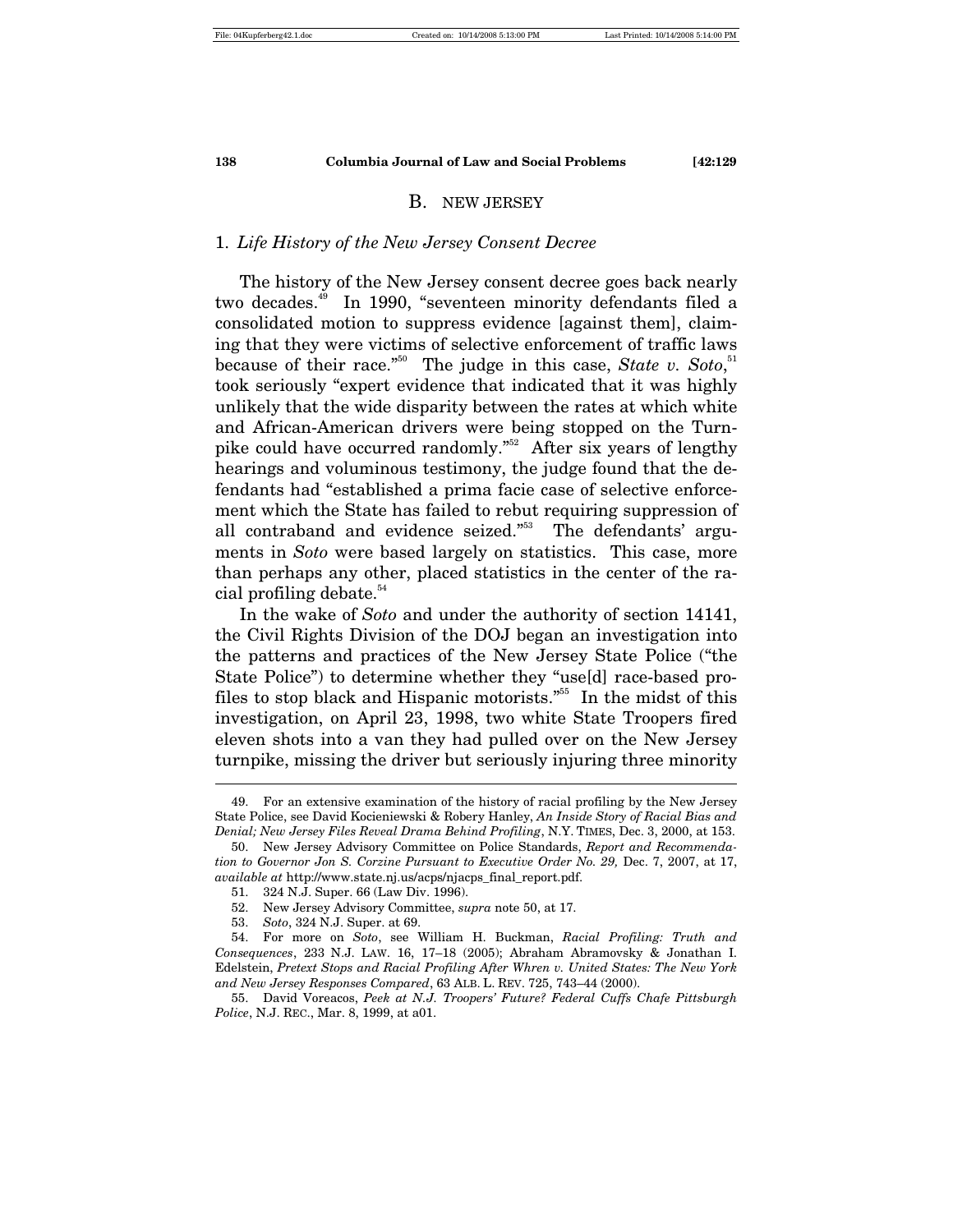## B. NEW JERSEY

### 1. *Life History of the New Jersey Consent Decree*

The history of the New Jersey consent decree goes back nearly two decades.[49] In 1990, "seventeen minority defendants filed a consolidated motion to suppress evidence [against them], claiming that they were victims of selective enforcement of traffic laws because of their race."[50] The judge in this case, *State v. Soto*,[51] took seriously "expert evidence that indicated that it was highly unlikely that the wide disparity between the rates at which white and African-American drivers were being stopped on the Turnpike could have occurred randomly."[52] After six years of lengthy hearings and voluminous testimony, the judge found that the defendants had "established a prima facie case of selective enforcement which the State has failed to rebut requiring suppression of all contraband and evidence seized."[53] The defendants' arguments in *Soto* were based largely on statistics. This case, more than perhaps any other, placed statistics in the center of the racial profiling debate.[54]

In the wake of *Soto* and under the authority of section 14141, the Civil Rights Division of the DOJ began an investigation into the patterns and practices of the New Jersey State Police ("the State Police") to determine whether they "use[d] race-based profiles to stop black and Hispanic motorists."[55] In the midst of this investigation, on April 23, 1998, two white State Troopers fired eleven shots into a van they had pulled over on the New Jersey turnpike, missing the driver but seriously injuring three minority

---

49. For an extensive examination of the history of racial profiling by the New Jersey State Police, see David Kocieniewski & Robery Hanley, *An Inside Story of Racial Bias and Denial; New Jersey Files Reveal Drama Behind Profiling*, N.Y. TIMES, Dec. 3, 2000, at 153.

50. New Jersey Advisory Committee on Police Standards, *Report and Recommendation to Governor Jon S. Corzine Pursuant to Executive Order No. 29,* Dec. 7, 2007, at 17, *available at* http://www.state.nj.us/acps/njacps_final_report.pdf.

51. 324 N.J. Super. 66 (Law Div. 1996).

52. New Jersey Advisory Committee, *supra* note 50, at 17.

53. *Soto*, 324 N.J. Super. at 69.

54. For more on *Soto*, see William H. Buckman, *Racial Profiling: Truth and Consequences*, 233 N.J. LAW. 16, 17–18 (2005); Abraham Abramovsky & Jonathan I. Edelstein, *Pretext Stops and Racial Profiling After Whren v. United States: The New York and New Jersey Responses Compared*, 63 ALB. L. REV. 725, 743–44 (2000).

55. David Voreacos, *Peek at N.J. Troopers' Future? Federal Cuffs Chafe Pittsburgh Police*, N.J. REC., Mar. 8, 1999, at a01.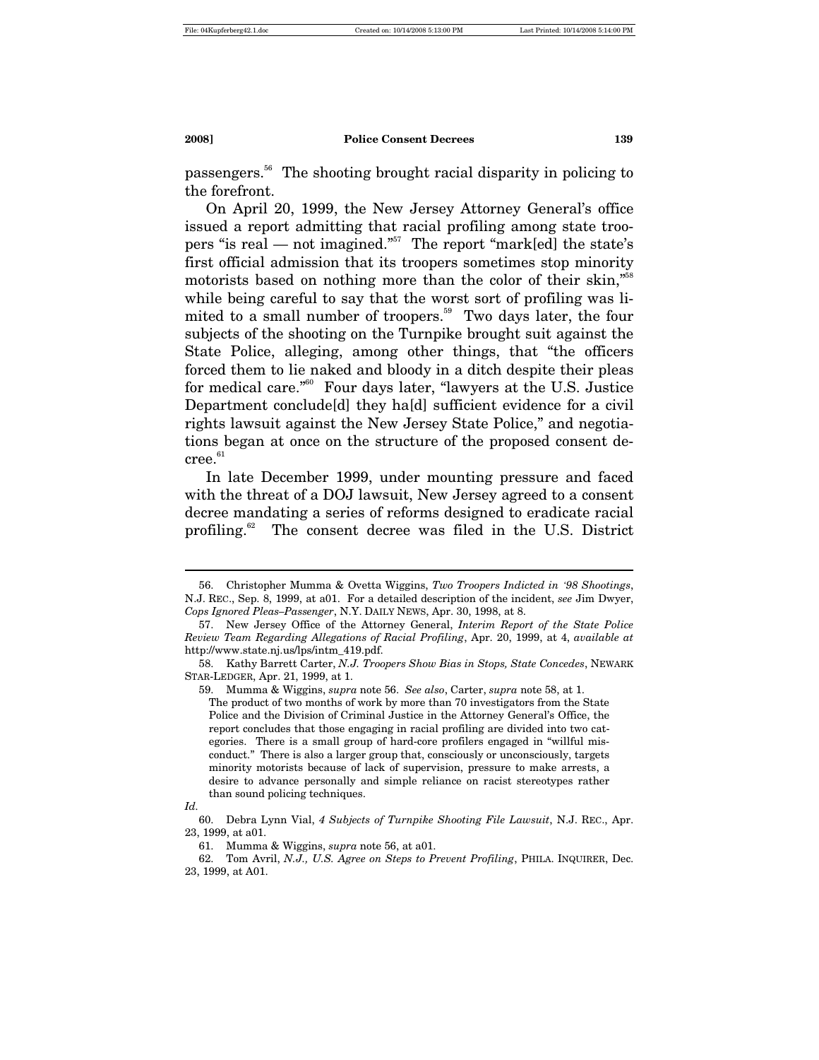passengers.[56] The shooting brought racial disparity in policing to the forefront.

On April 20, 1999, the New Jersey Attorney General's office issued a report admitting that racial profiling among state troopers "is real — not imagined."[57] The report "mark[ed] the state's first official admission that its troopers sometimes stop minority motorists based on nothing more than the color of their skin,"[58] while being careful to say that the worst sort of profiling was limited to a small number of troopers.[59] Two days later, the four subjects of the shooting on the Turnpike brought suit against the State Police, alleging, among other things, that "the officers forced them to lie naked and bloody in a ditch despite their pleas for medical care."[60] Four days later, "lawyers at the U.S. Justice Department conclude[d] they ha[d] sufficient evidence for a civil rights lawsuit against the New Jersey State Police," and negotiations began at once on the structure of the proposed consent decree.[61]

In late December 1999, under mounting pressure and faced with the threat of a DOJ lawsuit, New Jersey agreed to a consent decree mandating a series of reforms designed to eradicate racial profiling.[62] The consent decree was filed in the U.S. District

---

56. Christopher Mumma & Ovetta Wiggins, *Two Troopers Indicted in '98 Shootings*, N.J. REC., Sep. 8, 1999, at a01. For a detailed description of the incident, *see* Jim Dwyer, *Cops Ignored Pleas–Passenger*, N.Y. DAILY NEWS, Apr. 30, 1998, at 8.

57. New Jersey Office of the Attorney General, *Interim Report of the State Police Review Team Regarding Allegations of Racial Profiling*, Apr. 20, 1999, at 4, *available at* http://www.state.nj.us/lps/intm_419.pdf.

58. Kathy Barrett Carter, *N.J. Troopers Show Bias in Stops, State Concedes*, NEWARK STAR-LEDGER, Apr. 21, 1999, at 1.

59. Mumma & Wiggins, *supra* note 56. *See also*, Carter, *supra* note 58, at 1.

> The product of two months of work by more than 70 investigators from the State Police and the Division of Criminal Justice in the Attorney General's Office, the report concludes that those engaging in racial profiling are divided into two categories. There is a small group of hard-core profilers engaged in "willful misconduct." There is also a larger group that, consciously or unconsciously, targets minority motorists because of lack of supervision, pressure to make arrests, a desire to advance personally and simple reliance on racist stereotypes rather than sound policing techniques.

*Id.*

60. Debra Lynn Vial, *4 Subjects of Turnpike Shooting File Lawsuit*, N.J. REC., Apr. 23, 1999, at a01.

61. Mumma & Wiggins, *supra* note 56, at a01.

62. Tom Avril, *N.J., U.S. Agree on Steps to Prevent Profiling*, PHILA. INQUIRER, Dec. 23, 1999, at A01.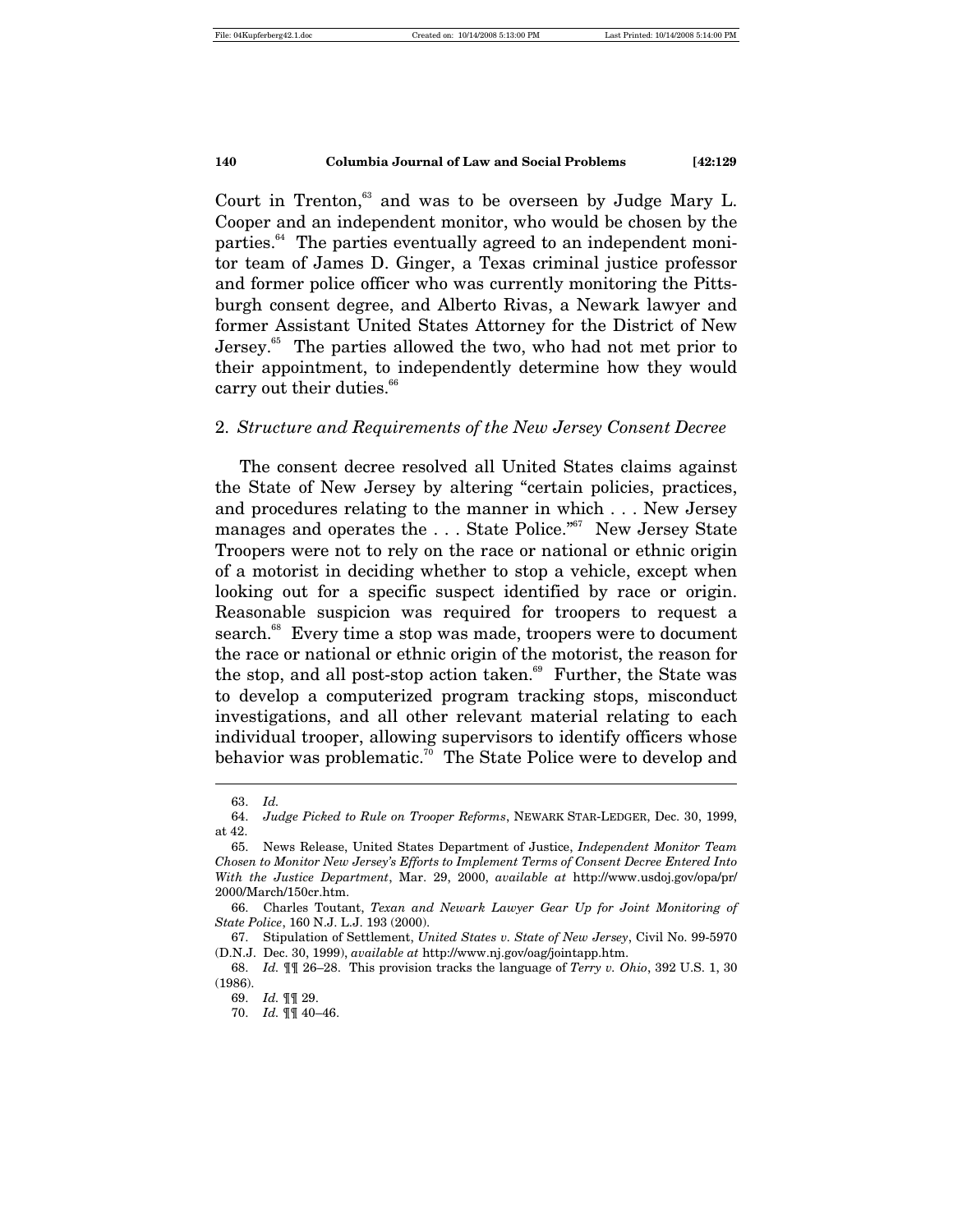Court in Trenton,[63] and was to be overseen by Judge Mary L. Cooper and an independent monitor, who would be chosen by the parties.[64] The parties eventually agreed to an independent monitor team of James D. Ginger, a Texas criminal justice professor and former police officer who was currently monitoring the Pittsburgh consent degree, and Alberto Rivas, a Newark lawyer and former Assistant United States Attorney for the District of New Jersey.[65] The parties allowed the two, who had not met prior to their appointment, to independently determine how they would carry out their duties.[66]

### 2. *Structure and Requirements of the New Jersey Consent Decree*

The consent decree resolved all United States claims against the State of New Jersey by altering "certain policies, practices, and procedures relating to the manner in which . . . New Jersey manages and operates the . . . State Police."[67] New Jersey State Troopers were not to rely on the race or national or ethnic origin of a motorist in deciding whether to stop a vehicle, except when looking out for a specific suspect identified by race or origin. Reasonable suspicion was required for troopers to request a search.[68] Every time a stop was made, troopers were to document the race or national or ethnic origin of the motorist, the reason for the stop, and all post-stop action taken.[69] Further, the State was to develop a computerized program tracking stops, misconduct investigations, and all other relevant material relating to each individual trooper, allowing supervisors to identify officers whose behavior was problematic.[70] The State Police were to develop and

---

63. *Id.*

64. *Judge Picked to Rule on Trooper Reforms*, NEWARK STAR-LEDGER, Dec. 30, 1999, at 42.

65. News Release, United States Department of Justice, *Independent Monitor Team Chosen to Monitor New Jersey's Efforts to Implement Terms of Consent Decree Entered Into With the Justice Department*, Mar. 29, 2000, *available at* http://www.usdoj.gov/opa/pr/2000/March/150cr.htm.

66. Charles Toutant, *Texan and Newark Lawyer Gear Up for Joint Monitoring of State Police*, 160 N.J. L.J. 193 (2000).

67. Stipulation of Settlement, *United States v. State of New Jersey*, Civil No. 99-5970 (D.N.J. Dec. 30, 1999), *available at* http://www.nj.gov/oag/jointapp.htm.

68. *Id.* ¶¶ 26–28. This provision tracks the language of *Terry v. Ohio*, 392 U.S. 1, 30 (1986).

69. *Id.* ¶¶ 29.

70. *Id.* ¶¶ 40–46.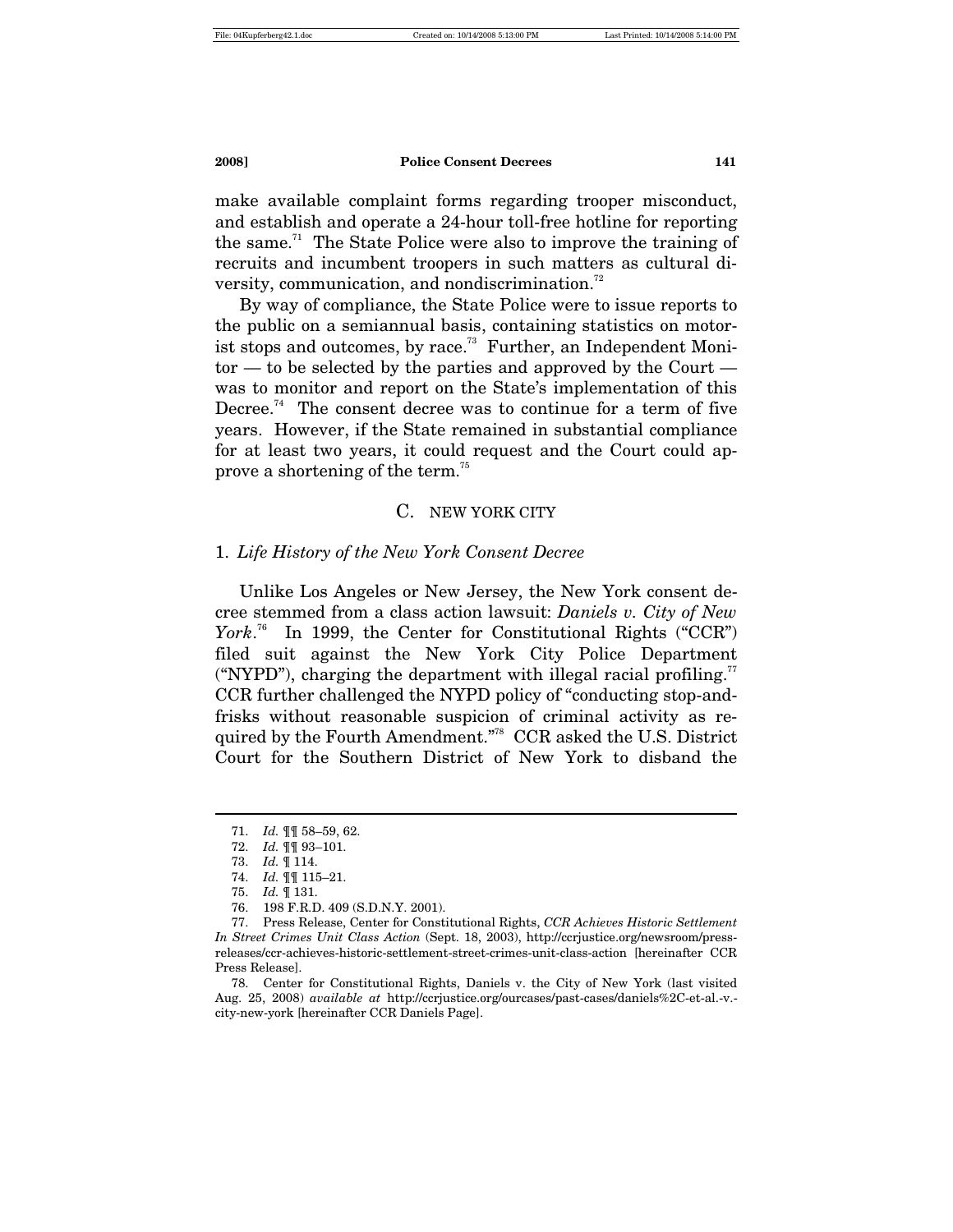make available complaint forms regarding trooper misconduct, and establish and operate a 24-hour toll-free hotline for reporting the same.[71] The State Police were also to improve the training of recruits and incumbent troopers in such matters as cultural diversity, communication, and nondiscrimination.[72]

By way of compliance, the State Police were to issue reports to the public on a semiannual basis, containing statistics on motorist stops and outcomes, by race.[73] Further, an Independent Monitor — to be selected by the parties and approved by the Court — was to monitor and report on the State's implementation of this Decree.[74] The consent decree was to continue for a term of five years. However, if the State remained in substantial compliance for at least two years, it could request and the Court could approve a shortening of the term.[75]

## C. NEW YORK CITY

### 1. *Life History of the New York Consent Decree*

Unlike Los Angeles or New Jersey, the New York consent decree stemmed from a class action lawsuit: *Daniels v. City of New York*.[76] In 1999, the Center for Constitutional Rights ("CCR") filed suit against the New York City Police Department ("NYPD"), charging the department with illegal racial profiling.[77] CCR further challenged the NYPD policy of "conducting stop-and-frisks without reasonable suspicion of criminal activity as required by the Fourth Amendment."[78] CCR asked the U.S. District Court for the Southern District of New York to disband the

---

71. *Id.* ¶¶ 58–59, 62.

72. *Id.* ¶¶ 93–101.

73. *Id.* ¶ 114.

74. *Id.* ¶¶ 115–21.

75. *Id.* ¶ 131.

76. 198 F.R.D. 409 (S.D.N.Y. 2001).

77. Press Release, Center for Constitutional Rights, *CCR Achieves Historic Settlement In Street Crimes Unit Class Action* (Sept. 18, 2003), http://ccrjustice.org/newsroom/press-releases/ccr-achieves-historic-settlement-street-crimes-unit-class-action [hereinafter CCR Press Release].

78. Center for Constitutional Rights, Daniels v. the City of New York (last visited Aug. 25, 2008) *available at* http://ccrjustice.org/ourcases/past-cases/daniels%2C-et-al.-v.-city-new-york [hereinafter CCR Daniels Page].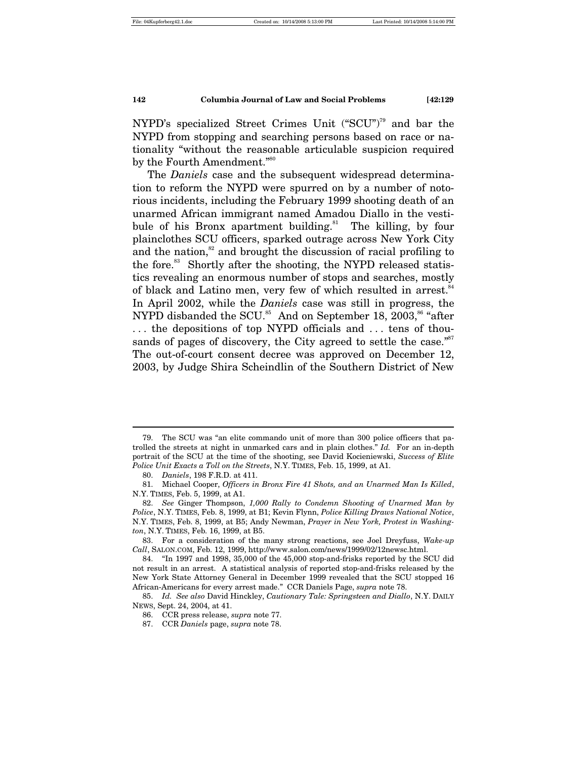NYPD's specialized Street Crimes Unit ("SCU")[79] and bar the NYPD from stopping and searching persons based on race or nationality "without the reasonable articulable suspicion required by the Fourth Amendment."[80]

The *Daniels* case and the subsequent widespread determination to reform the NYPD were spurred on by a number of notorious incidents, including the February 1999 shooting death of an unarmed African immigrant named Amadou Diallo in the vestibule of his Bronx apartment building.[81] The killing, by four plainclothes SCU officers, sparked outrage across New York City and the nation,[82] and brought the discussion of racial profiling to the fore.[83] Shortly after the shooting, the NYPD released statistics revealing an enormous number of stops and searches, mostly of black and Latino men, very few of which resulted in arrest.[84] In April 2002, while the *Daniels* case was still in progress, the NYPD disbanded the SCU.[85] And on September 18, 2003,[86] "after . . . the depositions of top NYPD officials and . . . tens of thousands of pages of discovery, the City agreed to settle the case."[87] The out-of-court consent decree was approved on December 12, 2003, by Judge Shira Scheindlin of the Southern District of New

---

79. The SCU was "an elite commando unit of more than 300 police officers that patrolled the streets at night in unmarked cars and in plain clothes." *Id.* For an in-depth portrait of the SCU at the time of the shooting, see David Kocieniewski, *Success of Elite Police Unit Exacts a Toll on the Streets*, N.Y. TIMES, Feb. 15, 1999, at A1.

80. *Daniels*, 198 F.R.D. at 411.

81. Michael Cooper, *Officers in Bronx Fire 41 Shots, and an Unarmed Man Is Killed*, N.Y. TIMES, Feb. 5, 1999, at A1.

82. *See* Ginger Thompson, *1,000 Rally to Condemn Shooting of Unarmed Man by Police*, N.Y. TIMES, Feb. 8, 1999, at B1; Kevin Flynn, *Police Killing Draws National Notice*, N.Y. TIMES, Feb. 8, 1999, at B5; Andy Newman, *Prayer in New York, Protest in Washington*, N.Y. TIMES, Feb. 16, 1999, at B5.

83. For a consideration of the many strong reactions, see Joel Dreyfuss, *Wake-up Call*, SALON.COM, Feb. 12, 1999, http://www.salon.com/news/1999/02/12newsc.html.

84. "In 1997 and 1998, 35,000 of the 45,000 stop-and-frisks reported by the SCU did not result in an arrest. A statistical analysis of reported stop-and-frisks released by the New York State Attorney General in December 1999 revealed that the SCU stopped 16 African-Americans for every arrest made." CCR Daniels Page, *supra* note 78.

85. *Id. See also* David Hinckley, *Cautionary Tale: Springsteen and Diallo*, N.Y. DAILY NEWS, Sept. 24, 2004, at 41.

86. CCR press release, *supra* note 77.

87. CCR *Daniels* page, *supra* note 78.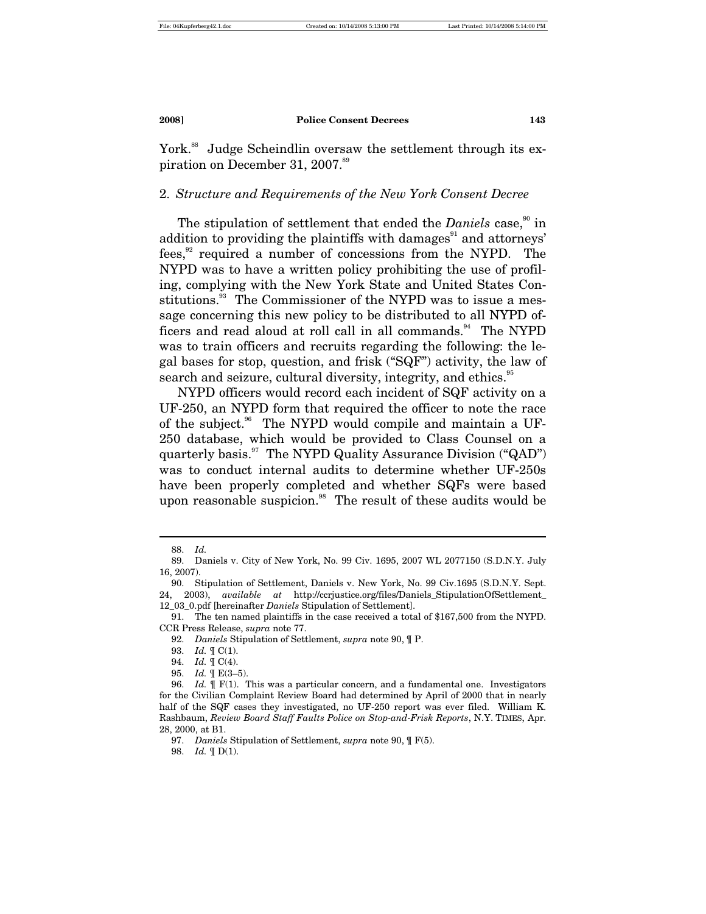York.[88] Judge Scheindlin oversaw the settlement through its expiration on December 31, 2007.[89]

### 2. *Structure and Requirements of the New York Consent Decree*

The stipulation of settlement that ended the *Daniels* case,[90] in addition to providing the plaintiffs with damages[91] and attorneys' fees,[92] required a number of concessions from the NYPD. The NYPD was to have a written policy prohibiting the use of profiling, complying with the New York State and United States Constitutions.[93] The Commissioner of the NYPD was to issue a message concerning this new policy to be distributed to all NYPD officers and read aloud at roll call in all commands.[94] The NYPD was to train officers and recruits regarding the following: the legal bases for stop, question, and frisk ("SQF") activity, the law of search and seizure, cultural diversity, integrity, and ethics.[95]

NYPD officers would record each incident of SQF activity on a UF-250, an NYPD form that required the officer to note the race of the subject.[96] The NYPD would compile and maintain a UF-250 database, which would be provided to Class Counsel on a quarterly basis.[97] The NYPD Quality Assurance Division ("QAD") was to conduct internal audits to determine whether UF-250s have been properly completed and whether SQFs were based upon reasonable suspicion.[98] The result of these audits would be

---

88. *Id.*

89. Daniels v. City of New York, No. 99 Civ. 1695, 2007 WL 2077150 (S.D.N.Y. July 16, 2007).

90. Stipulation of Settlement, Daniels v. New York, No. 99 Civ.1695 (S.D.N.Y. Sept. 24, 2003), *available at* http://ccrjustice.org/files/Daniels_StipulationOfSettlement_12_03_0.pdf [hereinafter *Daniels* Stipulation of Settlement].

91. The ten named plaintiffs in the case received a total of $167,500 from the NYPD. CCR Press Release, *supra* note 77.

92. *Daniels* Stipulation of Settlement, *supra* note 90, ¶ P.

93. *Id.* ¶ C(1).

94. *Id.* ¶ C(4).

95. *Id.* ¶ E(3–5).

96. *Id.* ¶ F(1). This was a particular concern, and a fundamental one. Investigators for the Civilian Complaint Review Board had determined by April of 2000 that in nearly half of the SQF cases they investigated, no UF-250 report was ever filed. William K. Rashbaum, *Review Board Staff Faults Police on Stop-and-Frisk Reports*, N.Y. TIMES, Apr. 28, 2000, at B1.

97. *Daniels* Stipulation of Settlement, *supra* note 90, ¶ F(5).

98. *Id.* ¶ D(1).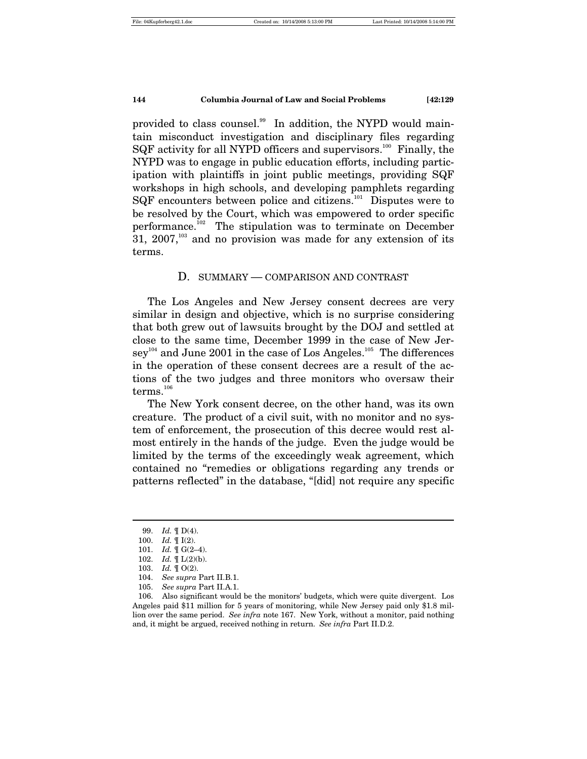provided to class counsel.[99] In addition, the NYPD would maintain misconduct investigation and disciplinary files regarding SQF activity for all NYPD officers and supervisors.[100] Finally, the NYPD was to engage in public education efforts, including participation with plaintiffs in joint public meetings, providing SQF workshops in high schools, and developing pamphlets regarding SQF encounters between police and citizens.[101] Disputes were to be resolved by the Court, which was empowered to order specific performance.[102] The stipulation was to terminate on December 31, 2007,[103] and no provision was made for any extension of its terms.

### D. SUMMARY — COMPARISON AND CONTRAST

The Los Angeles and New Jersey consent decrees are very similar in design and objective, which is no surprise considering that both grew out of lawsuits brought by the DOJ and settled at close to the same time, December 1999 in the case of New Jersey[104] and June 2001 in the case of Los Angeles.[105] The differences in the operation of these consent decrees are a result of the actions of the two judges and three monitors who oversaw their terms.[106]

The New York consent decree, on the other hand, was its own creature. The product of a civil suit, with no monitor and no system of enforcement, the prosecution of this decree would rest almost entirely in the hands of the judge. Even the judge would be limited by the terms of the exceedingly weak agreement, which contained no "remedies or obligations regarding any trends or patterns reflected" in the database, "[did] not require any specific

---

99. *Id.* ¶ D(4).

100. *Id.* ¶ I(2).

101. *Id.* ¶ G(2–4).

102. *Id.* ¶ L(2)(b).

103. *Id.* ¶ O(2).

104. *See supra* Part II.B.1.

105. *See supra* Part II.A.1.

106. Also significant would be the monitors' budgets, which were quite divergent. Los Angeles paid $11 million for 5 years of monitoring, while New Jersey paid only $1.8 million over the same period. *See infra* note 167. New York, without a monitor, paid nothing and, it might be argued, received nothing in return. *See infra* Part II.D.2.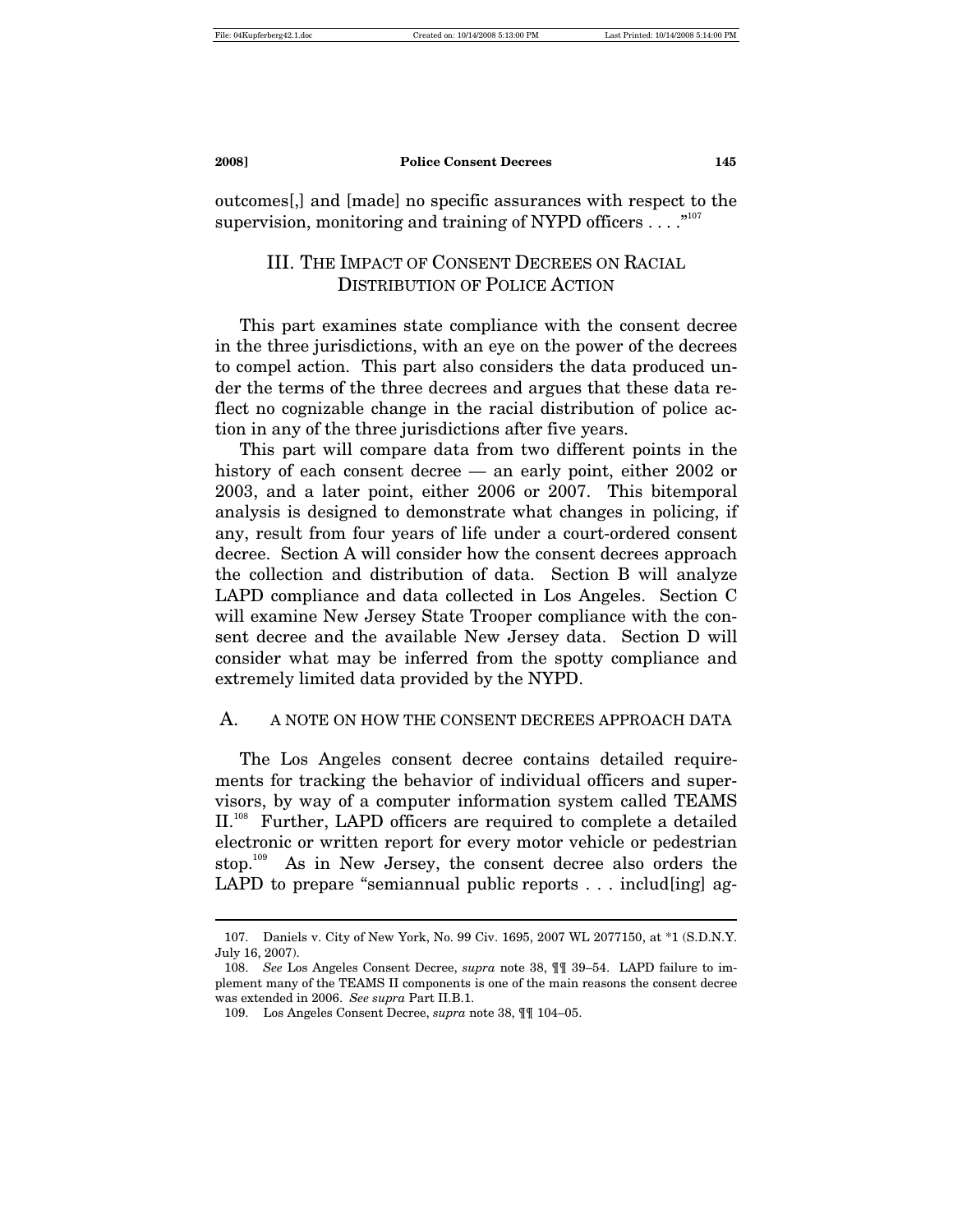outcomes[,] and [made] no specific assurances with respect to the supervision, monitoring and training of NYPD officers . . . ."[107]

## III. The Impact of Consent Decrees on Racial Distribution of Police Action

This part examines state compliance with the consent decree in the three jurisdictions, with an eye on the power of the decrees to compel action. This part also considers the data produced under the terms of the three decrees and argues that these data reflect no cognizable change in the racial distribution of police action in any of the three jurisdictions after five years.

This part will compare data from two different points in the history of each consent decree — an early point, either 2002 or 2003, and a later point, either 2006 or 2007. This bitemporal analysis is designed to demonstrate what changes in policing, if any, result from four years of life under a court-ordered consent decree. Section A will consider how the consent decrees approach the collection and distribution of data. Section B will analyze LAPD compliance and data collected in Los Angeles. Section C will examine New Jersey State Trooper compliance with the consent decree and the available New Jersey data. Section D will consider what may be inferred from the spotty compliance and extremely limited data provided by the NYPD.

### A. A Note on How the Consent Decrees Approach Data

The Los Angeles consent decree contains detailed requirements for tracking the behavior of individual officers and supervisors, by way of a computer information system called TEAMS II.[108] Further, LAPD officers are required to complete a detailed electronic or written report for every motor vehicle or pedestrian stop.[109] As in New Jersey, the consent decree also orders the LAPD to prepare "semiannual public reports . . . includ[ing] ag-

---

107. Daniels v. City of New York, No. 99 Civ. 1695, 2007 WL 2077150, at *1 (S.D.N.Y. July 16, 2007).

108. *See* Los Angeles Consent Decree, *supra* note 38, ¶¶ 39–54. LAPD failure to implement many of the TEAMS II components is one of the main reasons the consent decree was extended in 2006. *See supra* Part II.B.1.

109. Los Angeles Consent Decree, *supra* note 38, ¶¶ 104–05.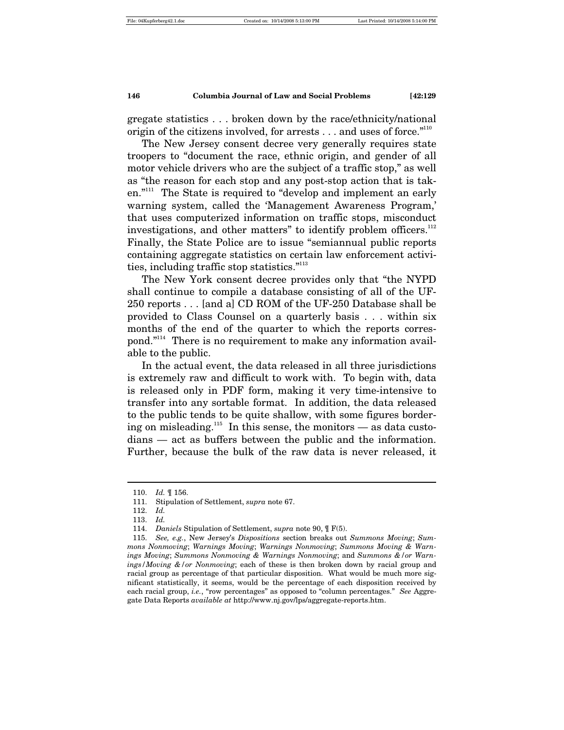gregate statistics . . . broken down by the race/ethnicity/national origin of the citizens involved, for arrests . . . and uses of force."[110]

The New Jersey consent decree very generally requires state troopers to "document the race, ethnic origin, and gender of all motor vehicle drivers who are the subject of a traffic stop," as well as "the reason for each stop and any post-stop action that is taken."[111] The State is required to "develop and implement an early warning system, called the 'Management Awareness Program,' that uses computerized information on traffic stops, misconduct investigations, and other matters" to identify problem officers.[112] Finally, the State Police are to issue "semiannual public reports containing aggregate statistics on certain law enforcement activities, including traffic stop statistics."[113]

The New York consent decree provides only that "the NYPD shall continue to compile a database consisting of all of the UF-250 reports . . . [and a] CD ROM of the UF-250 Database shall be provided to Class Counsel on a quarterly basis . . . within six months of the end of the quarter to which the reports correspond."[114] There is no requirement to make any information available to the public.

In the actual event, the data released in all three jurisdictions is extremely raw and difficult to work with. To begin with, data is released only in PDF form, making it very time-intensive to transfer into any sortable format. In addition, the data released to the public tends to be quite shallow, with some figures bordering on misleading.[115] In this sense, the monitors — as data custodians — act as buffers between the public and the information. Further, because the bulk of the raw data is never released, it

---

110. *Id.* ¶ 156.

111. Stipulation of Settlement, *supra* note 67.

112. *Id.*

113. *Id.*

114. *Daniels* Stipulation of Settlement, *supra* note 90, ¶ F(5).

115. *See, e.g.*, New Jersey's *Dispositions* section breaks out *Summons Moving*; *Summons Nonmoving*; *Warnings Moving*; *Warnings Nonmoving*; *Summons Moving & Warnings Moving*; *Summons Nonmoving & Warnings Nonmoving*; and *Summons &/or Warnings/Moving &/or Nonmoving*; each of these is then broken down by racial group and racial group as percentage of that particular disposition. What would be much more significant statistically, it seems, would be the percentage of each disposition received by each racial group, *i.e.*, "row percentages" as opposed to "column percentages." *See* Aggregate Data Reports *available at* http://www.nj.gov/lps/aggregate-reports.htm.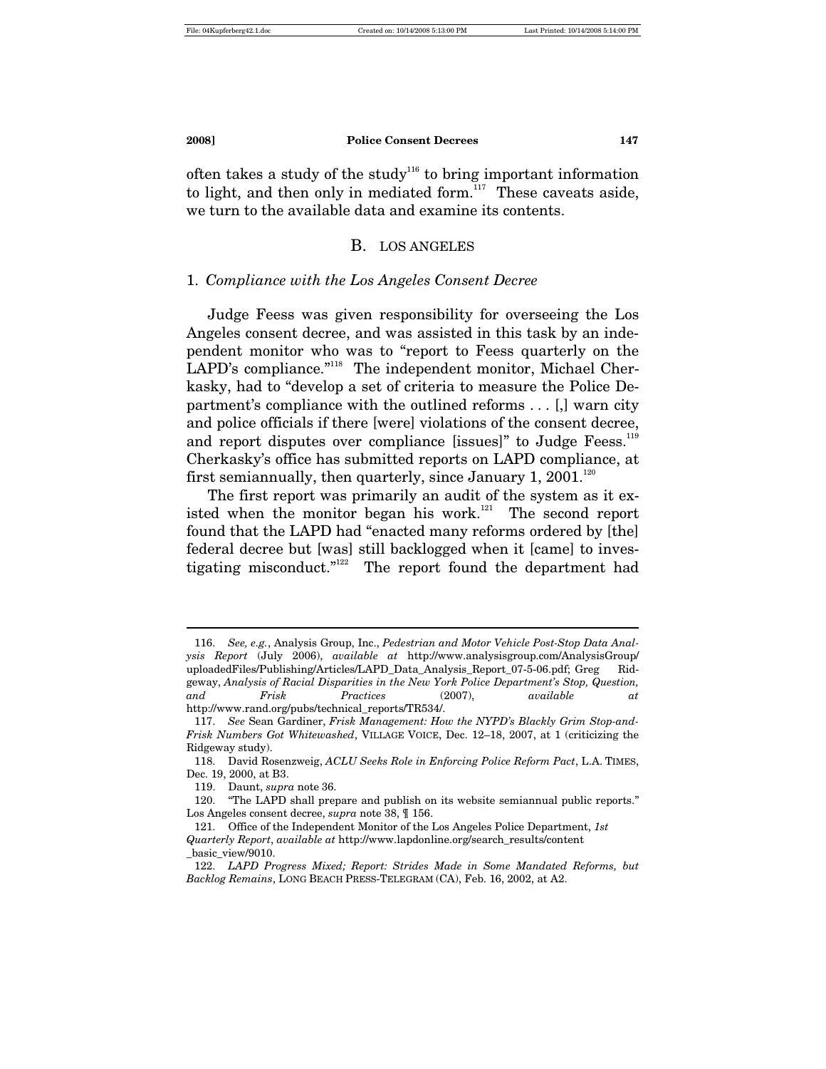often takes a study of the study[116] to bring important information to light, and then only in mediated form.[117] These caveats aside, we turn to the available data and examine its contents.

## B. LOS ANGELES

### 1. *Compliance with the Los Angeles Consent Decree*

Judge Feess was given responsibility for overseeing the Los Angeles consent decree, and was assisted in this task by an independent monitor who was to "report to Feess quarterly on the LAPD's compliance."[118] The independent monitor, Michael Cherkasky, had to "develop a set of criteria to measure the Police Department's compliance with the outlined reforms . . . [,] warn city and police officials if there [were] violations of the consent decree, and report disputes over compliance [issues]" to Judge Feess.[119] Cherkasky's office has submitted reports on LAPD compliance, at first semiannually, then quarterly, since January 1, 2001.[120]

The first report was primarily an audit of the system as it existed when the monitor began his work.[121] The second report found that the LAPD had "enacted many reforms ordered by [the] federal decree but [was] still backlogged when it [came] to investigating misconduct."[122] The report found the department had

---

116. *See, e.g.*, Analysis Group, Inc., *Pedestrian and Motor Vehicle Post-Stop Data Analysis Report* (July 2006), *available at* http://www.analysisgroup.com/AnalysisGroup/uploadedFiles/Publishing/Articles/LAPD_Data_Analysis_Report_07-5-06.pdf; Greg Ridgeway, *Analysis of Racial Disparities in the New York Police Department's Stop, Question, and Frisk Practices* (2007), *available at* http://www.rand.org/pubs/technical_reports/TR534/.

117. *See* Sean Gardiner, *Frisk Management: How the NYPD's Blackly Grim Stop-and-Frisk Numbers Got Whitewashed*, VILLAGE VOICE, Dec. 12–18, 2007, at 1 (criticizing the Ridgeway study).

118. David Rosenzweig, *ACLU Seeks Role in Enforcing Police Reform Pact*, L.A. TIMES, Dec. 19, 2000, at B3.

119. Daunt, *supra* note 36.

120. "The LAPD shall prepare and publish on its website semiannual public reports." Los Angeles consent decree, *supra* note 38, ¶ 156.

121. Office of the Independent Monitor of the Los Angeles Police Department, *1st Quarterly Report*, *available at* http://www.lapdonline.org/search_results/content_basic_view/9010.

122. *LAPD Progress Mixed; Report: Strides Made in Some Mandated Reforms, but Backlog Remains*, LONG BEACH PRESS-TELEGRAM (CA), Feb. 16, 2002, at A2.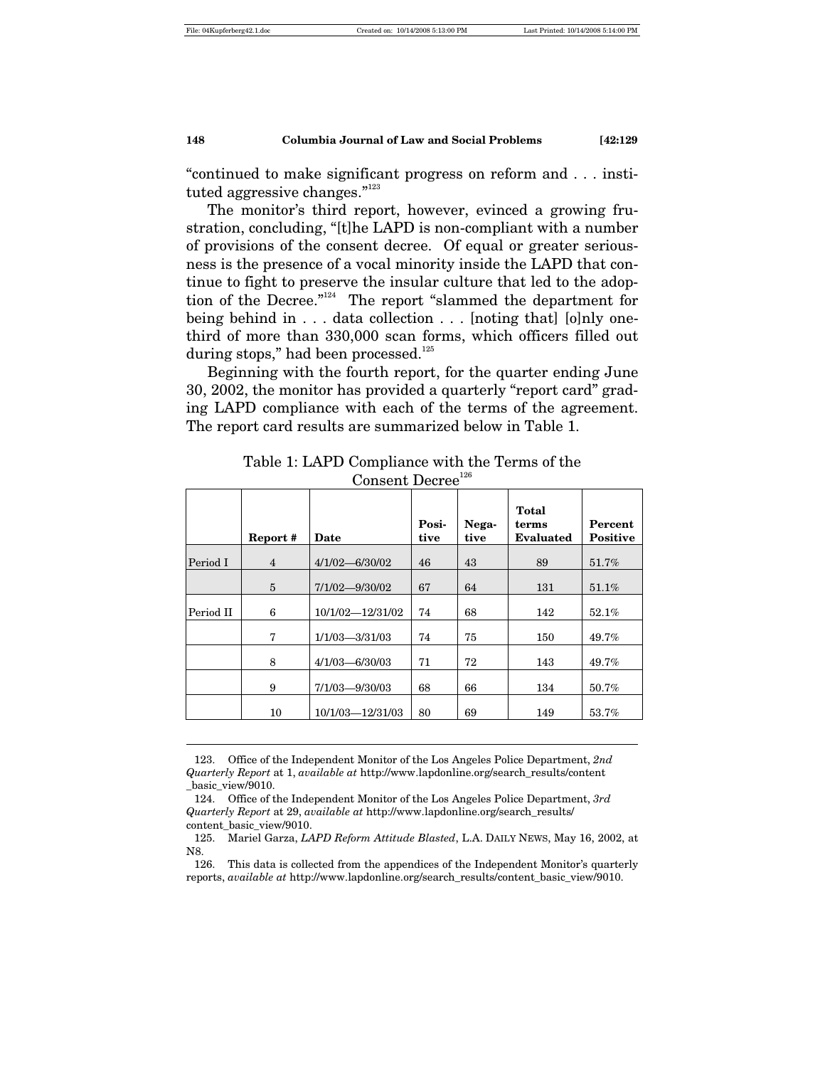"continued to make significant progress on reform and . . . instituted aggressive changes."[123]

The monitor's third report, however, evinced a growing frustration, concluding, "[t]he LAPD is non-compliant with a number of provisions of the consent decree. Of equal or greater seriousness is the presence of a vocal minority inside the LAPD that continue to fight to preserve the insular culture that led to the adoption of the Decree."[124] The report "slammed the department for being behind in . . . data collection . . . [noting that] [o]nly one-third of more than 330,000 scan forms, which officers filled out during stops," had been processed.[125]

Beginning with the fourth report, for the quarter ending June 30, 2002, the monitor has provided a quarterly "report card" grading LAPD compliance with each of the terms of the agreement. The report card results are summarized below in Table 1.

Table 1: LAPD Compliance with the Terms of the Consent Decree[126]

| | **Report #** | **Date** | **Positive** | **Negative** | **Total terms Evaluated** | **Percent Positive** |
|---|---|---|---|---|---|---|
| Period I | 4 | 4/1/02—6/30/02 | 46 | 43 | 89 | 51.7% |
| | 5 | 7/1/02—9/30/02 | 67 | 64 | 131 | 51.1% |
| Period II | 6 | 10/1/02—12/31/02 | 74 | 68 | 142 | 52.1% |
| | 7 | 1/1/03—3/31/03 | 74 | 75 | 150 | 49.7% |
| | 8 | 4/1/03—6/30/03 | 71 | 72 | 143 | 49.7% |
| | 9 | 7/1/03—9/30/03 | 68 | 66 | 134 | 50.7% |
| | 10 | 10/1/03—12/31/03 | 80 | 69 | 149 | 53.7% |

123. Office of the Independent Monitor of the Los Angeles Police Department, *2nd Quarterly Report* at 1, *available at* http://www.lapdonline.org/search_results/content_basic_view/9010.

124. Office of the Independent Monitor of the Los Angeles Police Department, *3rd Quarterly Report* at 29, *available at* http://www.lapdonline.org/search_results/content_basic_view/9010.

125. Mariel Garza, *LAPD Reform Attitude Blasted*, L.A. DAILY NEWS, May 16, 2002, at N8.

126. This data is collected from the appendices of the Independent Monitor's quarterly reports, *available at* http://www.lapdonline.org/search_results/content_basic_view/9010.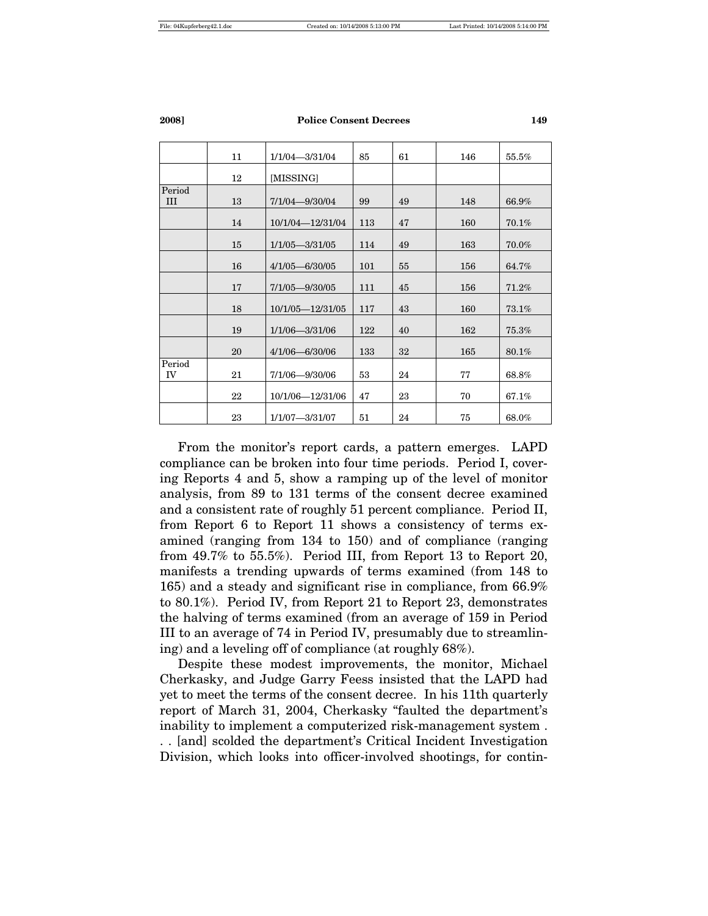| | | | | | | |
|---|---|---|---|---|---|---|
| | 11 | 1/1/04—3/31/04 | 85 | 61 | 146 | 55.5% |
| | 12 | [MISSING] | | | | |
| Period III | 13 | 7/1/04—9/30/04 | 99 | 49 | 148 | 66.9% |
| | 14 | 10/1/04—12/31/04 | 113 | 47 | 160 | 70.1% |
| | 15 | 1/1/05—3/31/05 | 114 | 49 | 163 | 70.0% |
| | 16 | 4/1/05—6/30/05 | 101 | 55 | 156 | 64.7% |
| | 17 | 7/1/05—9/30/05 | 111 | 45 | 156 | 71.2% |
| | 18 | 10/1/05—12/31/05 | 117 | 43 | 160 | 73.1% |
| | 19 | 1/1/06—3/31/06 | 122 | 40 | 162 | 75.3% |
| | 20 | 4/1/06—6/30/06 | 133 | 32 | 165 | 80.1% |
| Period IV | 21 | 7/1/06—9/30/06 | 53 | 24 | 77 | 68.8% |
| | 22 | 10/1/06—12/31/06 | 47 | 23 | 70 | 67.1% |
| | 23 | 1/1/07—3/31/07 | 51 | 24 | 75 | 68.0% |

From the monitor's report cards, a pattern emerges. LAPD compliance can be broken into four time periods. Period I, covering Reports 4 and 5, show a ramping up of the level of monitor analysis, from 89 to 131 terms of the consent decree examined and a consistent rate of roughly 51 percent compliance. Period II, from Report 6 to Report 11 shows a consistency of terms examined (ranging from 134 to 150) and of compliance (ranging from 49.7% to 55.5%). Period III, from Report 13 to Report 20, manifests a trending upwards of terms examined (from 148 to 165) and a steady and significant rise in compliance, from 66.9% to 80.1%). Period IV, from Report 21 to Report 23, demonstrates the halving of terms examined (from an average of 159 in Period III to an average of 74 in Period IV, presumably due to streamlining) and a leveling off of compliance (at roughly 68%).

Despite these modest improvements, the monitor, Michael Cherkasky, and Judge Garry Feess insisted that the LAPD had yet to meet the terms of the consent decree. In his 11th quarterly report of March 31, 2004, Cherkasky "faulted the department's inability to implement a computerized risk-management system . . . [and] scolded the department's Critical Incident Investigation Division, which looks into officer-involved shootings, for contin-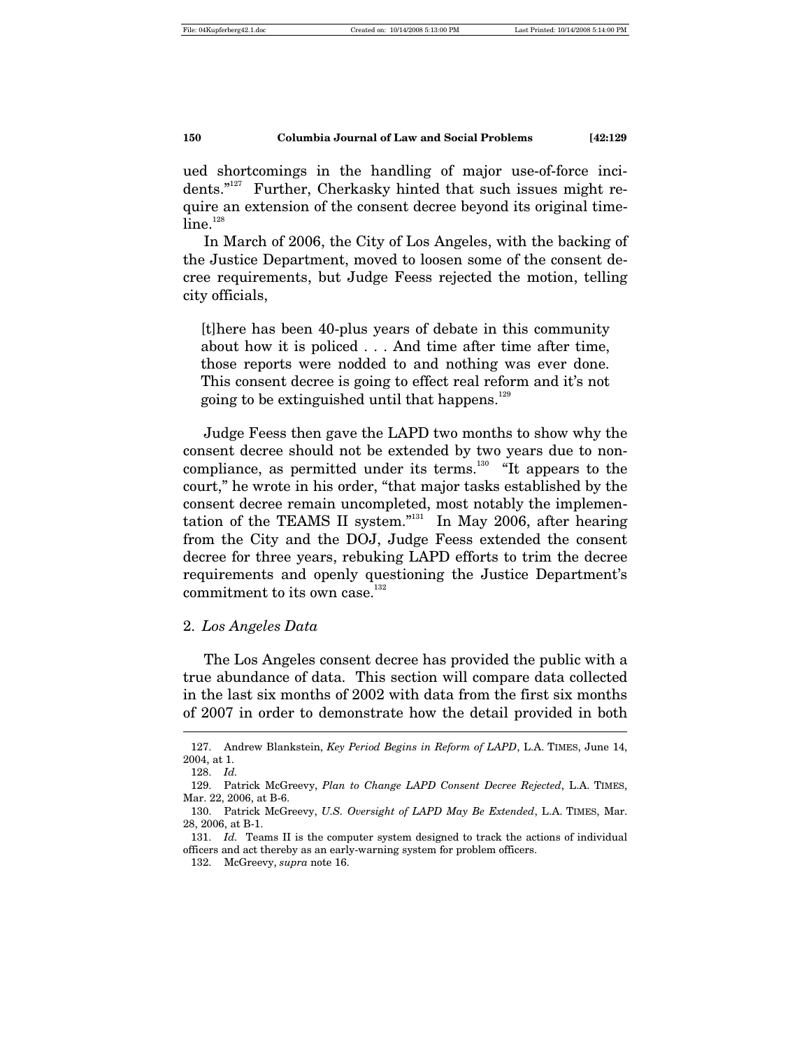ued shortcomings in the handling of major use-of-force incidents."[127] Further, Cherkasky hinted that such issues might require an extension of the consent decree beyond its original timeline.[128]

In March of 2006, the City of Los Angeles, with the backing of the Justice Department, moved to loosen some of the consent decree requirements, but Judge Feess rejected the motion, telling city officials,

> [t]here has been 40-plus years of debate in this community about how it is policed . . . And time after time after time, those reports were nodded to and nothing was ever done. This consent decree is going to effect real reform and it's not going to be extinguished until that happens.[129]

Judge Feess then gave the LAPD two months to show why the consent decree should not be extended by two years due to noncompliance, as permitted under its terms.[130] "It appears to the court," he wrote in his order, "that major tasks established by the consent decree remain uncompleted, most notably the implementation of the TEAMS II system."[131] In May 2006, after hearing from the City and the DOJ, Judge Feess extended the consent decree for three years, rebuking LAPD efforts to trim the decree requirements and openly questioning the Justice Department's commitment to its own case.[132]

## 2. *Los Angeles Data*

The Los Angeles consent decree has provided the public with a true abundance of data. This section will compare data collected in the last six months of 2002 with data from the first six months of 2007 in order to demonstrate how the detail provided in both

---

127. Andrew Blankstein, *Key Period Begins in Reform of LAPD*, L.A. TIMES, June 14, 2004, at 1.

128. *Id.*

129. Patrick McGreevy, *Plan to Change LAPD Consent Decree Rejected*, L.A. TIMES, Mar. 22, 2006, at B-6.

130. Patrick McGreevy, *U.S. Oversight of LAPD May Be Extended*, L.A. TIMES, Mar. 28, 2006, at B-1.

131. *Id.* Teams II is the computer system designed to track the actions of individual officers and act thereby as an early-warning system for problem officers.

132. McGreevy, *supra* note 16.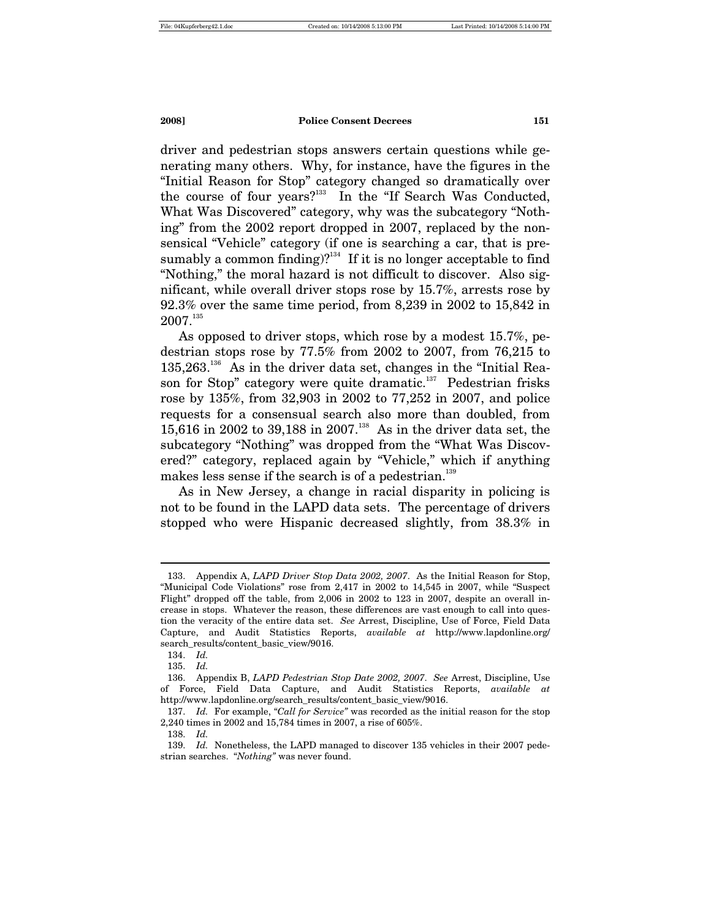driver and pedestrian stops answers certain questions while generating many others. Why, for instance, have the figures in the "Initial Reason for Stop" category changed so dramatically over the course of four years?[133] In the "If Search Was Conducted, What Was Discovered" category, why was the subcategory "Nothing" from the 2002 report dropped in 2007, replaced by the nonsensical "Vehicle" category (if one is searching a car, that is presumably a common finding)?[134] If it is no longer acceptable to find "Nothing," the moral hazard is not difficult to discover. Also significant, while overall driver stops rose by 15.7%, arrests rose by 92.3% over the same time period, from 8,239 in 2002 to 15,842 in 2007.[135]

As opposed to driver stops, which rose by a modest 15.7%, pedestrian stops rose by 77.5% from 2002 to 2007, from 76,215 to 135,263.[136] As in the driver data set, changes in the "Initial Reason for Stop" category were quite dramatic.[137] Pedestrian frisks rose by 135%, from 32,903 in 2002 to 77,252 in 2007, and police requests for a consensual search also more than doubled, from 15,616 in 2002 to 39,188 in 2007.[138] As in the driver data set, the subcategory "Nothing" was dropped from the "What Was Discovered?" category, replaced again by "Vehicle," which if anything makes less sense if the search is of a pedestrian.[139]

As in New Jersey, a change in racial disparity in policing is not to be found in the LAPD data sets. The percentage of drivers stopped who were Hispanic decreased slightly, from 38.3% in

---

133. Appendix A, *LAPD Driver Stop Data 2002, 2007*. As the Initial Reason for Stop, "Municipal Code Violations" rose from 2,417 in 2002 to 14,545 in 2007, while "Suspect Flight" dropped off the table, from 2,006 in 2002 to 123 in 2007, despite an overall increase in stops. Whatever the reason, these differences are vast enough to call into question the veracity of the entire data set. *See* Arrest, Discipline, Use of Force, Field Data Capture, and Audit Statistics Reports, *available at* http://www.lapdonline.org/search_results/content_basic_view/9016.

134. *Id.*

135. *Id.*

136. Appendix B, *LAPD Pedestrian Stop Date 2002, 2007*. *See* Arrest, Discipline, Use of Force, Field Data Capture, and Audit Statistics Reports, *available at* http://www.lapdonline.org/search_results/content_basic_view/9016.

137. *Id.* For example, "*Call for Service"* was recorded as the initial reason for the stop 2,240 times in 2002 and 15,784 times in 2007, a rise of 605%.

138. *Id.*

139. *Id.* Nonetheless, the LAPD managed to discover 135 vehicles in their 2007 pedestrian searches. "*Nothing"* was never found.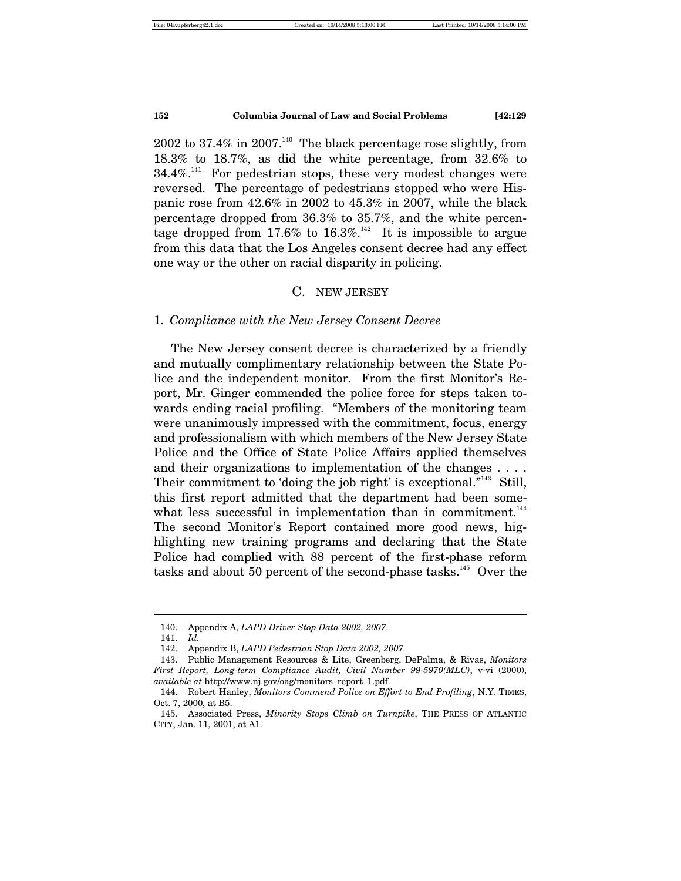2002 to 37.4% in 2007.[140] The black percentage rose slightly, from 18.3% to 18.7%, as did the white percentage, from 32.6% to 34.4%.[141] For pedestrian stops, these very modest changes were reversed. The percentage of pedestrians stopped who were Hispanic rose from 42.6% in 2002 to 45.3% in 2007, while the black percentage dropped from 36.3% to 35.7%, and the white percentage dropped from 17.6% to 16.3%.[142] It is impossible to argue from this data that the Los Angeles consent decree had any effect one way or the other on racial disparity in policing.

## C. NEW JERSEY

### 1. *Compliance with the New Jersey Consent Decree*

The New Jersey consent decree is characterized by a friendly and mutually complimentary relationship between the State Police and the independent monitor. From the first Monitor's Report, Mr. Ginger commended the police force for steps taken towards ending racial profiling. "Members of the monitoring team were unanimously impressed with the commitment, focus, energy and professionalism with which members of the New Jersey State Police and the Office of State Police Affairs applied themselves and their organizations to implementation of the changes . . . . Their commitment to 'doing the job right' is exceptional."[143] Still, this first report admitted that the department had been somewhat less successful in implementation than in commitment.[144] The second Monitor's Report contained more good news, highlighting new training programs and declaring that the State Police had complied with 88 percent of the first-phase reform tasks and about 50 percent of the second-phase tasks.[145] Over the

---

140. Appendix A, *LAPD Driver Stop Data 2002, 2007*.

141. *Id.*

142. Appendix B, *LAPD Pedestrian Stop Data 2002, 2007.*

143. Public Management Resources & Lite, Greenberg, DePalma, & Rivas, *Monitors First Report, Long-term Compliance Audit, Civil Number 99-5970(MLC)*, v-vi (2000), *available at* http://www.nj.gov/oag/monitors_report_1.pdf.

144. Robert Hanley, *Monitors Commend Police on Effort to End Profiling*, N.Y. TIMES, Oct. 7, 2000, at B5.

145. Associated Press, *Minority Stops Climb on Turnpike*, THE PRESS OF ATLANTIC CITY, Jan. 11, 2001, at A1.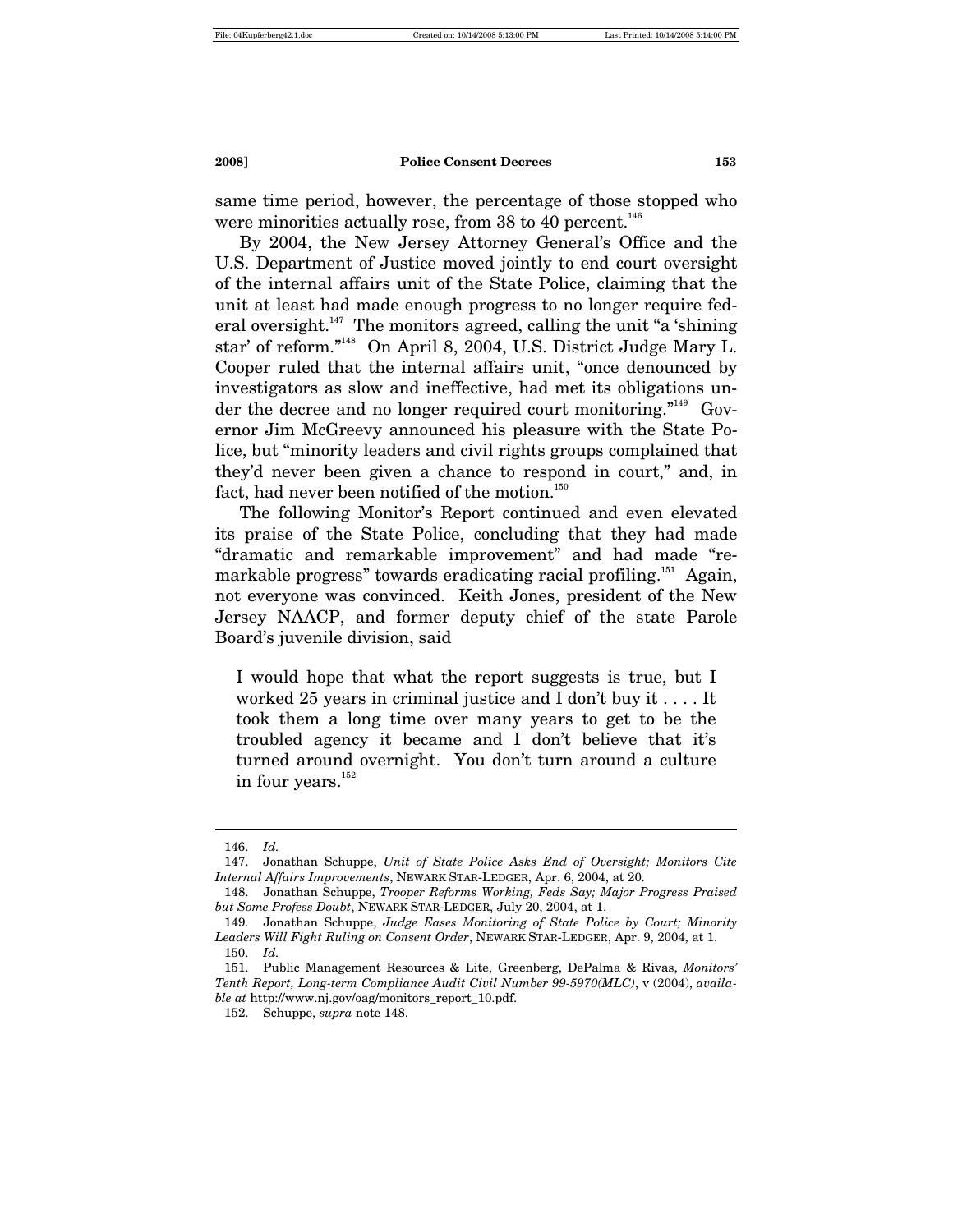same time period, however, the percentage of those stopped who were minorities actually rose, from 38 to 40 percent.[146]

By 2004, the New Jersey Attorney General's Office and the U.S. Department of Justice moved jointly to end court oversight of the internal affairs unit of the State Police, claiming that the unit at least had made enough progress to no longer require federal oversight.[147] The monitors agreed, calling the unit "a 'shining star' of reform."[148] On April 8, 2004, U.S. District Judge Mary L. Cooper ruled that the internal affairs unit, "once denounced by investigators as slow and ineffective, had met its obligations under the decree and no longer required court monitoring."[149] Governor Jim McGreevy announced his pleasure with the State Police, but "minority leaders and civil rights groups complained that they'd never been given a chance to respond in court," and, in fact, had never been notified of the motion.[150]

The following Monitor's Report continued and even elevated its praise of the State Police, concluding that they had made "dramatic and remarkable improvement" and had made "remarkable progress" towards eradicating racial profiling.[151] Again, not everyone was convinced. Keith Jones, president of the New Jersey NAACP, and former deputy chief of the state Parole Board's juvenile division, said

> I would hope that what the report suggests is true, but I worked 25 years in criminal justice and I don't buy it . . . . It took them a long time over many years to get to be the troubled agency it became and I don't believe that it's turned around overnight. You don't turn around a culture in four years.[152]

---

146. *Id.*

147. Jonathan Schuppe, *Unit of State Police Asks End of Oversight; Monitors Cite Internal Affairs Improvements*, NEWARK STAR-LEDGER, Apr. 6, 2004, at 20.

148. Jonathan Schuppe, *Trooper Reforms Working, Feds Say; Major Progress Praised but Some Profess Doubt*, NEWARK STAR-LEDGER, July 20, 2004, at 1.

149. Jonathan Schuppe, *Judge Eases Monitoring of State Police by Court; Minority Leaders Will Fight Ruling on Consent Order*, NEWARK STAR-LEDGER, Apr. 9, 2004, at 1.

150. *Id.*

151. Public Management Resources & Lite, Greenberg, DePalma & Rivas, *Monitors' Tenth Report, Long-term Compliance Audit Civil Number 99-5970(MLC)*, v (2004), *available at* http://www.nj.gov/oag/monitors_report_10.pdf.

152. Schuppe, *supra* note 148.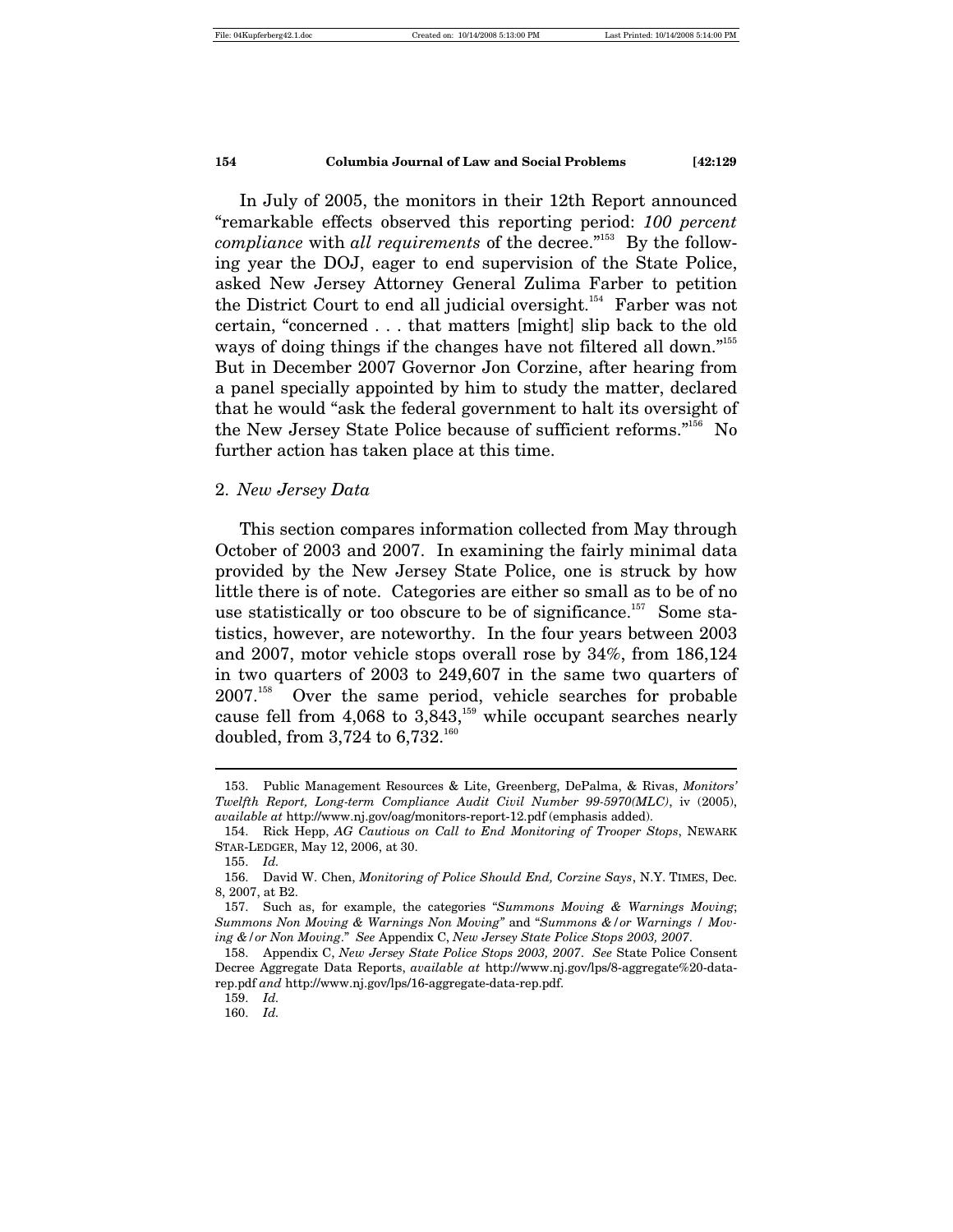In July of 2005, the monitors in their 12th Report announced "remarkable effects observed this reporting period: *100 percent compliance* with *all requirements* of the decree."[153] By the following year the DOJ, eager to end supervision of the State Police, asked New Jersey Attorney General Zulima Farber to petition the District Court to end all judicial oversight.[154] Farber was not certain, "concerned . . . that matters [might] slip back to the old ways of doing things if the changes have not filtered all down."[155] But in December 2007 Governor Jon Corzine, after hearing from a panel specially appointed by him to study the matter, declared that he would "ask the federal government to halt its oversight of the New Jersey State Police because of sufficient reforms."[156] No further action has taken place at this time.

### 2. *New Jersey Data*

This section compares information collected from May through October of 2003 and 2007. In examining the fairly minimal data provided by the New Jersey State Police, one is struck by how little there is of note. Categories are either so small as to be of no use statistically or too obscure to be of significance.[157] Some statistics, however, are noteworthy. In the four years between 2003 and 2007, motor vehicle stops overall rose by 34%, from 186,124 in two quarters of 2003 to 249,607 in the same two quarters of 2007.[158] Over the same period, vehicle searches for probable cause fell from 4,068 to 3,843,[159] while occupant searches nearly doubled, from 3,724 to 6,732.[160]

---

153. Public Management Resources & Lite, Greenberg, DePalma, & Rivas, *Monitors' Twelfth Report, Long-term Compliance Audit Civil Number 99-5970(MLC)*, iv (2005), *available at* http://www.nj.gov/oag/monitors-report-12.pdf (emphasis added).

154. Rick Hepp, *AG Cautious on Call to End Monitoring of Trooper Stops*, NEWARK STAR-LEDGER, May 12, 2006, at 30.

155. *Id.*

156. David W. Chen, *Monitoring of Police Should End, Corzine Says*, N.Y. TIMES, Dec. 8, 2007, at B2.

157. Such as, for example, the categories "*Summons Moving & Warnings Moving*; *Summons Non Moving & Warnings Non Moving*" and "*Summons &/or Warnings / Moving &/or Non Moving*." *See* Appendix C, *New Jersey State Police Stops 2003, 2007*.

158. Appendix C, *New Jersey State Police Stops 2003, 2007*. *See* State Police Consent Decree Aggregate Data Reports, *available at* http://www.nj.gov/lps/8-aggregate%20-data-rep.pdf *and* http://www.nj.gov/lps/16-aggregate-data-rep.pdf.

159. *Id.*

160. *Id.*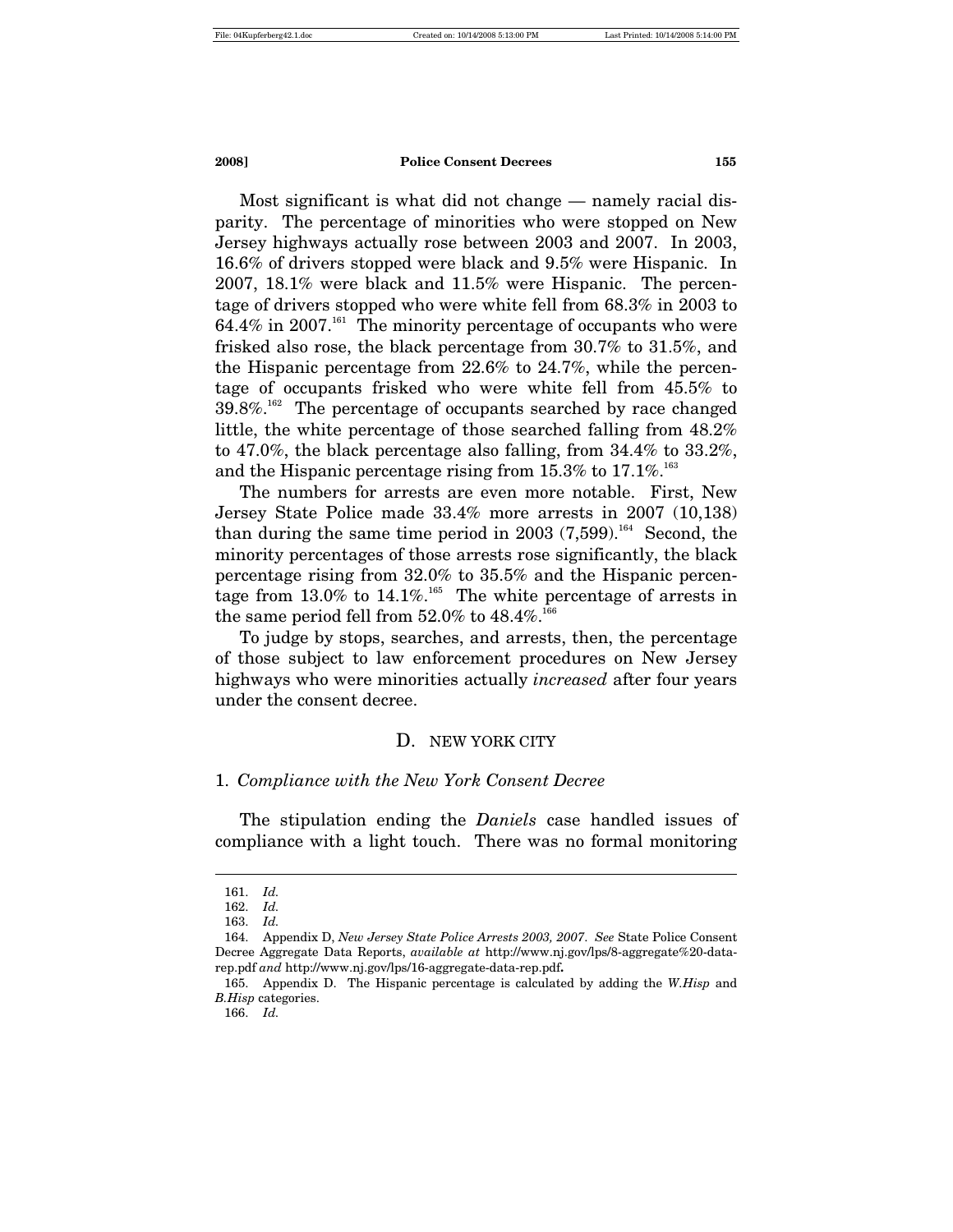Most significant is what did not change — namely racial disparity. The percentage of minorities who were stopped on New Jersey highways actually rose between 2003 and 2007. In 2003, 16.6% of drivers stopped were black and 9.5% were Hispanic. In 2007, 18.1% were black and 11.5% were Hispanic. The percentage of drivers stopped who were white fell from 68.3% in 2003 to 64.4% in 2007.[161] The minority percentage of occupants who were frisked also rose, the black percentage from 30.7% to 31.5%, and the Hispanic percentage from 22.6% to 24.7%, while the percentage of occupants frisked who were white fell from 45.5% to 39.8%.[162] The percentage of occupants searched by race changed little, the white percentage of those searched falling from 48.2% to 47.0%, the black percentage also falling, from 34.4% to 33.2%, and the Hispanic percentage rising from 15.3% to 17.1%.[163]

The numbers for arrests are even more notable. First, New Jersey State Police made 33.4% more arrests in 2007 (10,138) than during the same time period in 2003 (7,599).[164] Second, the minority percentages of those arrests rose significantly, the black percentage rising from 32.0% to 35.5% and the Hispanic percentage from 13.0% to 14.1%.[165] The white percentage of arrests in the same period fell from 52.0% to 48.4%.[166]

To judge by stops, searches, and arrests, then, the percentage of those subject to law enforcement procedures on New Jersey highways who were minorities actually *increased* after four years under the consent decree.

## D. NEW YORK CITY

### 1. *Compliance with the New York Consent Decree*

The stipulation ending the *Daniels* case handled issues of compliance with a light touch. There was no formal monitoring

---

161. *Id.*

162. *Id.*

163. *Id.*

164. Appendix D, *New Jersey State Police Arrests 2003, 2007*. *See* State Police Consent Decree Aggregate Data Reports, *available at* http://www.nj.gov/lps/8-aggregate%20-data-rep.pdf *and* http://www.nj.gov/lps/16-aggregate-data-rep.pdf**.**

165. Appendix D. The Hispanic percentage is calculated by adding the *W.Hisp* and *B.Hisp* categories.

166. *Id.*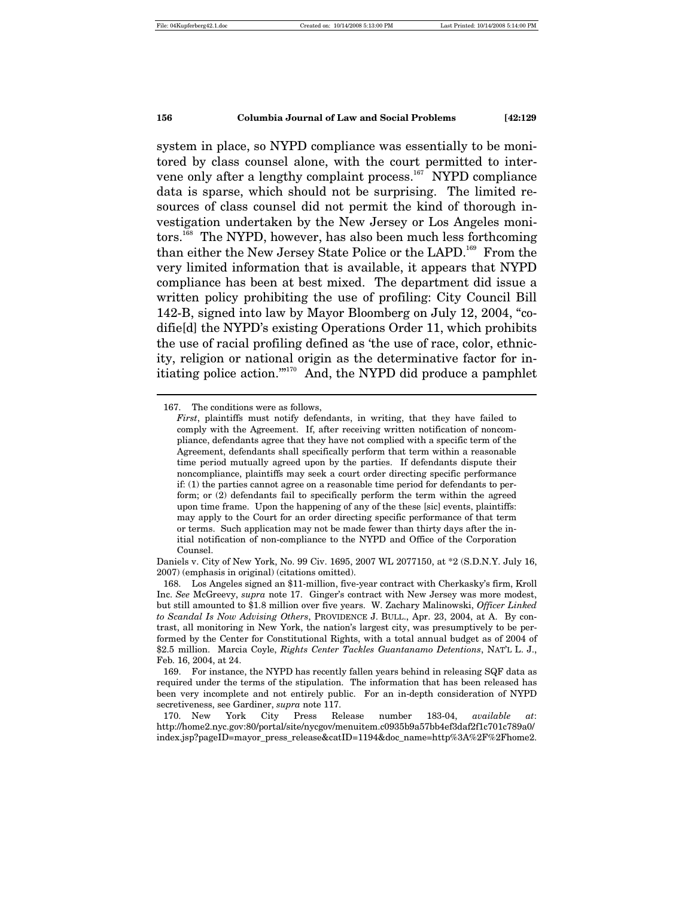system in place, so NYPD compliance was essentially to be monitored by class counsel alone, with the court permitted to intervene only after a lengthy complaint process.[167] NYPD compliance data is sparse, which should not be surprising. The limited resources of class counsel did not permit the kind of thorough investigation undertaken by the New Jersey or Los Angeles monitors.[168] The NYPD, however, has also been much less forthcoming than either the New Jersey State Police or the LAPD.[169] From the very limited information that is available, it appears that NYPD compliance has been at best mixed. The department did issue a written policy prohibiting the use of profiling: City Council Bill 142-B, signed into law by Mayor Bloomberg on July 12, 2004, "codifie[d] the NYPD's existing Operations Order 11, which prohibits the use of racial profiling defined as 'the use of race, color, ethnicity, religion or national origin as the determinative factor for initiating police action.'"[170] And, the NYPD did produce a pamphlet

---

167. The conditions were as follows,

> *First*, plaintiffs must notify defendants, in writing, that they have failed to comply with the Agreement. If, after receiving written notification of noncompliance, defendants agree that they have not complied with a specific term of the Agreement, defendants shall specifically perform that term within a reasonable time period mutually agreed upon by the parties. If defendants dispute their noncompliance, plaintiffs may seek a court order directing specific performance if: (1) the parties cannot agree on a reasonable time period for defendants to perform; or (2) defendants fail to specifically perform the term within the agreed upon time frame. Upon the happening of any of the these [sic] events, plaintiffs: may apply to the Court for an order directing specific performance of that term or terms. Such application may not be made fewer than thirty days after the initial notification of non-compliance to the NYPD and Office of the Corporation Counsel.

Daniels v. City of New York, No. 99 Civ. 1695, 2007 WL 2077150, at *2 (S.D.N.Y. July 16, 2007) (emphasis in original) (citations omitted).

168. Los Angeles signed an $11-million, five-year contract with Cherkasky's firm, Kroll Inc. *See* McGreevy, *supra* note 17. Ginger's contract with New Jersey was more modest, but still amounted to $1.8 million over five years. W. Zachary Malinowski, *Officer Linked to Scandal Is Now Advising Others*, PROVIDENCE J. BULL., Apr. 23, 2004, at A. By contrast, all monitoring in New York, the nation's largest city, was presumptively to be performed by the Center for Constitutional Rights, with a total annual budget as of 2004 of $2.5 million. Marcia Coyle, *Rights Center Tackles Guantanamo Detentions*, NAT'L L. J., Feb. 16, 2004, at 24.

169. For instance, the NYPD has recently fallen years behind in releasing SQF data as required under the terms of the stipulation. The information that has been released has been very incomplete and not entirely public. For an in-depth consideration of NYPD secretiveness, see Gardiner, *supra* note 117.

170. New York City Press Release number 183-04, *available at*: http://home2.nyc.gov:80/portal/site/nycgov/menuitem.c0935b9a57bb4ef3daf2f1c701c789a0/index.jsp?pageID=mayor_press_release&catID=1194&doc_name=http%3A%2F%2Fhome2.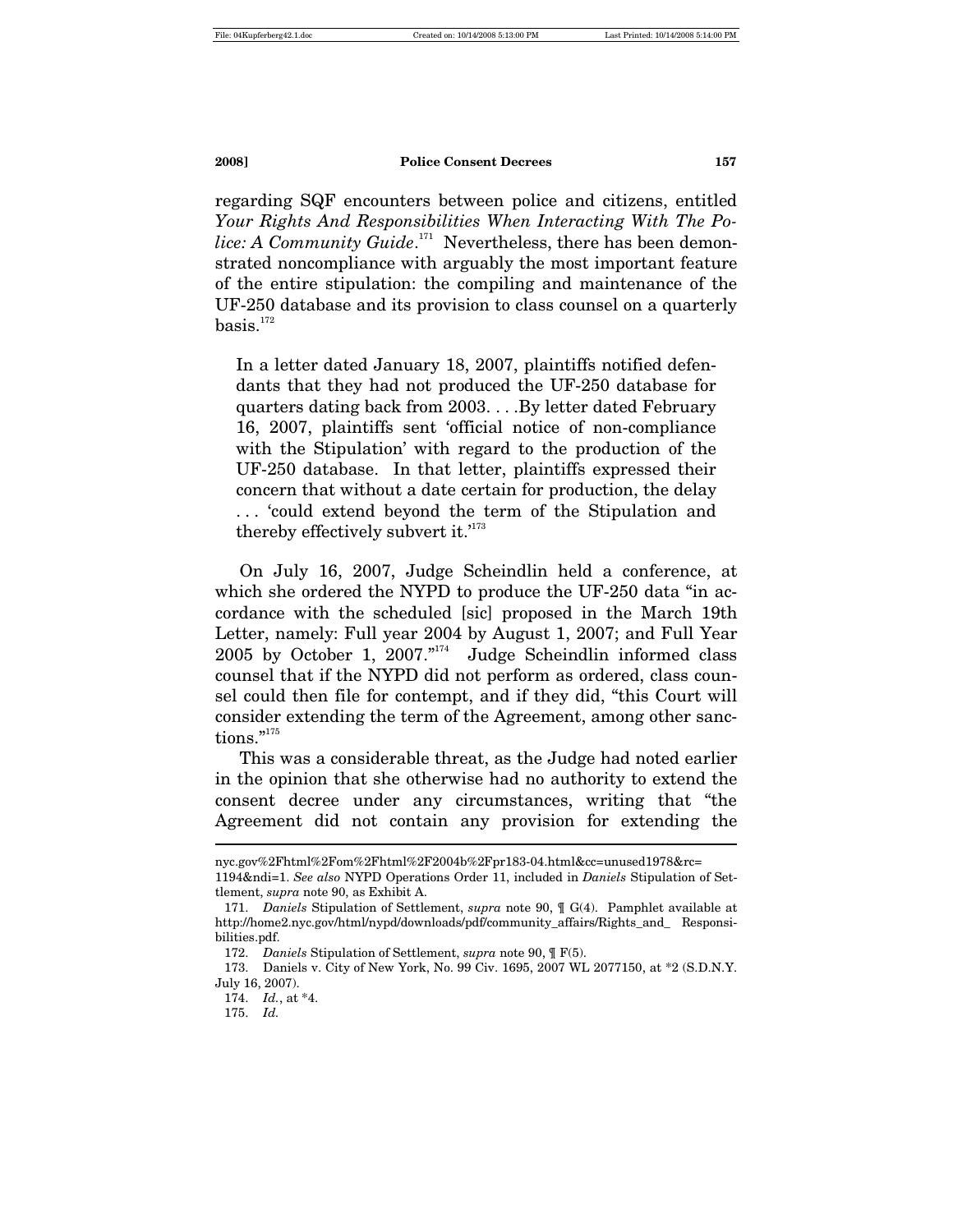regarding SQF encounters between police and citizens, entitled *Your Rights And Responsibilities When Interacting With The Police: A Community Guide*.[171] Nevertheless, there has been demonstrated noncompliance with arguably the most important feature of the entire stipulation: the compiling and maintenance of the UF-250 database and its provision to class counsel on a quarterly basis.[172]

> In a letter dated January 18, 2007, plaintiffs notified defendants that they had not produced the UF-250 database for quarters dating back from 2003. . . .By letter dated February 16, 2007, plaintiffs sent 'official notice of non-compliance with the Stipulation' with regard to the production of the UF-250 database. In that letter, plaintiffs expressed their concern that without a date certain for production, the delay . . . 'could extend beyond the term of the Stipulation and thereby effectively subvert it.'[173]

On July 16, 2007, Judge Scheindlin held a conference, at which she ordered the NYPD to produce the UF-250 data "in accordance with the scheduled [sic] proposed in the March 19th Letter, namely: Full year 2004 by August 1, 2007; and Full Year 2005 by October 1, 2007."[174] Judge Scheindlin informed class counsel that if the NYPD did not perform as ordered, class counsel could then file for contempt, and if they did, "this Court will consider extending the term of the Agreement, among other sanctions."[175]

This was a considerable threat, as the Judge had noted earlier in the opinion that she otherwise had no authority to extend the consent decree under any circumstances, writing that "the Agreement did not contain any provision for extending the

---

nyc.gov%2Fhtml%2Fom%2Fhtml%2F2004b%2Fpr183-04.html&cc=unused1978&rc=1194&ndi=1. *See also* NYPD Operations Order 11, included in *Daniels* Stipulation of Settlement, *supra* note 90, as Exhibit A.

171. *Daniels* Stipulation of Settlement, *supra* note 90, ¶ G(4). Pamphlet available at http://home2.nyc.gov/html/nypd/downloads/pdf/community_affairs/Rights_and_ Responsibilities.pdf.

172. *Daniels* Stipulation of Settlement, *supra* note 90, ¶ F(5).

173. Daniels v. City of New York, No. 99 Civ. 1695, 2007 WL 2077150, at *2 (S.D.N.Y. July 16, 2007).

174. *Id.*, at *4.

175. *Id.*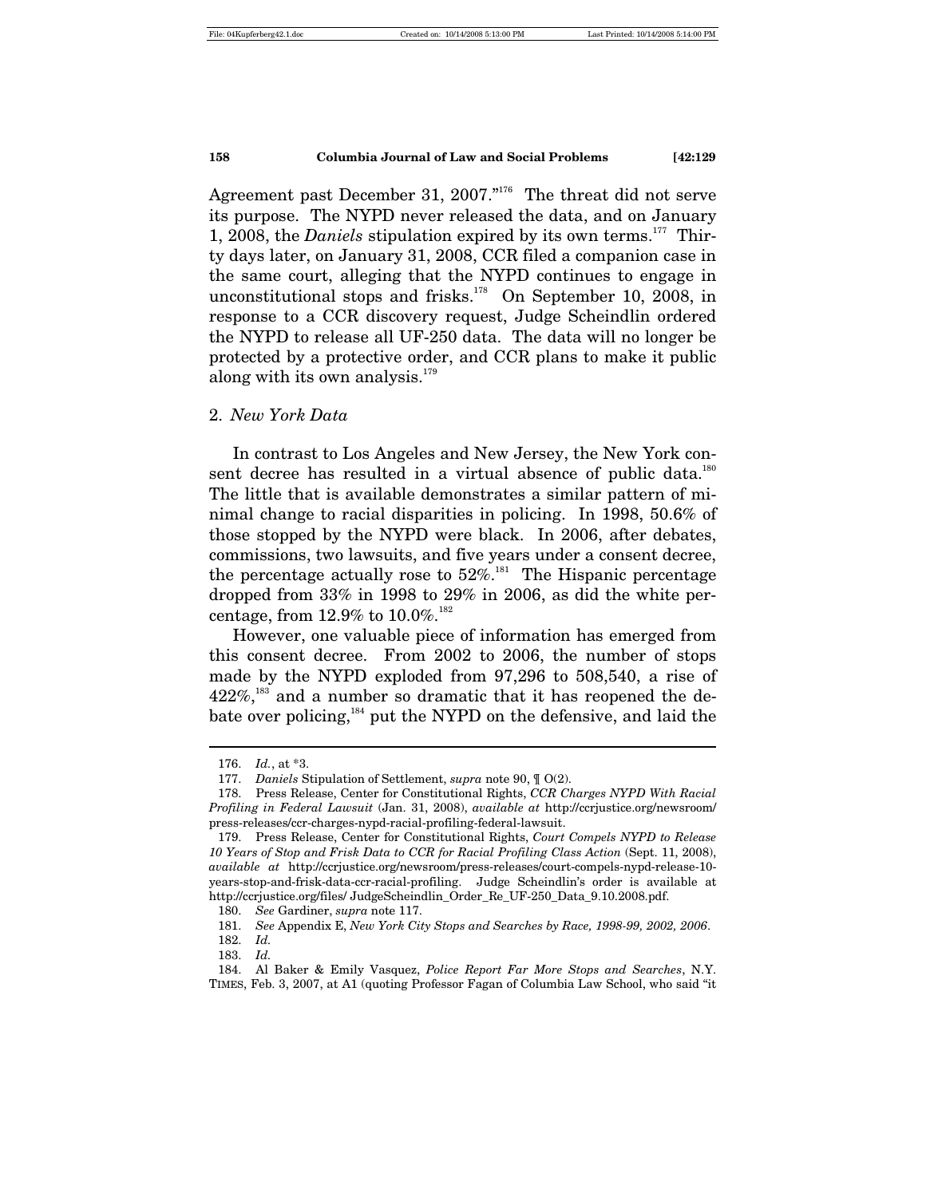Agreement past December 31, 2007."[176] The threat did not serve its purpose. The NYPD never released the data, and on January 1, 2008, the *Daniels* stipulation expired by its own terms.[177] Thirty days later, on January 31, 2008, CCR filed a companion case in the same court, alleging that the NYPD continues to engage in unconstitutional stops and frisks.[178] On September 10, 2008, in response to a CCR discovery request, Judge Scheindlin ordered the NYPD to release all UF-250 data. The data will no longer be protected by a protective order, and CCR plans to make it public along with its own analysis.[179]

### 2. *New York Data*

In contrast to Los Angeles and New Jersey, the New York consent decree has resulted in a virtual absence of public data.[180] The little that is available demonstrates a similar pattern of minimal change to racial disparities in policing. In 1998, 50.6% of those stopped by the NYPD were black. In 2006, after debates, commissions, two lawsuits, and five years under a consent decree, the percentage actually rose to 52%.[181] The Hispanic percentage dropped from 33% in 1998 to 29% in 2006, as did the white percentage, from 12.9% to 10.0%.[182]

However, one valuable piece of information has emerged from this consent decree. From 2002 to 2006, the number of stops made by the NYPD exploded from 97,296 to 508,540, a rise of 422%,[183] and a number so dramatic that it has reopened the debate over policing,[184] put the NYPD on the defensive, and laid the

---

176. *Id.*, at *3.

177. *Daniels* Stipulation of Settlement, *supra* note 90, ¶ O(2).

178. Press Release, Center for Constitutional Rights, *CCR Charges NYPD With Racial Profiling in Federal Lawsuit* (Jan. 31, 2008), *available at* http://ccrjustice.org/newsroom/press-releases/ccr-charges-nypd-racial-profiling-federal-lawsuit.

179. Press Release, Center for Constitutional Rights, *Court Compels NYPD to Release 10 Years of Stop and Frisk Data to CCR for Racial Profiling Class Action* (Sept. 11, 2008), *available at* http://ccrjustice.org/newsroom/press-releases/court-compels-nypd-release-10-years-stop-and-frisk-data-ccr-racial-profiling. Judge Scheindlin's order is available at http://ccrjustice.org/files/ JudgeScheindlin_Order_Re_UF-250_Data_9.10.2008.pdf.

180. *See* Gardiner, *supra* note 117.

181. *See* Appendix E, *New York City Stops and Searches by Race, 1998-99, 2002, 2006*.

182. *Id.*

183. *Id.*

184. Al Baker & Emily Vasquez, *Police Report Far More Stops and Searches*, N.Y. TIMES, Feb. 3, 2007, at A1 (quoting Professor Fagan of Columbia Law School, who said "it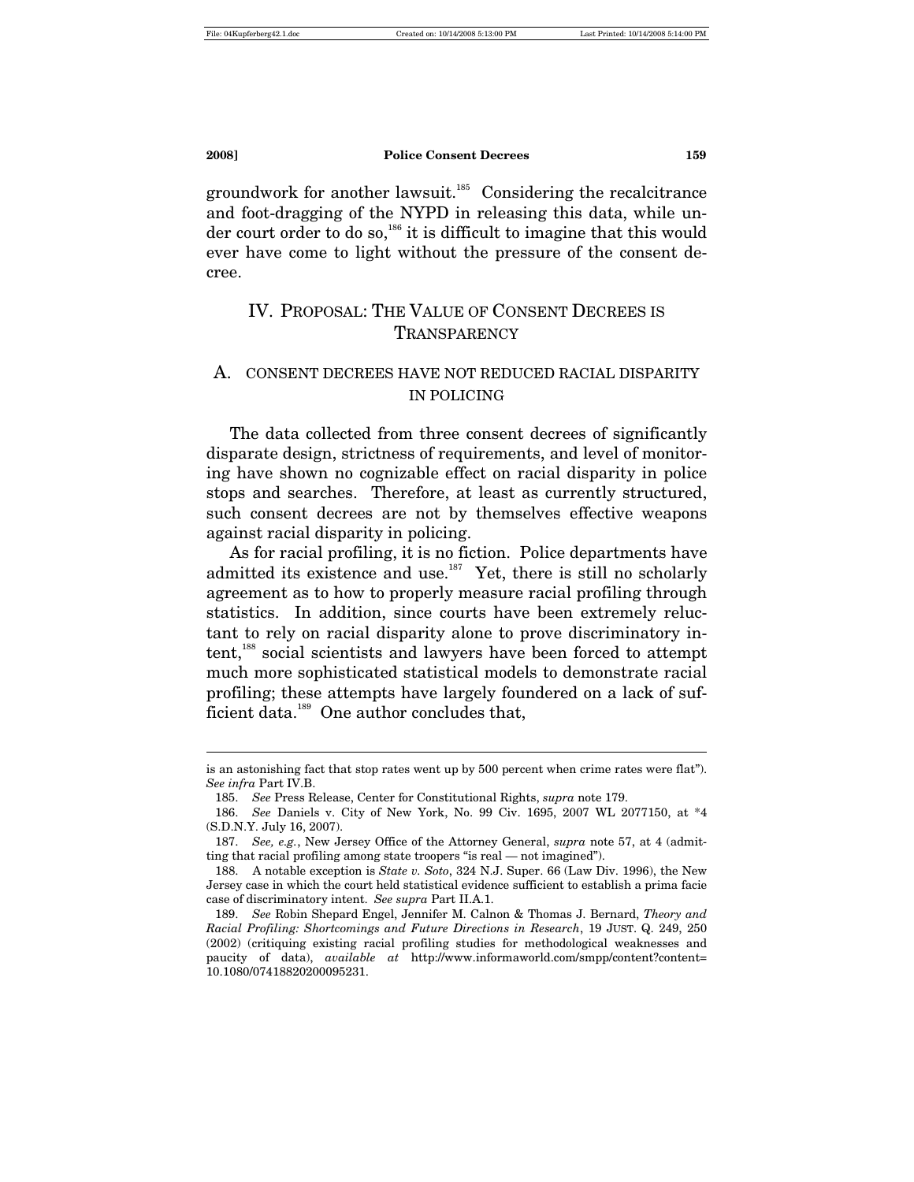groundwork for another lawsuit.[185] Considering the recalcitrance and foot-dragging of the NYPD in releasing this data, while under court order to do so,[186] it is difficult to imagine that this would ever have come to light without the pressure of the consent decree.

## IV. PROPOSAL: THE VALUE OF CONSENT DECREES IS TRANSPARENCY

### A. CONSENT DECREES HAVE NOT REDUCED RACIAL DISPARITY IN POLICING

The data collected from three consent decrees of significantly disparate design, strictness of requirements, and level of monitoring have shown no cognizable effect on racial disparity in police stops and searches. Therefore, at least as currently structured, such consent decrees are not by themselves effective weapons against racial disparity in policing.

As for racial profiling, it is no fiction. Police departments have admitted its existence and use.[187] Yet, there is still no scholarly agreement as to how to properly measure racial profiling through statistics. In addition, since courts have been extremely reluctant to rely on racial disparity alone to prove discriminatory intent,[188] social scientists and lawyers have been forced to attempt much more sophisticated statistical models to demonstrate racial profiling; these attempts have largely foundered on a lack of sufficient data.[189] One author concludes that,

---

is an astonishing fact that stop rates went up by 500 percent when crime rates were flat"). *See infra* Part IV.B.

185. *See* Press Release, Center for Constitutional Rights, *supra* note 179.

186. *See* Daniels v. City of New York, No. 99 Civ. 1695, 2007 WL 2077150, at *4 (S.D.N.Y. July 16, 2007).

187. *See, e.g.*, New Jersey Office of the Attorney General, *supra* note 57, at 4 (admitting that racial profiling among state troopers "is real — not imagined").

188. A notable exception is *State v. Soto*, 324 N.J. Super. 66 (Law Div. 1996), the New Jersey case in which the court held statistical evidence sufficient to establish a prima facie case of discriminatory intent. *See supra* Part II.A.1.

189. *See* Robin Shepard Engel, Jennifer M. Calnon & Thomas J. Bernard, *Theory and Racial Profiling: Shortcomings and Future Directions in Research*, 19 JUST. Q. 249, 250 (2002) (critiquing existing racial profiling studies for methodological weaknesses and paucity of data), *available at* http://www.informaworld.com/smpp/content?content=10.1080/07418820200095231.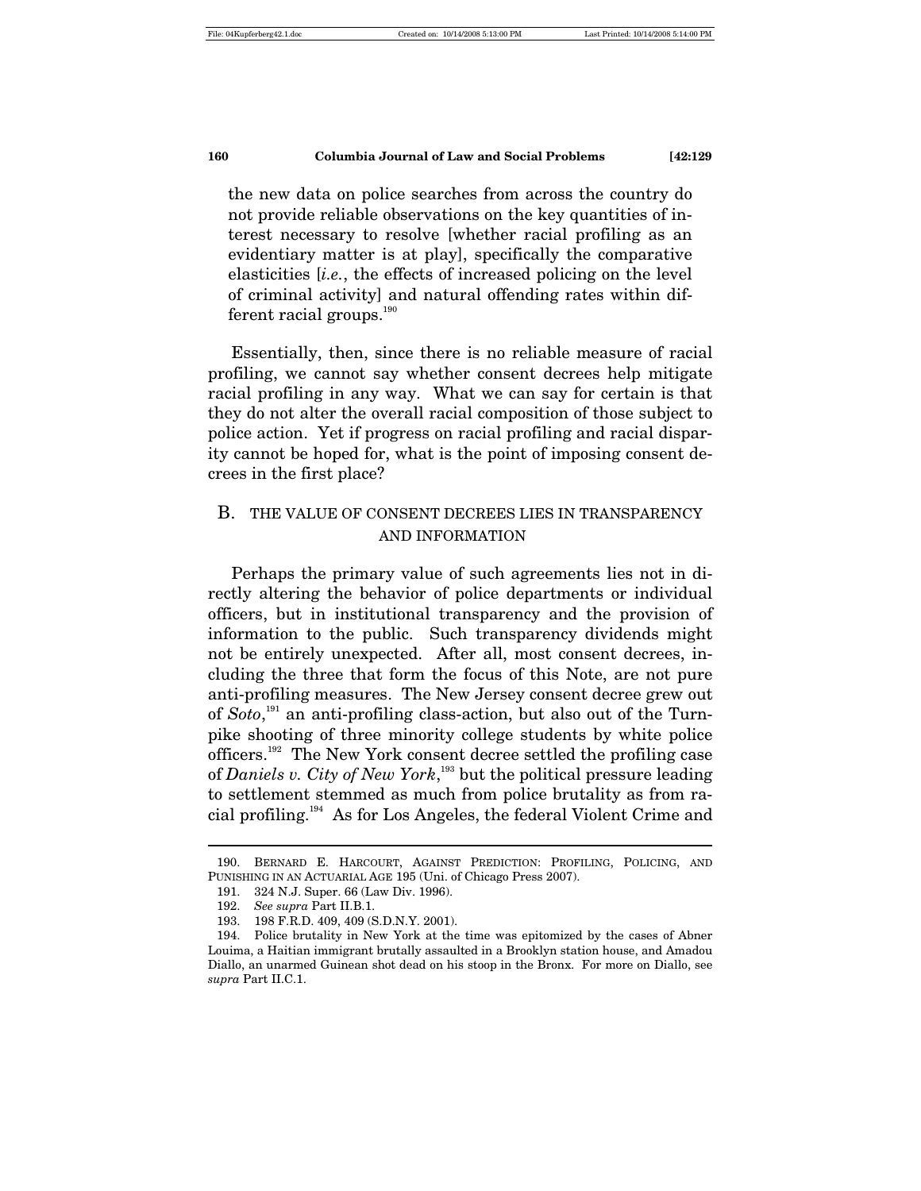> the new data on police searches from across the country do not provide reliable observations on the key quantities of interest necessary to resolve [whether racial profiling as an evidentiary matter is at play], specifically the comparative elasticities [*i.e.*, the effects of increased policing on the level of criminal activity] and natural offending rates within different racial groups.[190]

Essentially, then, since there is no reliable measure of racial profiling, we cannot say whether consent decrees help mitigate racial profiling in any way. What we can say for certain is that they do not alter the overall racial composition of those subject to police action. Yet if progress on racial profiling and racial disparity cannot be hoped for, what is the point of imposing consent decrees in the first place?

## B. THE VALUE OF CONSENT DECREES LIES IN TRANSPARENCY AND INFORMATION

Perhaps the primary value of such agreements lies not in directly altering the behavior of police departments or individual officers, but in institutional transparency and the provision of information to the public. Such transparency dividends might not be entirely unexpected. After all, most consent decrees, including the three that form the focus of this Note, are not pure anti-profiling measures. The New Jersey consent decree grew out of *Soto*,[191] an anti-profiling class-action, but also out of the Turnpike shooting of three minority college students by white police officers.[192] The New York consent decree settled the profiling case of *Daniels v. City of New York*,[193] but the political pressure leading to settlement stemmed as much from police brutality as from racial profiling.[194] As for Los Angeles, the federal Violent Crime and

---

190. BERNARD E. HARCOURT, AGAINST PREDICTION: PROFILING, POLICING, AND PUNISHING IN AN ACTUARIAL AGE 195 (Uni. of Chicago Press 2007).

191. 324 N.J. Super. 66 (Law Div. 1996).

192. *See supra* Part II.B.1.

193. 198 F.R.D. 409, 409 (S.D.N.Y. 2001).

194. Police brutality in New York at the time was epitomized by the cases of Abner Louima, a Haitian immigrant brutally assaulted in a Brooklyn station house, and Amadou Diallo, an unarmed Guinean shot dead on his stoop in the Bronx. For more on Diallo, see *supra* Part II.C.1.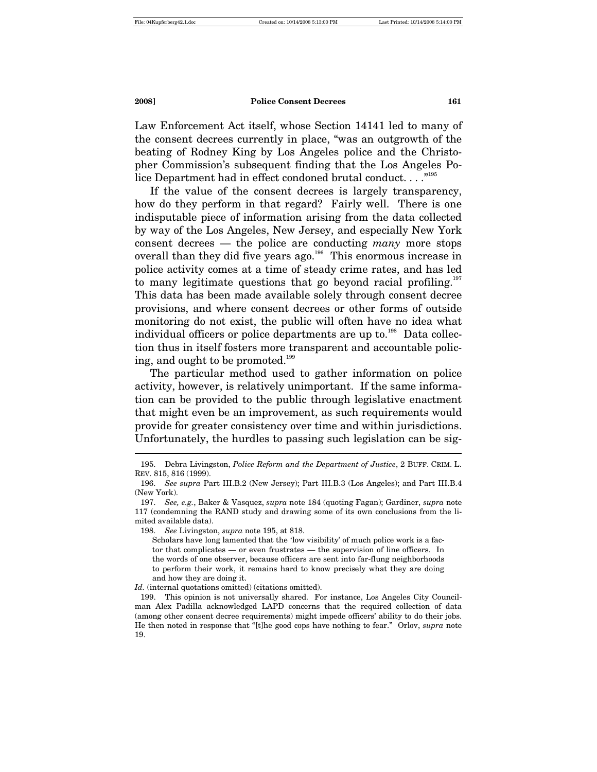Law Enforcement Act itself, whose Section 14141 led to many of the consent decrees currently in place, "was an outgrowth of the beating of Rodney King by Los Angeles police and the Christopher Commission's subsequent finding that the Los Angeles Police Department had in effect condoned brutal conduct. . . ."[195]

If the value of the consent decrees is largely transparency, how do they perform in that regard? Fairly well. There is one indisputable piece of information arising from the data collected by way of the Los Angeles, New Jersey, and especially New York consent decrees — the police are conducting *many* more stops overall than they did five years ago.[196] This enormous increase in police activity comes at a time of steady crime rates, and has led to many legitimate questions that go beyond racial profiling.[197] This data has been made available solely through consent decree provisions, and where consent decrees or other forms of outside monitoring do not exist, the public will often have no idea what individual officers or police departments are up to.[198] Data collection thus in itself fosters more transparent and accountable policing, and ought to be promoted.[199]

The particular method used to gather information on police activity, however, is relatively unimportant. If the same information can be provided to the public through legislative enactment that might even be an improvement, as such requirements would provide for greater consistency over time and within jurisdictions. Unfortunately, the hurdles to passing such legislation can be sig-

---

195. Debra Livingston, *Police Reform and the Department of Justice*, 2 BUFF. CRIM. L. REV. 815, 816 (1999).

196. *See supra* Part III.B.2 (New Jersey); Part III.B.3 (Los Angeles); and Part III.B.4 (New York).

197. *See, e.g.*, Baker & Vasquez, *supra* note 184 (quoting Fagan); Gardiner, *supra* note 117 (condemning the RAND study and drawing some of its own conclusions from the limited available data).

198. *See* Livingston, *supra* note 195, at 818.

> Scholars have long lamented that the 'low visibility' of much police work is a factor that complicates — or even frustrates — the supervision of line officers. In the words of one observer, because officers are sent into far-flung neighborhoods to perform their work, it remains hard to know precisely what they are doing and how they are doing it.

*Id.* (internal quotations omitted) (citations omitted).

199. This opinion is not universally shared. For instance, Los Angeles City Councilman Alex Padilla acknowledged LAPD concerns that the required collection of data (among other consent decree requirements) might impede officers' ability to do their jobs. He then noted in response that "[t]he good cops have nothing to fear." Orlov, *supra* note 19.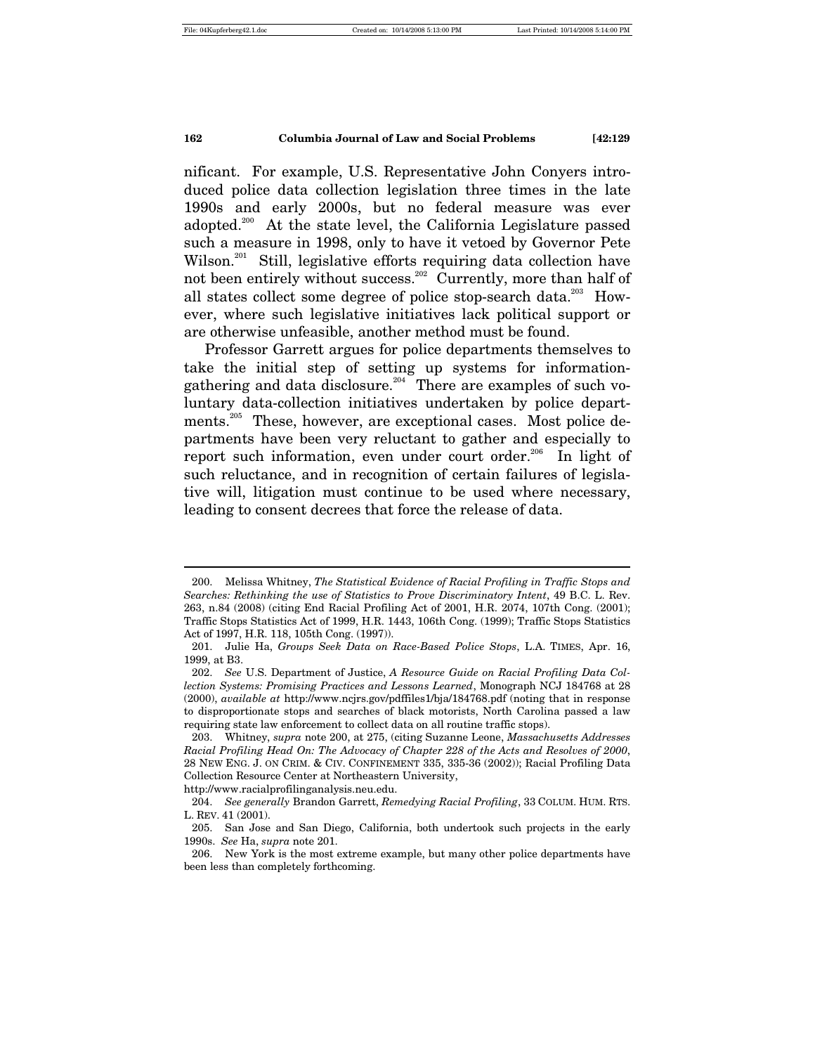nificant. For example, U.S. Representative John Conyers introduced police data collection legislation three times in the late 1990s and early 2000s, but no federal measure was ever adopted.[200] At the state level, the California Legislature passed such a measure in 1998, only to have it vetoed by Governor Pete Wilson.[201] Still, legislative efforts requiring data collection have not been entirely without success.[202] Currently, more than half of all states collect some degree of police stop-search data.[203] However, where such legislative initiatives lack political support or are otherwise unfeasible, another method must be found.

Professor Garrett argues for police departments themselves to take the initial step of setting up systems for information-gathering and data disclosure.[204] There are examples of such voluntary data-collection initiatives undertaken by police departments.[205] These, however, are exceptional cases. Most police departments have been very reluctant to gather and especially to report such information, even under court order.[206] In light of such reluctance, and in recognition of certain failures of legislative will, litigation must continue to be used where necessary, leading to consent decrees that force the release of data.

---

200. Melissa Whitney, *The Statistical Evidence of Racial Profiling in Traffic Stops and Searches: Rethinking the use of Statistics to Prove Discriminatory Intent*, 49 B.C. L. Rev. 263, n.84 (2008) (citing End Racial Profiling Act of 2001, H.R. 2074, 107th Cong. (2001); Traffic Stops Statistics Act of 1999, H.R. 1443, 106th Cong. (1999); Traffic Stops Statistics Act of 1997, H.R. 118, 105th Cong. (1997)).

201. Julie Ha, *Groups Seek Data on Race-Based Police Stops*, L.A. TIMES, Apr. 16, 1999, at B3.

202. *See* U.S. Department of Justice, *A Resource Guide on Racial Profiling Data Collection Systems: Promising Practices and Lessons Learned*, Monograph NCJ 184768 at 28 (2000), *available at* http://www.ncjrs.gov/pdffiles1/bja/184768.pdf (noting that in response to disproportionate stops and searches of black motorists, North Carolina passed a law requiring state law enforcement to collect data on all routine traffic stops).

203. Whitney, *supra* note 200, at 275, (citing Suzanne Leone, *Massachusetts Addresses Racial Profiling Head On: The Advocacy of Chapter 228 of the Acts and Resolves of 2000*, 28 NEW ENG. J. ON CRIM. & CIV. CONFINEMENT 335, 335-36 (2002)); Racial Profiling Data Collection Resource Center at Northeastern University, http://www.racialprofilinganalysis.neu.edu.

204. *See generally* Brandon Garrett, *Remedying Racial Profiling*, 33 COLUM. HUM. RTS. L. REV. 41 (2001).

205. San Jose and San Diego, California, both undertook such projects in the early 1990s. *See* Ha, *supra* note 201.

206. New York is the most extreme example, but many other police departments have been less than completely forthcoming.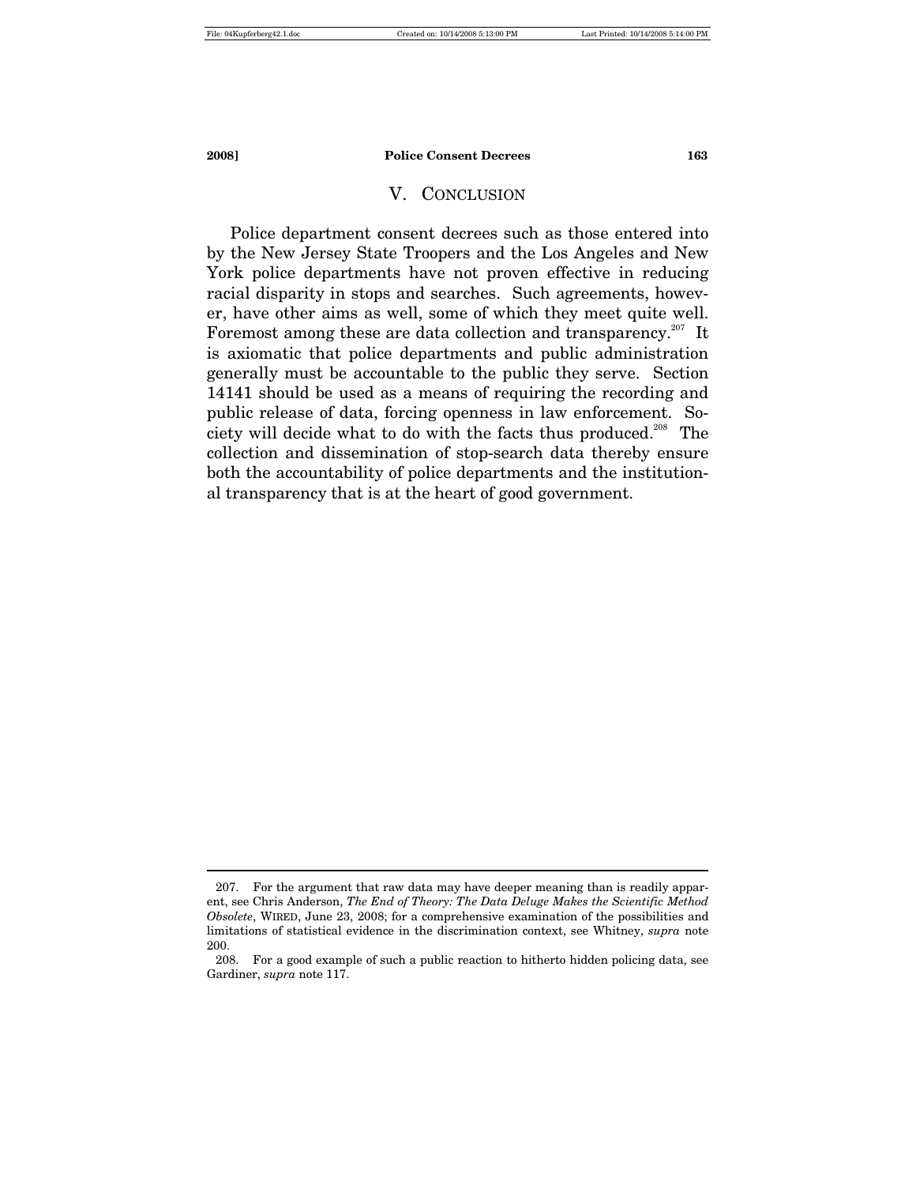## V. CONCLUSION

Police department consent decrees such as those entered into by the New Jersey State Troopers and the Los Angeles and New York police departments have not proven effective in reducing racial disparity in stops and searches. Such agreements, however, have other aims as well, some of which they meet quite well. Foremost among these are data collection and transparency.[207] It is axiomatic that police departments and public administration generally must be accountable to the public they serve. Section 14141 should be used as a means of requiring the recording and public release of data, forcing openness in law enforcement. Society will decide what to do with the facts thus produced.[208] The collection and dissemination of stop-search data thereby ensure both the accountability of police departments and the institutional transparency that is at the heart of good government.

---

207. For the argument that raw data may have deeper meaning than is readily apparent, see Chris Anderson, *The End of Theory: The Data Deluge Makes the Scientific Method Obsolete*, WIRED, June 23, 2008; for a comprehensive examination of the possibilities and limitations of statistical evidence in the discrimination context, see Whitney, *supra* note 200.

208. For a good example of such a public reaction to hitherto hidden policing data, see Gardiner, *supra* note 117.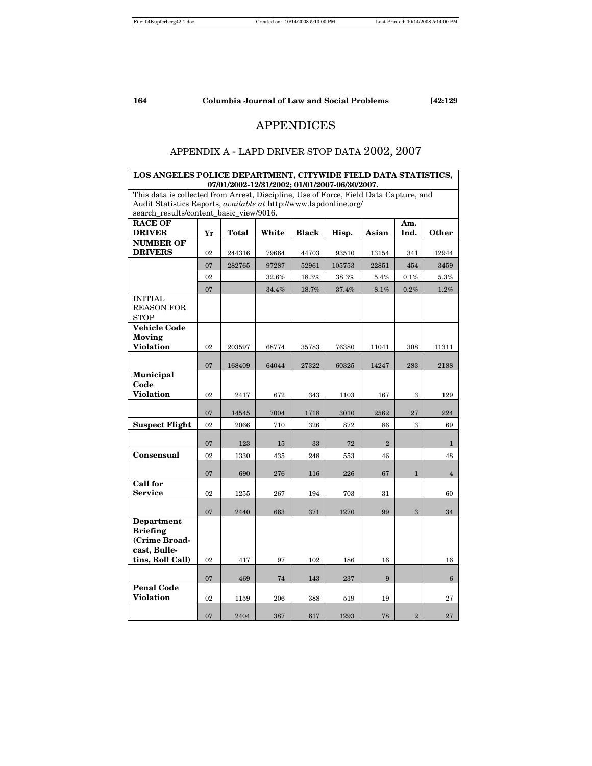# APPENDICES

## APPENDIX A - LAPD DRIVER STOP DATA 2002, 2007

| LOS ANGELES POLICE DEPARTMENT, CITYWIDE FIELD DATA STATISTICS, 07/01/2002-12/31/2002; 01/01/2007-06/30/2007. | | | | | | | | |
|---|---|---|---|---|---|---|---|---|
| This data is collected from Arrest, Discipline, Use of Force, Field Data Capture, and Audit Statistics Reports, *available at* http://www.lapdonline.org/search_results/content_basic_view/9016. | | | | | | | | |
| **RACE OF DRIVER** | **Yr** | **Total** | **White** | **Black** | **Hisp.** | **Asian** | **Am. Ind.** | **Other** |
| **NUMBER OF DRIVERS** | 02 | 244316 | 79664 | 44703 | 93510 | 13154 | 341 | 12944 |
| | 07 | 282765 | 97287 | 52961 | 105753 | 22851 | 454 | 3459 |
| | 02 | | 32.6% | 18.3% | 38.3% | 5.4% | 0.1% | 5.3% |
| | 07 | | 34.4% | 18.7% | 37.4% | 8.1% | 0.2% | 1.2% |
| INITIAL REASON FOR STOP | | | | | | | | |
| **Vehicle Code Moving Violation** | 02 | 203597 | 68774 | 35783 | 76380 | 11041 | 308 | 11311 |
| | 07 | 168409 | 64044 | 27322 | 60325 | 14247 | 283 | 2188 |
| **Municipal Code Violation** | 02 | 2417 | 672 | 343 | 1103 | 167 | 3 | 129 |
| | 07 | 14545 | 7004 | 1718 | 3010 | 2562 | 27 | 224 |
| **Suspect Flight** | 02 | 2066 | 710 | 326 | 872 | 86 | 3 | 69 |
| | 07 | 123 | 15 | 33 | 72 | 2 | | 1 |
| **Consensual** | 02 | 1330 | 435 | 248 | 553 | 46 | | 48 |
| | 07 | 690 | 276 | 116 | 226 | 67 | 1 | 4 |
| **Call for Service** | 02 | 1255 | 267 | 194 | 703 | 31 | | 60 |
| | 07 | 2440 | 663 | 371 | 1270 | 99 | 3 | 34 |
| **Department Briefing (Crime Broadcast, Bulletins, Roll Call)** | 02 | 417 | 97 | 102 | 186 | 16 | | 16 |
| | 07 | 469 | 74 | 143 | 237 | 9 | | 6 |
| **Penal Code Violation** | 02 | 1159 | 206 | 388 | 519 | 19 | | 27 |
| | 07 | 2404 | 387 | 617 | 1293 | 78 | 2 | 27 |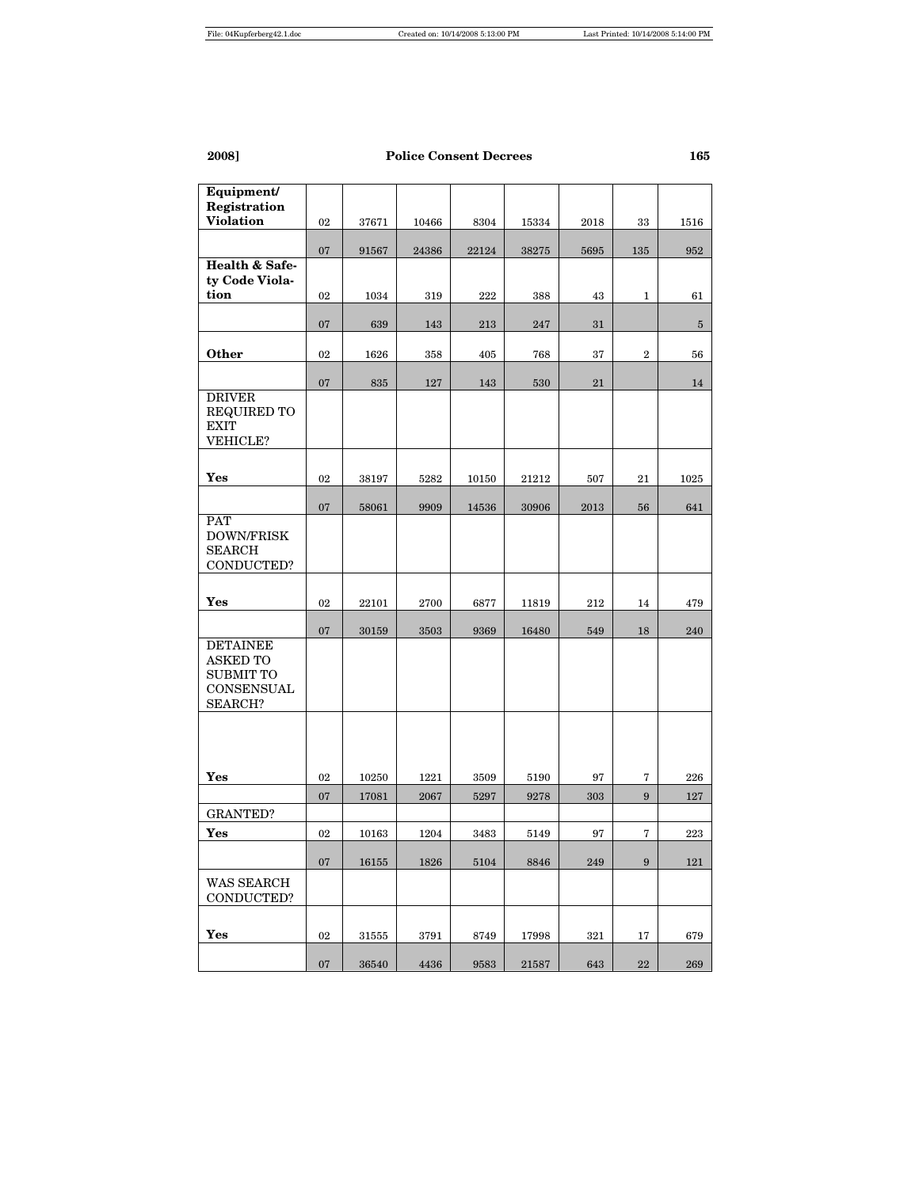| | | | | | | | | |
|---|---|---|---|---|---|---|---|---|
| **Equipment/ Registration Violation** | 02 | 37671 | 10466 | 8304 | 15334 | 2018 | 33 | 1516 |
| | 07 | 91567 | 24386 | 22124 | 38275 | 5695 | 135 | 952 |
| **Health & Safety Code Violation** | 02 | 1034 | 319 | 222 | 388 | 43 | 1 | 61 |
| | 07 | 639 | 143 | 213 | 247 | 31 | | 5 |
| **Other** | 02 | 1626 | 358 | 405 | 768 | 37 | 2 | 56 |
| | 07 | 835 | 127 | 143 | 530 | 21 | | 14 |
| DRIVER REQUIRED TO EXIT VEHICLE? | | | | | | | | |
| **Yes** | 02 | 38197 | 5282 | 10150 | 21212 | 507 | 21 | 1025 |
| | 07 | 58061 | 9909 | 14536 | 30906 | 2013 | 56 | 641 |
| PAT DOWN/FRISK SEARCH CONDUCTED? | | | | | | | | |
| **Yes** | 02 | 22101 | 2700 | 6877 | 11819 | 212 | 14 | 479 |
| | 07 | 30159 | 3503 | 9369 | 16480 | 549 | 18 | 240 |
| DETAINEE ASKED TO SUBMIT TO CONSENSUAL SEARCH? | | | | | | | | |
| **Yes** | 02 | 10250 | 1221 | 3509 | 5190 | 97 | 7 | 226 |
| | 07 | 17081 | 2067 | 5297 | 9278 | 303 | 9 | 127 |
| GRANTED? | | | | | | | | |
| **Yes** | 02 | 10163 | 1204 | 3483 | 5149 | 97 | 7 | 223 |
| | 07 | 16155 | 1826 | 5104 | 8846 | 249 | 9 | 121 |
| WAS SEARCH CONDUCTED? | | | | | | | | |
| **Yes** | 02 | 31555 | 3791 | 8749 | 17998 | 321 | 17 | 679 |
| | 07 | 36540 | 4436 | 9583 | 21587 | 643 | 22 | 269 |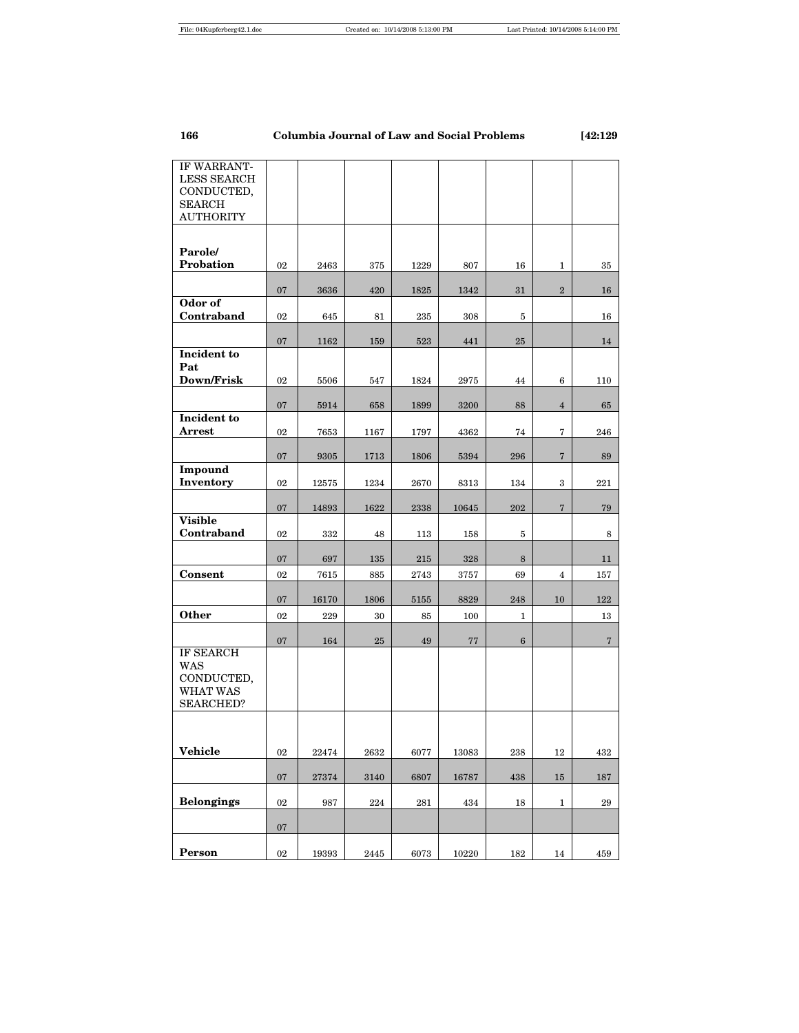| IF WARRANT-LESS SEARCH CONDUCTED, SEARCH AUTHORITY | | | | | | | | |
|---|---|---|---|---|---|---|---|---|
| **Parole/ Probation** | 02 | 2463 | 375 | 1229 | 807 | 16 | 1 | 35 |
| | 07 | 3636 | 420 | 1825 | 1342 | 31 | 2 | 16 |
| **Odor of Contraband** | 02 | 645 | 81 | 235 | 308 | 5 | | 16 |
| | 07 | 1162 | 159 | 523 | 441 | 25 | | 14 |
| **Incident to Pat Down/Frisk** | 02 | 5506 | 547 | 1824 | 2975 | 44 | 6 | 110 |
| | 07 | 5914 | 658 | 1899 | 3200 | 88 | 4 | 65 |
| **Incident to Arrest** | 02 | 7653 | 1167 | 1797 | 4362 | 74 | 7 | 246 |
| | 07 | 9305 | 1713 | 1806 | 5394 | 296 | 7 | 89 |
| **Impound Inventory** | 02 | 12575 | 1234 | 2670 | 8313 | 134 | 3 | 221 |
| | 07 | 14893 | 1622 | 2338 | 10645 | 202 | 7 | 79 |
| **Visible Contraband** | 02 | 332 | 48 | 113 | 158 | 5 | | 8 |
| | 07 | 697 | 135 | 215 | 328 | 8 | | 11 |
| **Consent** | 02 | 7615 | 885 | 2743 | 3757 | 69 | 4 | 157 |
| | 07 | 16170 | 1806 | 5155 | 8829 | 248 | 10 | 122 |
| **Other** | 02 | 229 | 30 | 85 | 100 | 1 | | 13 |
| | 07 | 164 | 25 | 49 | 77 | 6 | | 7 |
| IF SEARCH WAS CONDUCTED, WHAT WAS SEARCHED? | | | | | | | | |
| **Vehicle** | 02 | 22474 | 2632 | 6077 | 13083 | 238 | 12 | 432 |
| | 07 | 27374 | 3140 | 6807 | 16787 | 438 | 15 | 187 |
| **Belongings** | 02 | 987 | 224 | 281 | 434 | 18 | 1 | 29 |
| | 07 | | | | | | | |
| **Person** | 02 | 19393 | 2445 | 6073 | 10220 | 182 | 14 | 459 |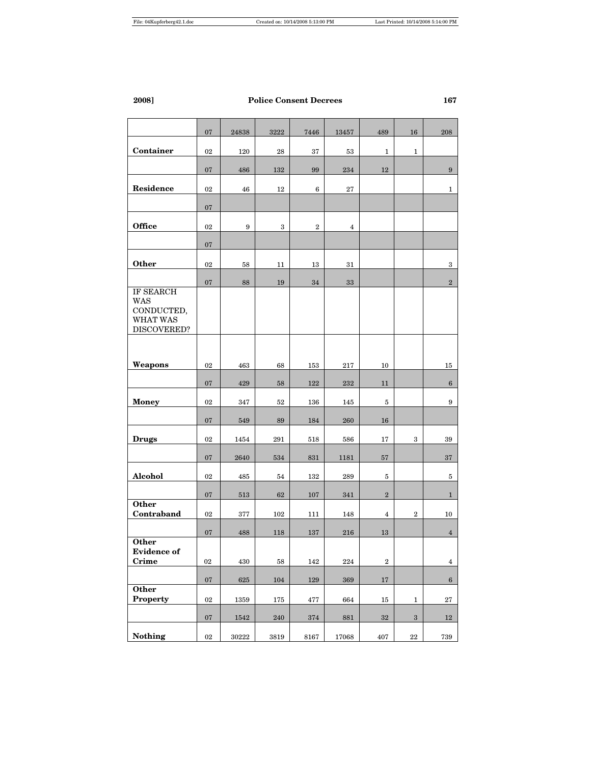| | 07 | 24838 | 3222 | 7446 | 13457 | 489 | 16 | 208 |
|---|---|---|---|---|---|---|---|---|
| **Container** | 02 | 120 | 28 | 37 | 53 | 1 | 1 | |
| | 07 | 486 | 132 | 99 | 234 | 12 | | 9 |
| **Residence** | 02 | 46 | 12 | 6 | 27 | | | 1 |
| | 07 | | | | | | | |
| **Office** | 02 | 9 | 3 | 2 | 4 | | | |
| | 07 | | | | | | | |
| **Other** | 02 | 58 | 11 | 13 | 31 | | | 3 |
| | 07 | 88 | 19 | 34 | 33 | | | 2 |
| IF SEARCH WAS CONDUCTED, WHAT WAS DISCOVERED? | | | | | | | | |
| **Weapons** | 02 | 463 | 68 | 153 | 217 | 10 | | 15 |
| | 07 | 429 | 58 | 122 | 232 | 11 | | 6 |
| **Money** | 02 | 347 | 52 | 136 | 145 | 5 | | 9 |
| | 07 | 549 | 89 | 184 | 260 | 16 | | |
| **Drugs** | 02 | 1454 | 291 | 518 | 586 | 17 | 3 | 39 |
| | 07 | 2640 | 534 | 831 | 1181 | 57 | | 37 |
| **Alcohol** | 02 | 485 | 54 | 132 | 289 | 5 | | 5 |
| | 07 | 513 | 62 | 107 | 341 | 2 | | 1 |
| **Other Contraband** | 02 | 377 | 102 | 111 | 148 | 4 | 2 | 10 |
| | 07 | 488 | 118 | 137 | 216 | 13 | | 4 |
| **Other Evidence of Crime** | 02 | 430 | 58 | 142 | 224 | 2 | | 4 |
| | 07 | 625 | 104 | 129 | 369 | 17 | | 6 |
| **Other Property** | 02 | 1359 | 175 | 477 | 664 | 15 | 1 | 27 |
| | 07 | 1542 | 240 | 374 | 881 | 32 | 3 | 12 |
| **Nothing** | 02 | 30222 | 3819 | 8167 | 17068 | 407 | 22 | 739 |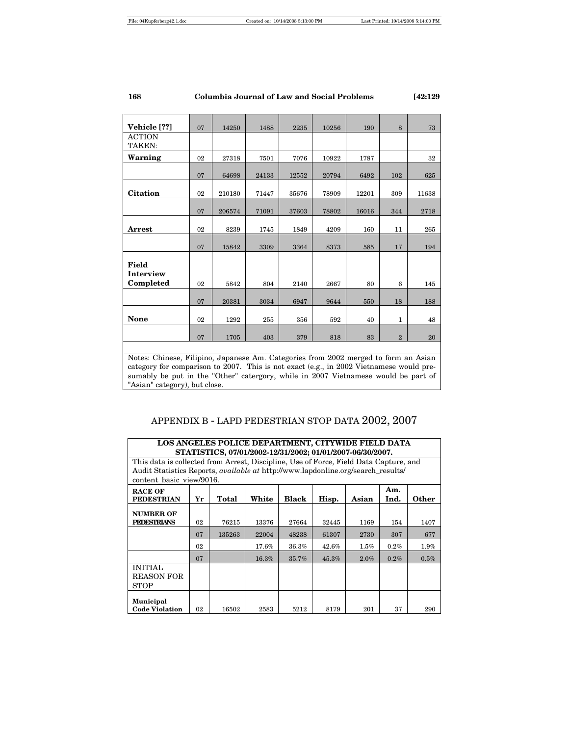| Vehicle [??] | 07 | 14250 | 1488 | 2235 | 10256 | 190 | 8 | 73 |
|---|---|---|---|---|---|---|---|---|
| ACTION TAKEN: | | | | | | | | |
| **Warning** | 02 | 27318 | 7501 | 7076 | 10922 | 1787 | | 32 |
| | 07 | 64698 | 24133 | 12552 | 20794 | 6492 | 102 | 625 |
| **Citation** | 02 | 210180 | 71447 | 35676 | 78909 | 12201 | 309 | 11638 |
| | 07 | 206574 | 71091 | 37603 | 78802 | 16016 | 344 | 2718 |
| **Arrest** | 02 | 8239 | 1745 | 1849 | 4209 | 160 | 11 | 265 |
| | 07 | 15842 | 3309 | 3364 | 8373 | 585 | 17 | 194 |
| **Field Interview Completed** | 02 | 5842 | 804 | 2140 | 2667 | 80 | 6 | 145 |
| | 07 | 20381 | 3034 | 6947 | 9644 | 550 | 18 | 188 |
| **None** | 02 | 1292 | 255 | 356 | 592 | 40 | 1 | 48 |
| | 07 | 1705 | 403 | 379 | 818 | 83 | 2 | 20 |

Notes: Chinese, Filipino, Japanese Am. Categories from 2002 merged to form an Asian category for comparison to 2007. This is not exact (e.g., in 2002 Vietnamese would presumably be put in the "Other" catergory, while in 2007 Vietnamese would be part of "Asian" category), but close.

## APPENDIX B - LAPD PEDESTRIAN STOP DATA 2002, 2007

**LOS ANGELES POLICE DEPARTMENT, CITYWIDE FIELD DATA STATISTICS, 07/01/2002-12/31/2002; 01/01/2007-06/30/2007.**

This data is collected from Arrest, Discipline, Use of Force, Field Data Capture, and Audit Statistics Reports, *available at* http://www.lapdonline.org/search_results/content_basic_view/9016.

| RACE OF PEDESTRIAN | Yr | Total | White | Black | Hisp. | Asian | Am. Ind. | Other |
|---|---|---|---|---|---|---|---|---|
| **NUMBER OF PEDESTRIANS** | 02 | 76215 | 13376 | 27664 | 32445 | 1169 | 154 | 1407 |
| | 07 | 135263 | 22004 | 48238 | 61307 | 2730 | 307 | 677 |
| | 02 | | 17.6% | 36.3% | 42.6% | 1.5% | 0.2% | 1.9% |
| | 07 | | 16.3% | 35.7% | 45.3% | 2.0% | 0.2% | 0.5% |
| INITIAL REASON FOR STOP | | | | | | | | |
| **Municipal Code Violation** | 02 | 16502 | 2583 | 5212 | 8179 | 201 | 37 | 290 |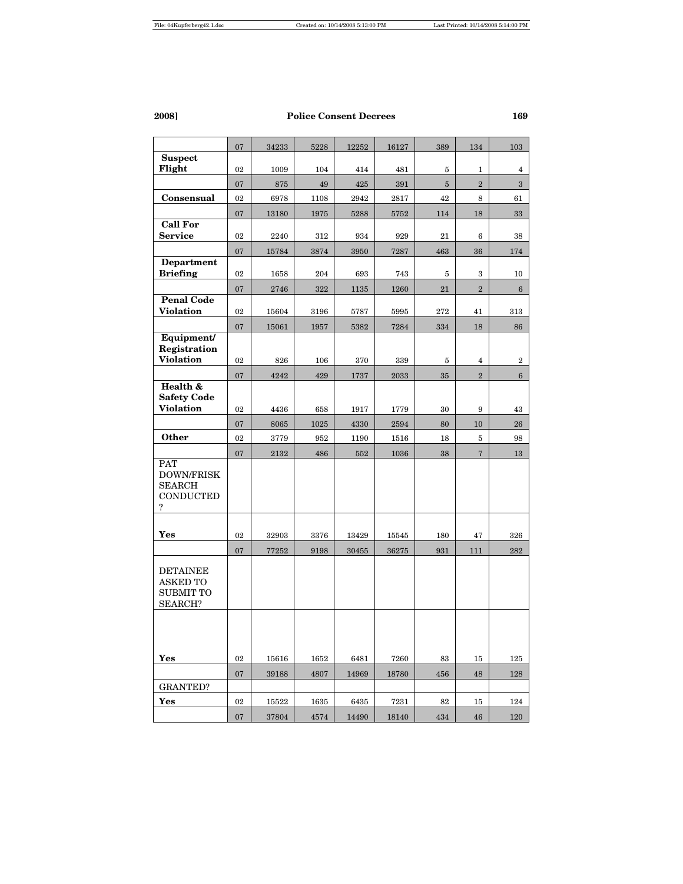| | 07 | 34233 | 5228 | 12252 | 16127 | 389 | 134 | 103 |
|---|---|---|---|---|---|---|---|---|
| **Suspect Flight** | 02 | 1009 | 104 | 414 | 481 | 5 | 1 | 4 |
| | 07 | 875 | 49 | 425 | 391 | 5 | 2 | 3 |
| **Consensual** | 02 | 6978 | 1108 | 2942 | 2817 | 42 | 8 | 61 |
| | 07 | 13180 | 1975 | 5288 | 5752 | 114 | 18 | 33 |
| **Call For Service** | 02 | 2240 | 312 | 934 | 929 | 21 | 6 | 38 |
| | 07 | 15784 | 3874 | 3950 | 7287 | 463 | 36 | 174 |
| **Department Briefing** | 02 | 1658 | 204 | 693 | 743 | 5 | 3 | 10 |
| | 07 | 2746 | 322 | 1135 | 1260 | 21 | 2 | 6 |
| **Penal Code Violation** | 02 | 15604 | 3196 | 5787 | 5995 | 272 | 41 | 313 |
| | 07 | 15061 | 1957 | 5382 | 7284 | 334 | 18 | 86 |
| **Equipment/ Registration Violation** | 02 | 826 | 106 | 370 | 339 | 5 | 4 | 2 |
| | 07 | 4242 | 429 | 1737 | 2033 | 35 | 2 | 6 |
| **Health & Safety Code Violation** | 02 | 4436 | 658 | 1917 | 1779 | 30 | 9 | 43 |
| | 07 | 8065 | 1025 | 4330 | 2594 | 80 | 10 | 26 |
| **Other** | 02 | 3779 | 952 | 1190 | 1516 | 18 | 5 | 98 |
| | 07 | 2132 | 486 | 552 | 1036 | 38 | 7 | 13 |
| PAT DOWN/FRISK SEARCH CONDUCTED ? | | | | | | | | |
| **Yes** | 02 | 32903 | 3376 | 13429 | 15545 | 180 | 47 | 326 |
| | 07 | 77252 | 9198 | 30455 | 36275 | 931 | 111 | 282 |
| DETAINEE ASKED TO SUBMIT TO SEARCH? | | | | | | | | |
| **Yes** | 02 | 15616 | 1652 | 6481 | 7260 | 83 | 15 | 125 |
| | 07 | 39188 | 4807 | 14969 | 18780 | 456 | 48 | 128 |
| GRANTED? | | | | | | | | |
| **Yes** | 02 | 15522 | 1635 | 6435 | 7231 | 82 | 15 | 124 |
| | 07 | 37804 | 4574 | 14490 | 18140 | 434 | 46 | 120 |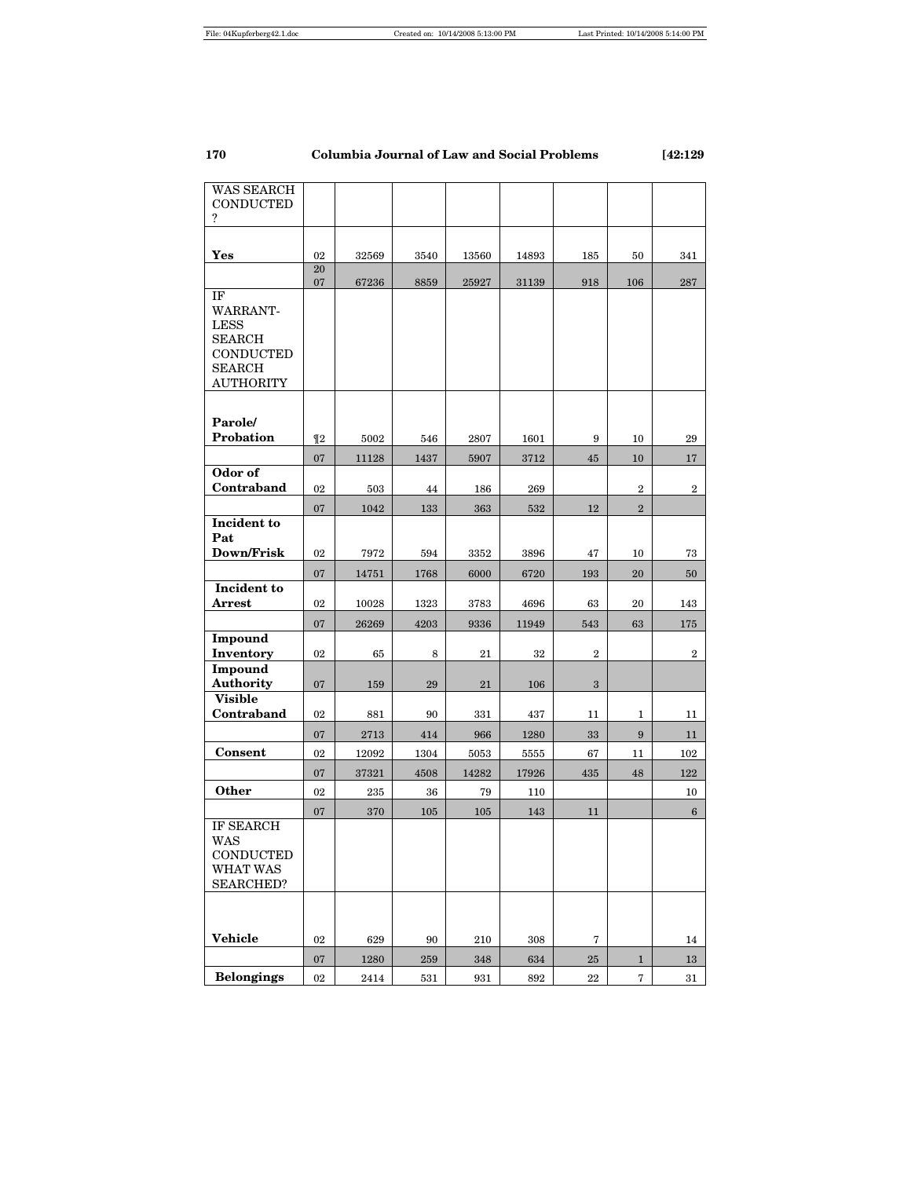| WAS SEARCH CONDUCTED ? | | | | | | | | |
|---|---|---|---|---|---|---|---|---|
| **Yes** | 02 | 32569 | 3540 | 13560 | 14893 | 185 | 50 | 341 |
| | 2007 | 67236 | 8859 | 25927 | 31139 | 918 | 106 | 287 |
| IF WARRANT-LESS SEARCH CONDUCTED SEARCH AUTHORITY | | | | | | | | |
| **Parole/ Probation** | ¶2 | 5002 | 546 | 2807 | 1601 | 9 | 10 | 29 |
| | 07 | 11128 | 1437 | 5907 | 3712 | 45 | 10 | 17 |
| **Odor of Contraband** | 02 | 503 | 44 | 186 | 269 | | 2 | 2 |
| | 07 | 1042 | 133 | 363 | 532 | 12 | 2 | |
| **Incident to Pat Down/Frisk** | 02 | 7972 | 594 | 3352 | 3896 | 47 | 10 | 73 |
| | 07 | 14751 | 1768 | 6000 | 6720 | 193 | 20 | 50 |
| **Incident to Arrest** | 02 | 10028 | 1323 | 3783 | 4696 | 63 | 20 | 143 |
| | 07 | 26269 | 4203 | 9336 | 11949 | 543 | 63 | 175 |
| **Impound Inventory** | 02 | 65 | 8 | 21 | 32 | 2 | | 2 |
| **Impound Authority** | 07 | 159 | 29 | 21 | 106 | 3 | | |
| **Visible Contraband** | 02 | 881 | 90 | 331 | 437 | 11 | 1 | 11 |
| | 07 | 2713 | 414 | 966 | 1280 | 33 | 9 | 11 |
| **Consent** | 02 | 12092 | 1304 | 5053 | 5555 | 67 | 11 | 102 |
| | 07 | 37321 | 4508 | 14282 | 17926 | 435 | 48 | 122 |
| **Other** | 02 | 235 | 36 | 79 | 110 | | | 10 |
| | 07 | 370 | 105 | 105 | 143 | 11 | | 6 |
| IF SEARCH WAS CONDUCTED WHAT WAS SEARCHED? | | | | | | | | |
| **Vehicle** | 02 | 629 | 90 | 210 | 308 | 7 | | 14 |
| | 07 | 1280 | 259 | 348 | 634 | 25 | 1 | 13 |
| **Belongings** | 02 | 2414 | 531 | 931 | 892 | 22 | 7 | 31 |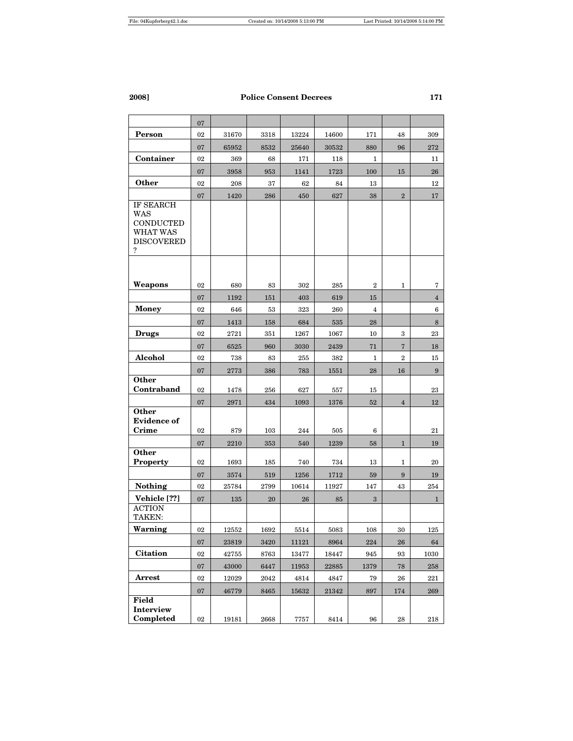| | 07 | | | | | | | |
|---|---|---|---|---|---|---|---|---|
| **Person** | 02 | 31670 | 3318 | 13224 | 14600 | 171 | 48 | 309 |
| | 07 | 65952 | 8532 | 25640 | 30532 | 880 | 96 | 272 |
| **Container** | 02 | 369 | 68 | 171 | 118 | 1 | | 11 |
| | 07 | 3958 | 953 | 1141 | 1723 | 100 | 15 | 26 |
| **Other** | 02 | 208 | 37 | 62 | 84 | 13 | | 12 |
| | 07 | 1420 | 286 | 450 | 627 | 38 | 2 | 17 |
| IF SEARCH WAS CONDUCTED WHAT WAS DISCOVERED ? | | | | | | | | |
| **Weapons** | 02 | 680 | 83 | 302 | 285 | 2 | 1 | 7 |
| | 07 | 1192 | 151 | 403 | 619 | 15 | | 4 |
| **Money** | 02 | 646 | 53 | 323 | 260 | 4 | | 6 |
| | 07 | 1413 | 158 | 684 | 535 | 28 | | 8 |
| **Drugs** | 02 | 2721 | 351 | 1267 | 1067 | 10 | 3 | 23 |
| | 07 | 6525 | 960 | 3030 | 2439 | 71 | 7 | 18 |
| **Alcohol** | 02 | 738 | 83 | 255 | 382 | 1 | 2 | 15 |
| | 07 | 2773 | 386 | 783 | 1551 | 28 | 16 | 9 |
| **Other Contraband** | 02 | 1478 | 256 | 627 | 557 | 15 | | 23 |
| | 07 | 2971 | 434 | 1093 | 1376 | 52 | 4 | 12 |
| **Other Evidence of Crime** | 02 | 879 | 103 | 244 | 505 | 6 | | 21 |
| | 07 | 2210 | 353 | 540 | 1239 | 58 | 1 | 19 |
| **Other Property** | 02 | 1693 | 185 | 740 | 734 | 13 | 1 | 20 |
| | 07 | 3574 | 519 | 1256 | 1712 | 59 | 9 | 19 |
| **Nothing** | 02 | 25784 | 2799 | 10614 | 11927 | 147 | 43 | 254 |
| **Vehicle [??]** | 07 | 135 | 20 | 26 | 85 | 3 | | 1 |
| ACTION TAKEN: | | | | | | | | |
| **Warning** | 02 | 12552 | 1692 | 5514 | 5083 | 108 | 30 | 125 |
| | 07 | 23819 | 3420 | 11121 | 8964 | 224 | 26 | 64 |
| **Citation** | 02 | 42755 | 8763 | 13477 | 18447 | 945 | 93 | 1030 |
| | 07 | 43000 | 6447 | 11953 | 22885 | 1379 | 78 | 258 |
| **Arrest** | 02 | 12029 | 2042 | 4814 | 4847 | 79 | 26 | 221 |
| | 07 | 46779 | 8465 | 15632 | 21342 | 897 | 174 | 269 |
| **Field Interview Completed** | 02 | 19181 | 2668 | 7757 | 8414 | 96 | 28 | 218 |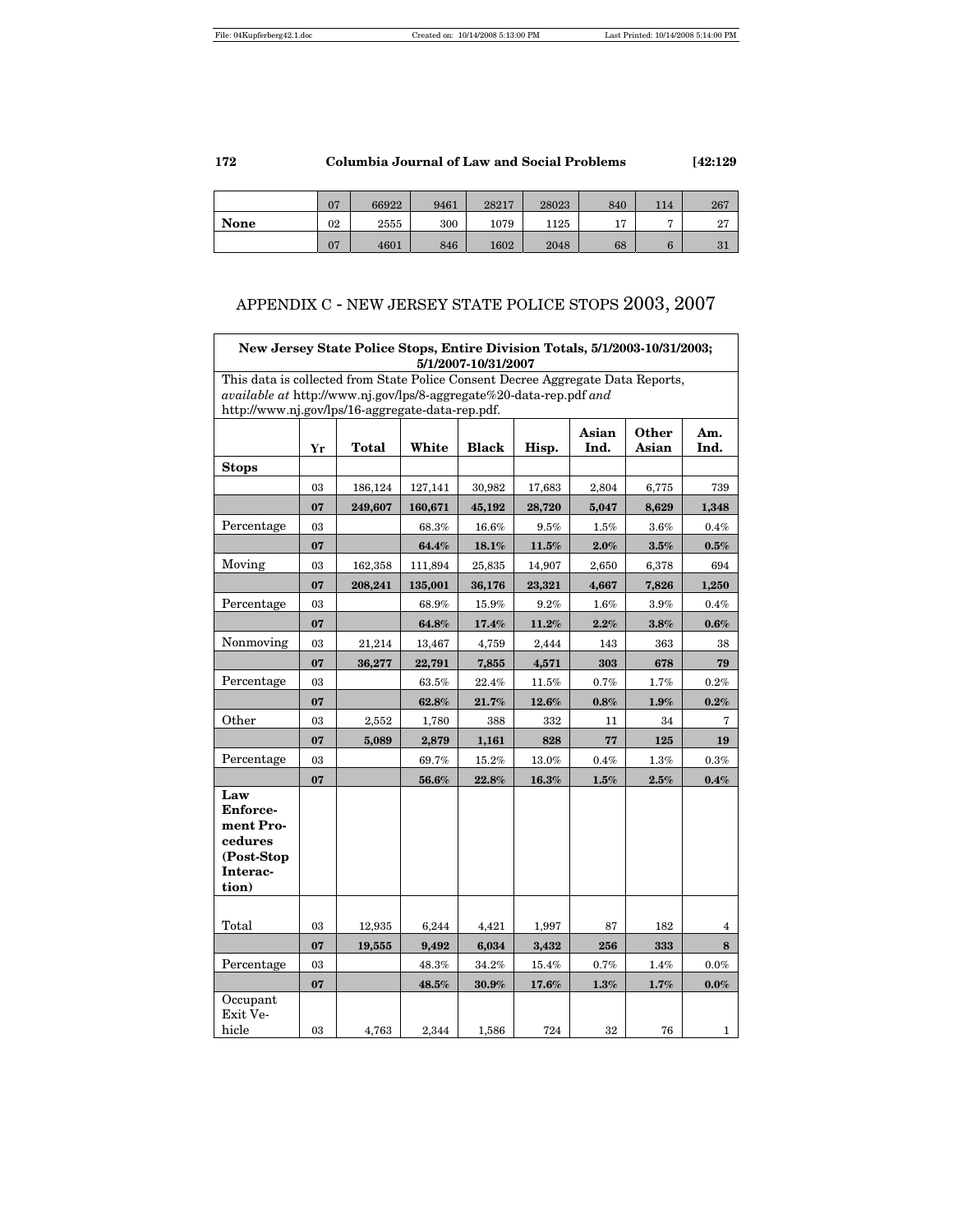|  | 07 | 66922 | 9461 | 28217 | 28023 | 840 | 114 | 267 |
|---|---|---|---|---|---|---|---|---|
| **None** | 02 | 2555 | 300 | 1079 | 1125 | 17 | 7 | 27 |
|  | 07 | 4601 | 846 | 1602 | 2048 | 68 | 6 | 31 |

## APPENDIX C - NEW JERSEY STATE POLICE STOPS 2003, 2007

**New Jersey State Police Stops, Entire Division Totals, 5/1/2003-10/31/2003; 5/1/2007-10/31/2007**

This data is collected from State Police Consent Decree Aggregate Data Reports, *available at* http://www.nj.gov/lps/8-aggregate%20-data-rep.pdf *and* http://www.nj.gov/lps/16-aggregate-data-rep.pdf.

|  | Yr | Total | White | Black | Hisp. | Asian Ind. | Other Asian | Am. Ind. |
|---|---|---|---|---|---|---|---|---|
| **Stops** |  |  |  |  |  |  |  |  |
|  | 03 | 186,124 | 127,141 | 30,982 | 17,683 | 2,804 | 6,775 | 739 |
|  | **07** | **249,607** | **160,671** | **45,192** | **28,720** | **5,047** | **8,629** | **1,348** |
| Percentage | 03 |  | 68.3% | 16.6% | 9.5% | 1.5% | 3.6% | 0.4% |
|  | **07** |  | **64.4%** | **18.1%** | **11.5%** | **2.0%** | **3.5%** | **0.5%** |
| Moving | 03 | 162,358 | 111,894 | 25,835 | 14,907 | 2,650 | 6,378 | 694 |
|  | **07** | **208,241** | **135,001** | **36,176** | **23,321** | **4,667** | **7,826** | **1,250** |
| Percentage | 03 |  | 68.9% | 15.9% | 9.2% | 1.6% | 3.9% | 0.4% |
|  | **07** |  | **64.8%** | **17.4%** | **11.2%** | **2.2%** | **3.8%** | **0.6%** |
| Nonmoving | 03 | 21,214 | 13,467 | 4,759 | 2,444 | 143 | 363 | 38 |
|  | **07** | **36,277** | **22,791** | **7,855** | **4,571** | **303** | **678** | **79** |
| Percentage | 03 |  | 63.5% | 22.4% | 11.5% | 0.7% | 1.7% | 0.2% |
|  | **07** |  | **62.8%** | **21.7%** | **12.6%** | **0.8%** | **1.9%** | **0.2%** |
| Other | 03 | 2,552 | 1,780 | 388 | 332 | 11 | 34 | 7 |
|  | **07** | **5,089** | **2,879** | **1,161** | **828** | **77** | **125** | **19** |
| Percentage | 03 |  | 69.7% | 15.2% | 13.0% | 0.4% | 1.3% | 0.3% |
|  | **07** |  | **56.6%** | **22.8%** | **16.3%** | **1.5%** | **2.5%** | **0.4%** |
| **Law Enforcement Procedures (Post-Stop Interaction)** |  |  |  |  |  |  |  |  |
| Total | 03 | 12,935 | 6,244 | 4,421 | 1,997 | 87 | 182 | 4 |
|  | **07** | **19,555** | **9,492** | **6,034** | **3,432** | **256** | **333** | **8** |
| Percentage | 03 |  | 48.3% | 34.2% | 15.4% | 0.7% | 1.4% | 0.0% |
|  | **07** |  | **48.5%** | **30.9%** | **17.6%** | **1.3%** | **1.7%** | **0.0%** |
| Occupant Exit Vehicle | 03 | 4,763 | 2,344 | 1,586 | 724 | 32 | 76 | 1 |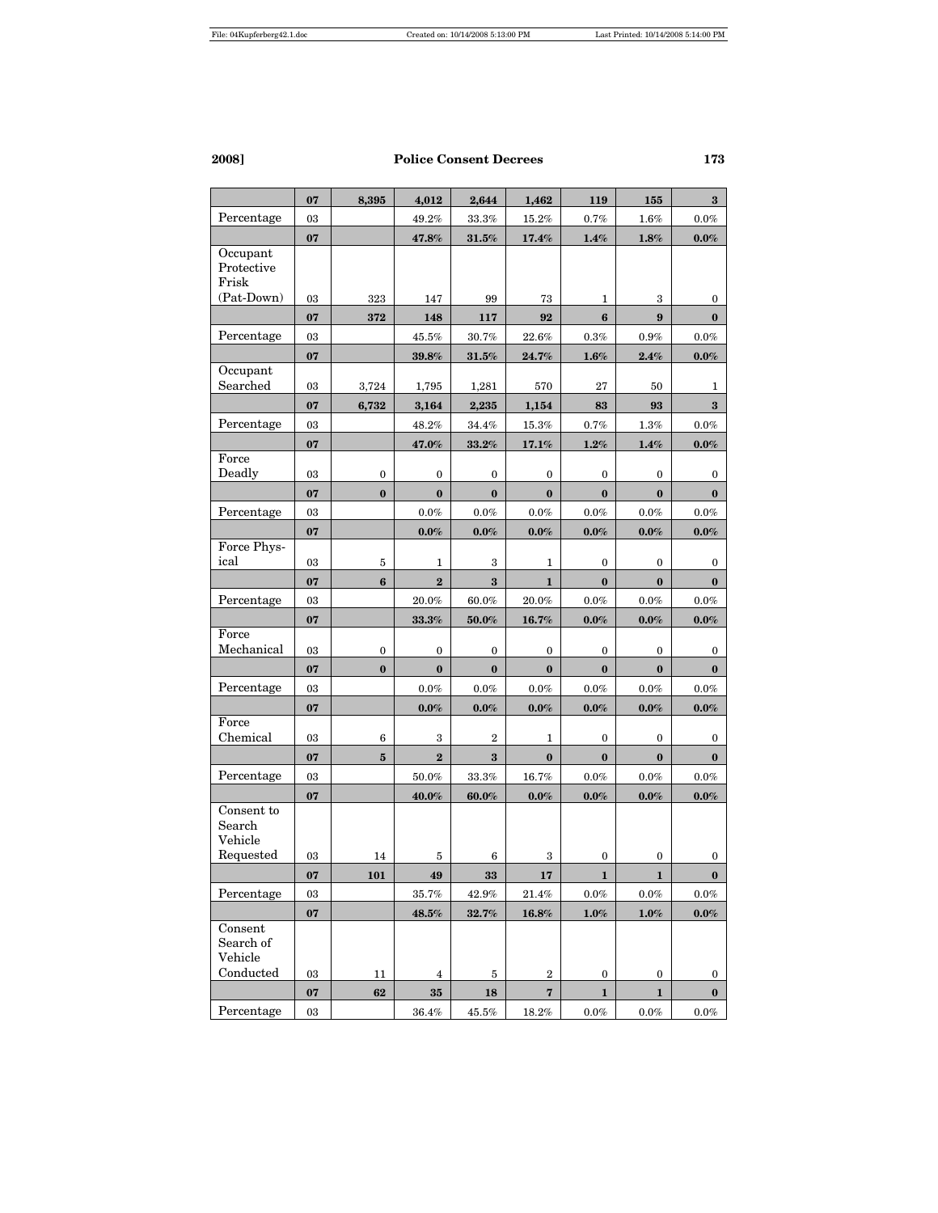| | 07 | 8,395 | 4,012 | 2,644 | 1,462 | 119 | 155 | 3 |
|---|---|---|---|---|---|---|---|---|
| Percentage | 03 | | 49.2% | 33.3% | 15.2% | 0.7% | 1.6% | 0.0% |
| | **07** | | **47.8%** | **31.5%** | **17.4%** | **1.4%** | **1.8%** | **0.0%** |
| Occupant Protective Frisk (Pat-Down) | 03 | 323 | 147 | 99 | 73 | 1 | 3 | 0 |
| | **07** | **372** | **148** | **117** | **92** | **6** | **9** | **0** |
| Percentage | 03 | | 45.5% | 30.7% | 22.6% | 0.3% | 0.9% | 0.0% |
| | **07** | | **39.8%** | **31.5%** | **24.7%** | **1.6%** | **2.4%** | **0.0%** |
| Occupant Searched | 03 | 3,724 | 1,795 | 1,281 | 570 | 27 | 50 | 1 |
| | **07** | **6,732** | **3,164** | **2,235** | **1,154** | **83** | **93** | **3** |
| Percentage | 03 | | 48.2% | 34.4% | 15.3% | 0.7% | 1.3% | 0.0% |
| | **07** | | **47.0%** | **33.2%** | **17.1%** | **1.2%** | **1.4%** | **0.0%** |
| Force Deadly | 03 | 0 | 0 | 0 | 0 | 0 | 0 | 0 |
| | **07** | **0** | **0** | **0** | **0** | **0** | **0** | **0** |
| Percentage | 03 | | 0.0% | 0.0% | 0.0% | 0.0% | 0.0% | 0.0% |
| | **07** | | **0.0%** | **0.0%** | **0.0%** | **0.0%** | **0.0%** | **0.0%** |
| Force Physical | 03 | 5 | 1 | 3 | 1 | 0 | 0 | 0 |
| | **07** | **6** | **2** | **3** | **1** | **0** | **0** | **0** |
| Percentage | 03 | | 20.0% | 60.0% | 20.0% | 0.0% | 0.0% | 0.0% |
| | **07** | | **33.3%** | **50.0%** | **16.7%** | **0.0%** | **0.0%** | **0.0%** |
| Force Mechanical | 03 | 0 | 0 | 0 | 0 | 0 | 0 | 0 |
| | **07** | **0** | **0** | **0** | **0** | **0** | **0** | **0** |
| Percentage | 03 | | 0.0% | 0.0% | 0.0% | 0.0% | 0.0% | 0.0% |
| | **07** | | **0.0%** | **0.0%** | **0.0%** | **0.0%** | **0.0%** | **0.0%** |
| Force Chemical | 03 | 6 | 3 | 2 | 1 | 0 | 0 | 0 |
| | **07** | **5** | **2** | **3** | **0** | **0** | **0** | **0** |
| Percentage | 03 | | 50.0% | 33.3% | 16.7% | 0.0% | 0.0% | 0.0% |
| | **07** | | **40.0%** | **60.0%** | **0.0%** | **0.0%** | **0.0%** | **0.0%** |
| Consent to Search Vehicle Requested | 03 | 14 | 5 | 6 | 3 | 0 | 0 | 0 |
| | **07** | **101** | **49** | **33** | **17** | **1** | **1** | **0** |
| Percentage | 03 | | 35.7% | 42.9% | 21.4% | 0.0% | 0.0% | 0.0% |
| | **07** | | **48.5%** | **32.7%** | **16.8%** | **1.0%** | **1.0%** | **0.0%** |
| Consent Search of Vehicle Conducted | 03 | 11 | 4 | 5 | 2 | 0 | 0 | 0 |
| | **07** | **62** | **35** | **18** | **7** | **1** | **1** | **0** |
| Percentage | 03 | | 36.4% | 45.5% | 18.2% | 0.0% | 0.0% | 0.0% |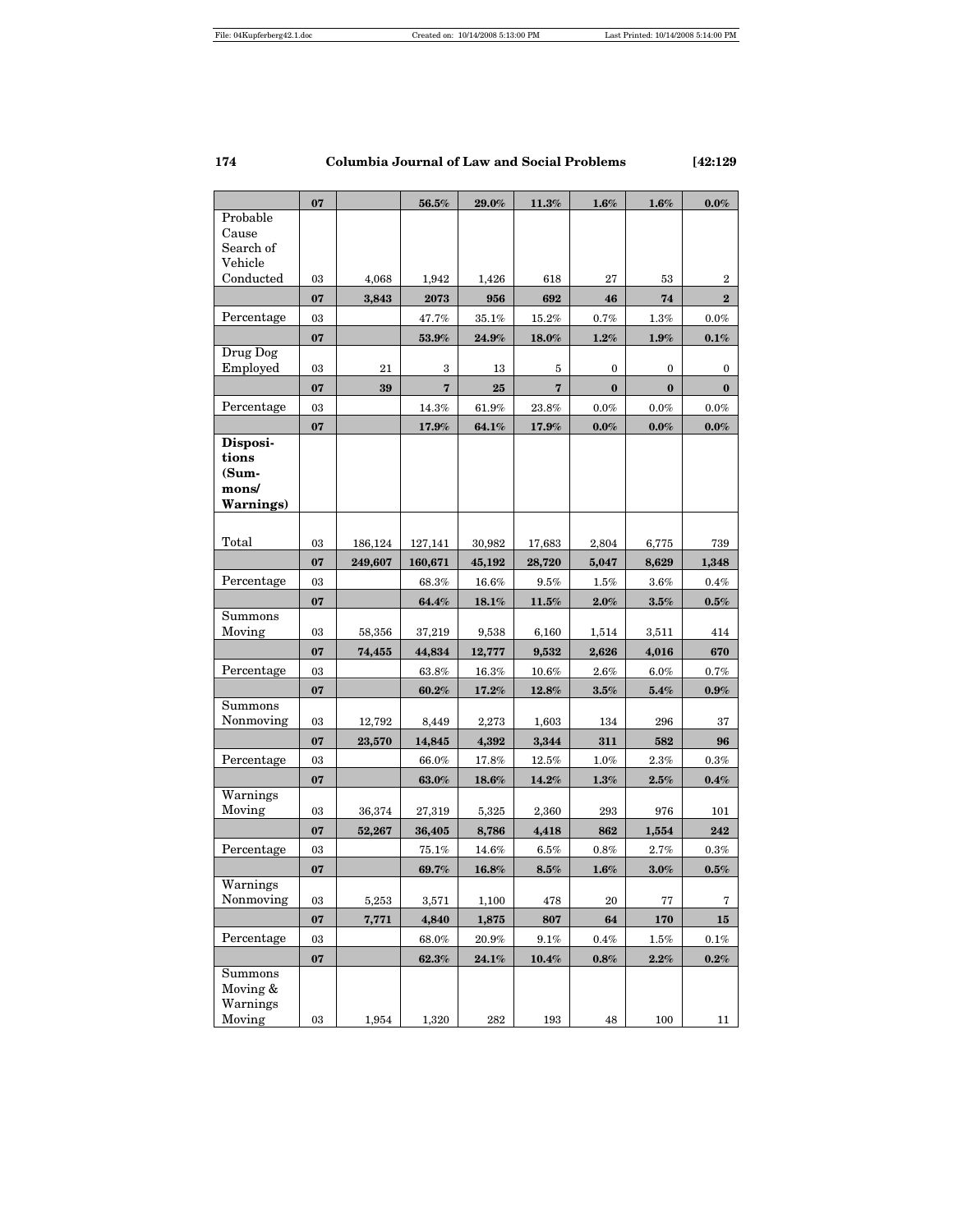| | 07 | | 56.5% | 29.0% | 11.3% | 1.6% | 1.6% | 0.0% |
|---|---|---|---|---|---|---|---|---|
| Probable Cause Search of Vehicle Conducted | 03 | 4,068 | 1,942 | 1,426 | 618 | 27 | 53 | 2 |
| | **07** | **3,843** | **2073** | **956** | **692** | **46** | **74** | **2** |
| Percentage | 03 | | 47.7% | 35.1% | 15.2% | 0.7% | 1.3% | 0.0% |
| | **07** | | **53.9%** | **24.9%** | **18.0%** | **1.2%** | **1.9%** | **0.1%** |
| Drug Dog Employed | 03 | 21 | 3 | 13 | 5 | 0 | 0 | 0 |
| | **07** | **39** | **7** | **25** | **7** | **0** | **0** | **0** |
| Percentage | 03 | | 14.3% | 61.9% | 23.8% | 0.0% | 0.0% | 0.0% |
| | **07** | | **17.9%** | **64.1%** | **17.9%** | **0.0%** | **0.0%** | **0.0%** |
| **Dispositions (Summons/ Warnings)** | | | | | | | | |
| Total | 03 | 186,124 | 127,141 | 30,982 | 17,683 | 2,804 | 6,775 | 739 |
| | **07** | **249,607** | **160,671** | **45,192** | **28,720** | **5,047** | **8,629** | **1,348** |
| Percentage | 03 | | 68.3% | 16.6% | 9.5% | 1.5% | 3.6% | 0.4% |
| | **07** | | **64.4%** | **18.1%** | **11.5%** | **2.0%** | **3.5%** | **0.5%** |
| Summons Moving | 03 | 58,356 | 37,219 | 9,538 | 6,160 | 1,514 | 3,511 | 414 |
| | **07** | **74,455** | **44,834** | **12,777** | **9,532** | **2,626** | **4,016** | **670** |
| Percentage | 03 | | 63.8% | 16.3% | 10.6% | 2.6% | 6.0% | 0.7% |
| | **07** | | **60.2%** | **17.2%** | **12.8%** | **3.5%** | **5.4%** | **0.9%** |
| Summons Nonmoving | 03 | 12,792 | 8,449 | 2,273 | 1,603 | 134 | 296 | 37 |
| | **07** | **23,570** | **14,845** | **4,392** | **3,344** | **311** | **582** | **96** |
| Percentage | 03 | | 66.0% | 17.8% | 12.5% | 1.0% | 2.3% | 0.3% |
| | **07** | | **63.0%** | **18.6%** | **14.2%** | **1.3%** | **2.5%** | **0.4%** |
| Warnings Moving | 03 | 36,374 | 27,319 | 5,325 | 2,360 | 293 | 976 | 101 |
| | **07** | **52,267** | **36,405** | **8,786** | **4,418** | **862** | **1,554** | **242** |
| Percentage | 03 | | 75.1% | 14.6% | 6.5% | 0.8% | 2.7% | 0.3% |
| | **07** | | **69.7%** | **16.8%** | **8.5%** | **1.6%** | **3.0%** | **0.5%** |
| Warnings Nonmoving | 03 | 5,253 | 3,571 | 1,100 | 478 | 20 | 77 | 7 |
| | **07** | **7,771** | **4,840** | **1,875** | **807** | **64** | **170** | **15** |
| Percentage | 03 | | 68.0% | 20.9% | 9.1% | 0.4% | 1.5% | 0.1% |
| | **07** | | **62.3%** | **24.1%** | **10.4%** | **0.8%** | **2.2%** | **0.2%** |
| Summons Moving & Warnings Moving | 03 | 1,954 | 1,320 | 282 | 193 | 48 | 100 | 11 |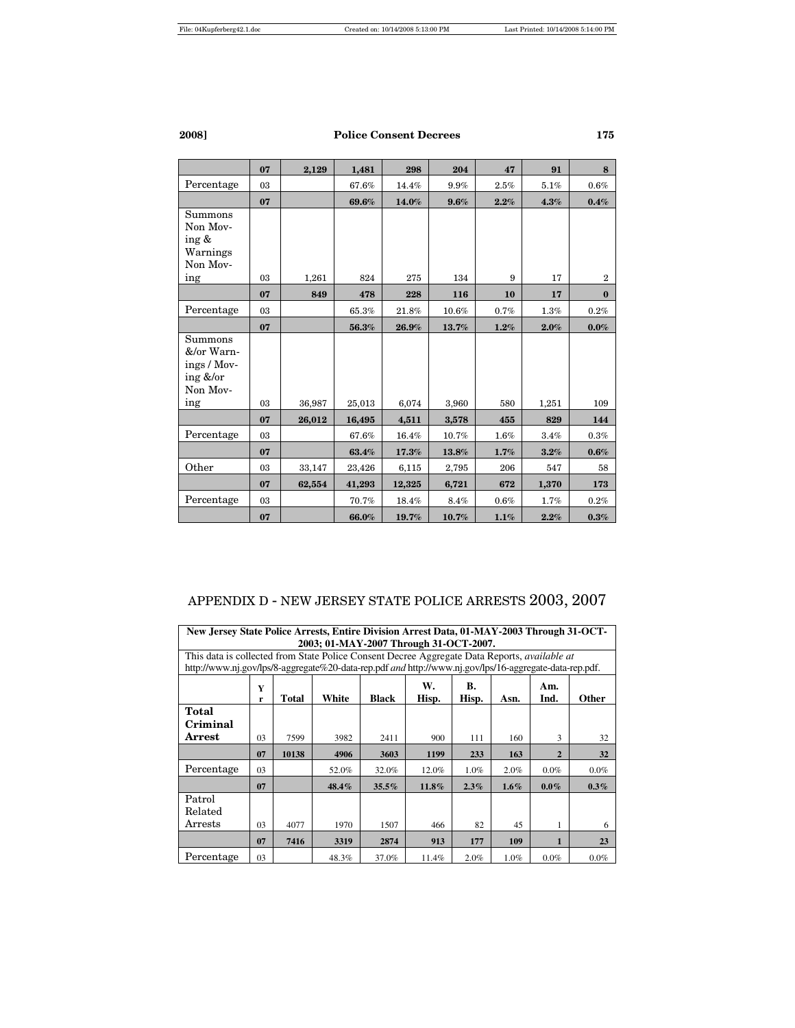| | 07 | 2,129 | 1,481 | 298 | 204 | 47 | 91 | 8 |
|---|---|---|---|---|---|---|---|---|
| Percentage | 03 | | 67.6% | 14.4% | 9.9% | 2.5% | 5.1% | 0.6% |
| | **07** | | **69.6%** | **14.0%** | **9.6%** | **2.2%** | **4.3%** | **0.4%** |
| Summons Non Moving & Warnings Non Moving | 03 | 1,261 | 824 | 275 | 134 | 9 | 17 | 2 |
| | **07** | **849** | **478** | **228** | **116** | **10** | **17** | **0** |
| Percentage | 03 | | 65.3% | 21.8% | 10.6% | 0.7% | 1.3% | 0.2% |
| | **07** | | **56.3%** | **26.9%** | **13.7%** | **1.2%** | **2.0%** | **0.0%** |
| Summons &/or Warnings / Moving &/or Non Moving | 03 | 36,987 | 25,013 | 6,074 | 3,960 | 580 | 1,251 | 109 |
| | **07** | **26,012** | **16,495** | **4,511** | **3,578** | **455** | **829** | **144** |
| Percentage | 03 | | 67.6% | 16.4% | 10.7% | 1.6% | 3.4% | 0.3% |
| | **07** | | **63.4%** | **17.3%** | **13.8%** | **1.7%** | **3.2%** | **0.6%** |
| Other | 03 | 33,147 | 23,426 | 6,115 | 2,795 | 206 | 547 | 58 |
| | **07** | **62,554** | **41,293** | **12,325** | **6,721** | **672** | **1,370** | **173** |
| Percentage | 03 | | 70.7% | 18.4% | 8.4% | 0.6% | 1.7% | 0.2% |
| | **07** | | **66.0%** | **19.7%** | **10.7%** | **1.1%** | **2.2%** | **0.3%** |

## APPENDIX D - NEW JERSEY STATE POLICE ARRESTS 2003, 2007

**New Jersey State Police Arrests, Entire Division Arrest Data, 01-MAY-2003 Through 31-OCT-2003; 01-MAY-2007 Through 31-OCT-2007.**

This data is collected from State Police Consent Decree Aggregate Data Reports, *available at* http://www.nj.gov/lps/8-aggregate%20-data-rep.pdf *and* http://www.nj.gov/lps/16-aggregate-data-rep.pdf.

| | Yr | Total | White | Black | W. Hisp. | B. Hisp. | Asn. | Am. Ind. | Other |
|---|---|---|---|---|---|---|---|---|---|
| **Total Criminal Arrest** | 03 | 7599 | 3982 | 2411 | 900 | 111 | 160 | 3 | 32 |
| | **07** | **10138** | **4906** | **3603** | **1199** | **233** | **163** | **2** | **32** |
| Percentage | 03 | | 52.0% | 32.0% | 12.0% | 1.0% | 2.0% | 0.0% | 0.0% |
| | **07** | | **48.4%** | **35.5%** | **11.8%** | **2.3%** | **1.6%** | **0.0%** | **0.3%** |
| Patrol Related Arrests | 03 | 4077 | 1970 | 1507 | 466 | 82 | 45 | 1 | 6 |
| | **07** | **7416** | **3319** | **2874** | **913** | **177** | **109** | **1** | **23** |
| Percentage | 03 | | 48.3% | 37.0% | 11.4% | 2.0% | 1.0% | 0.0% | 0.0% |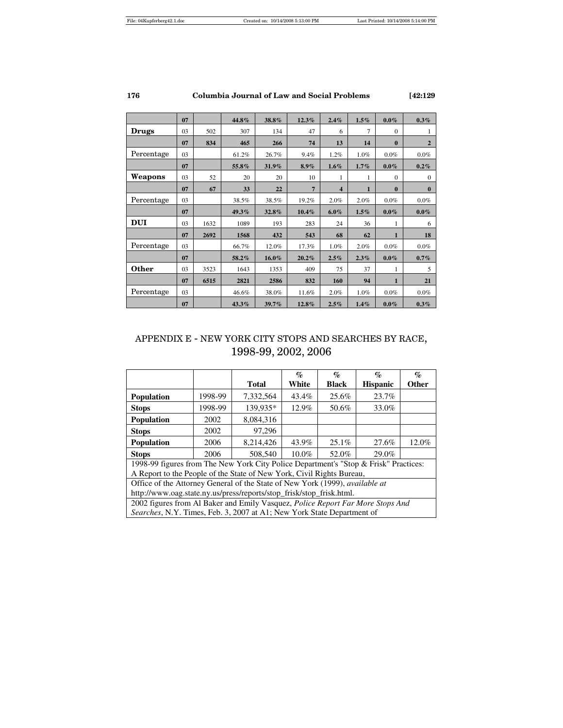| | | | | | | | | | |
|---|---|---|---|---|---|---|---|---|---|
| | **07** | | **44.8%** | **38.8%** | **12.3%** | **2.4%** | **1.5%** | **0.0%** | **0.3%** |
| **Drugs** | 03 | 502 | 307 | 134 | 47 | 6 | 7 | 0 | 1 |
| | **07** | **834** | **465** | **266** | **74** | **13** | **14** | **0** | **2** |
| Percentage | 03 | | 61.2% | 26.7% | 9.4% | 1.2% | 1.0% | 0.0% | 0.0% |
| | **07** | | **55.8%** | **31.9%** | **8.9%** | **1.6%** | **1.7%** | **0.0%** | **0.2%** |
| **Weapons** | 03 | 52 | 20 | 20 | 10 | 1 | 1 | 0 | 0 |
| | **07** | **67** | **33** | **22** | **7** | **4** | **1** | **0** | **0** |
| Percentage | 03 | | 38.5% | 38.5% | 19.2% | 2.0% | 2.0% | 0.0% | 0.0% |
| | **07** | | **49.3%** | **32.8%** | **10.4%** | **6.0%** | **1.5%** | **0.0%** | **0.0%** |
| **DUI** | 03 | 1632 | 1089 | 193 | 283 | 24 | 36 | 1 | 6 |
| | **07** | **2692** | **1568** | **432** | **543** | **68** | **62** | **1** | **18** |
| Percentage | 03 | | 66.7% | 12.0% | 17.3% | 1.0% | 2.0% | 0.0% | 0.0% |
| | **07** | | **58.2%** | **16.0%** | **20.2%** | **2.5%** | **2.3%** | **0.0%** | **0.7%** |
| **Other** | 03 | 3523 | 1643 | 1353 | 409 | 75 | 37 | 1 | 5 |
| | **07** | **6515** | **2821** | **2586** | **832** | **160** | **94** | **1** | **21** |
| Percentage | 03 | | 46.6% | 38.0% | 11.6% | 2.0% | 1.0% | 0.0% | 0.0% |
| | **07** | | **43.3%** | **39.7%** | **12.8%** | **2.5%** | **1.4%** | **0.0%** | **0.3%** |

## APPENDIX E - NEW YORK CITY STOPS AND SEARCHES BY RACE, 1998-99, 2002, 2006

| | | **Total** | **% White** | **% Black** | **% Hispanic** | **% Other** |
|---|---|---|---|---|---|---|
| **Population** | 1998-99 | 7,332,564 | 43.4% | 25.6% | 23.7% | |
| **Stops** | 1998-99 | 139,935* | 12.9% | 50.6% | 33.0% | |
| **Population** | 2002 | 8,084,316 | | | | |
| **Stops** | 2002 | 97,296 | | | | |
| **Population** | 2006 | 8,214,426 | 43.9% | 25.1% | 27.6% | 12.0% |
| **Stops** | 2006 | 508,540 | 10.0% | 52.0% | 29.0% | |

1998-99 figures from The New York City Police Department's "Stop & Frisk" Practices: A Report to the People of the State of New York, Civil Rights Bureau,

Office of the Attorney General of the State of New York (1999), *available at* http://www.oag.state.ny.us/press/reports/stop_frisk/stop_frisk.html.

2002 figures from Al Baker and Emily Vasquez, *Police Report Far More Stops And Searches*, N.Y. Times, Feb. 3, 2007 at A1; New York State Department of